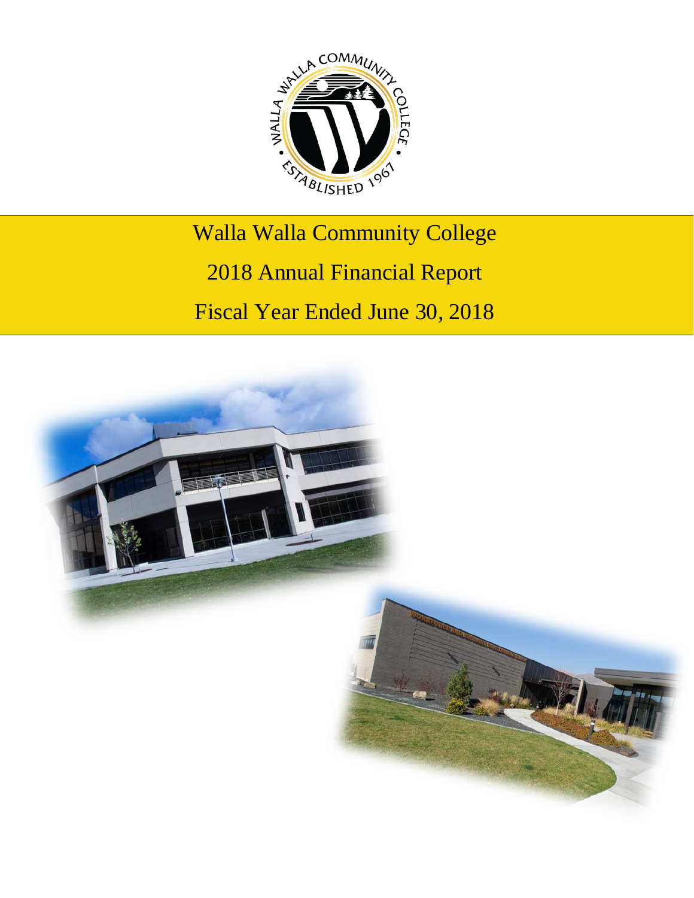# Walla Walla Community College

## 2018 Annual Financial Report

## Fiscal Year Ended June 30, 2018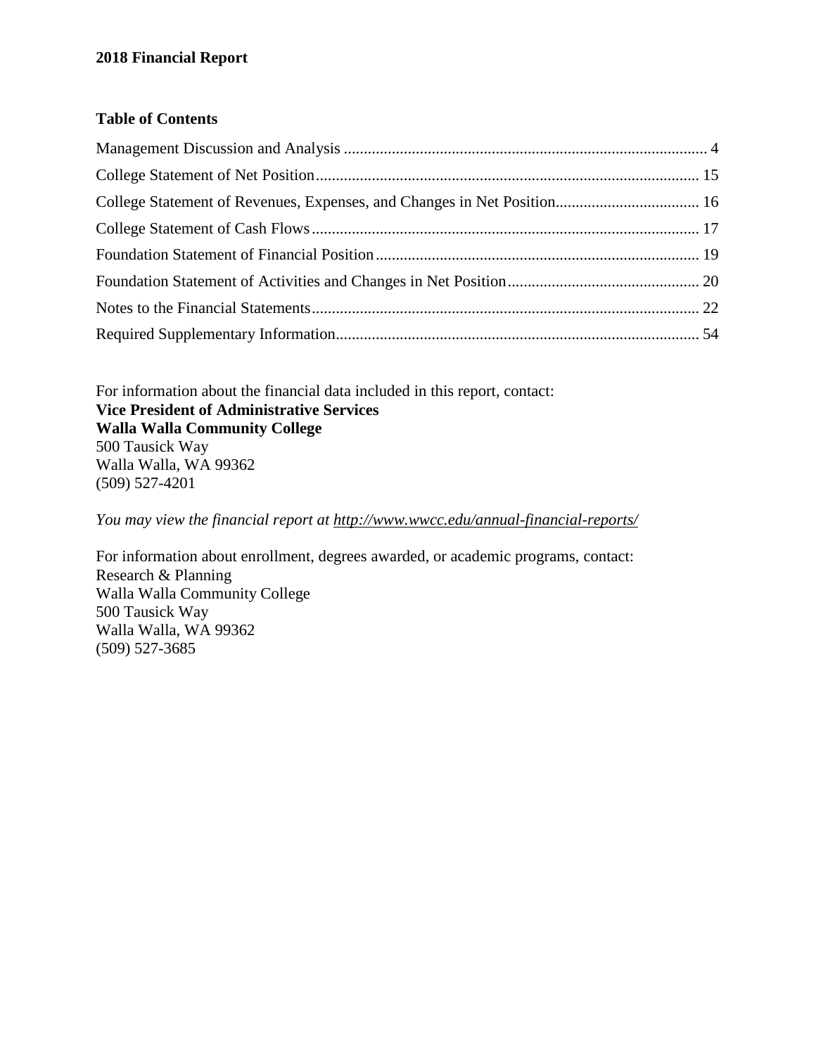**2018 Financial Report**

**Table of Contents**

Management Discussion and Analysis .......................................................................................... 4

College Statement of Net Position............................................................................................... 15

College Statement of Revenues, Expenses, and Changes in Net Position.................................... 16

College Statement of Cash Flows................................................................................................ 17

Foundation Statement of Financial Position................................................................................ 19

Foundation Statement of Activities and Changes in Net Position................................................ 20

Notes to the Financial Statements................................................................................................ 22

Required Supplementary Information.......................................................................................... 54

For information about the financial data included in this report, contact:
**Vice President of Administrative Services**
**Walla Walla Community College**
500 Tausick Way
Walla Walla, WA 99362
(509) 527-4201

*You may view the financial report at http://www.wwcc.edu/annual-financial-reports/*

For information about enrollment, degrees awarded, or academic programs, contact:
Research & Planning
Walla Walla Community College
500 Tausick Way
Walla Walla, WA 99362
(509) 527-3685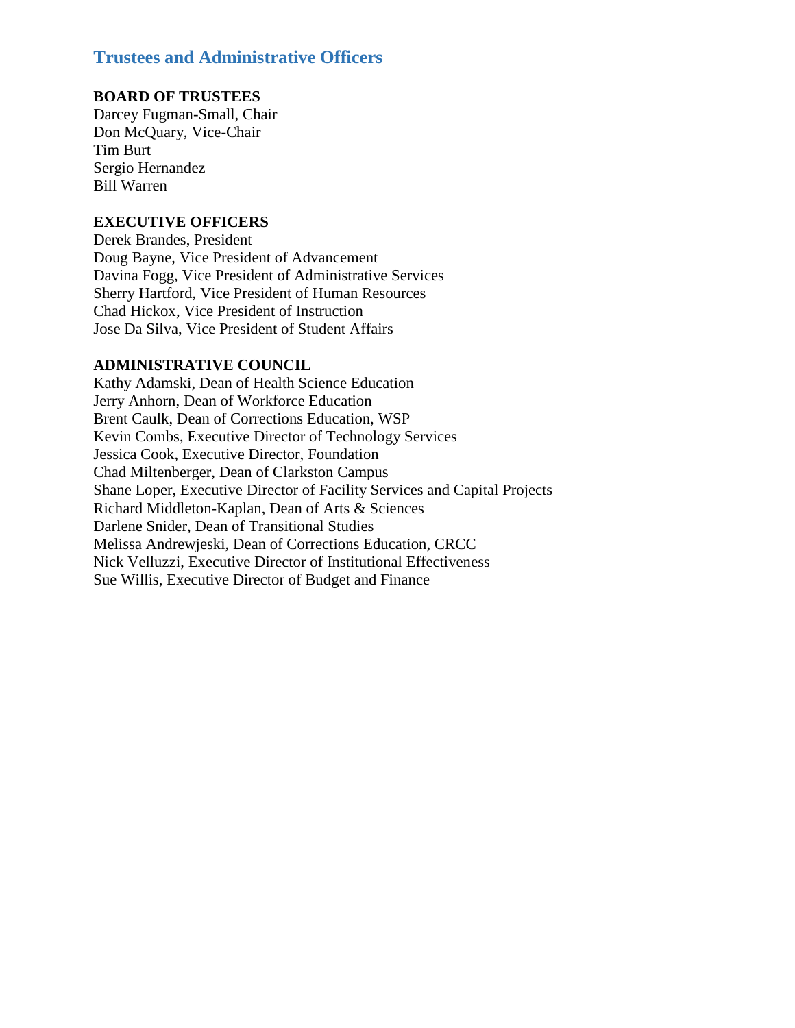## Trustees and Administrative Officers

**BOARD OF TRUSTEES**

Darcey Fugman-Small, Chair
Don McQuary, Vice-Chair
Tim Burt
Sergio Hernandez
Bill Warren

**EXECUTIVE OFFICERS**

Derek Brandes, President
Doug Bayne, Vice President of Advancement
Davina Fogg, Vice President of Administrative Services
Sherry Hartford, Vice President of Human Resources
Chad Hickox, Vice President of Instruction
Jose Da Silva, Vice President of Student Affairs

**ADMINISTRATIVE COUNCIL**

Kathy Adamski, Dean of Health Science Education
Jerry Anhorn, Dean of Workforce Education
Brent Caulk, Dean of Corrections Education, WSP
Kevin Combs, Executive Director of Technology Services
Jessica Cook, Executive Director, Foundation
Chad Miltenberger, Dean of Clarkston Campus
Shane Loper, Executive Director of Facility Services and Capital Projects
Richard Middleton-Kaplan, Dean of Arts & Sciences
Darlene Snider, Dean of Transitional Studies
Melissa Andrewjeski, Dean of Corrections Education, CRCC
Nick Velluzzi, Executive Director of Institutional Effectiveness
Sue Willis, Executive Director of Budget and Finance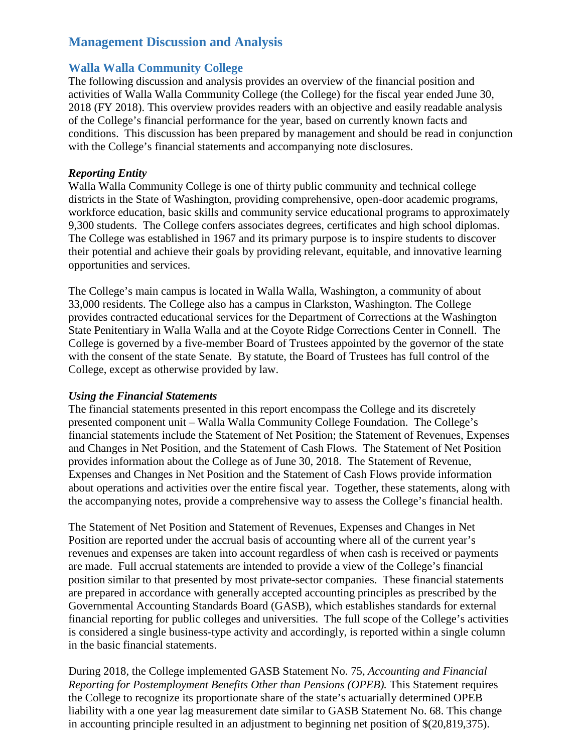# Management Discussion and Analysis

## Walla Walla Community College

The following discussion and analysis provides an overview of the financial position and activities of Walla Walla Community College (the College) for the fiscal year ended June 30, 2018 (FY 2018). This overview provides readers with an objective and easily readable analysis of the College's financial performance for the year, based on currently known facts and conditions. This discussion has been prepared by management and should be read in conjunction with the College's financial statements and accompanying note disclosures.

### *Reporting Entity*

Walla Walla Community College is one of thirty public community and technical college districts in the State of Washington, providing comprehensive, open-door academic programs, workforce education, basic skills and community service educational programs to approximately 9,300 students. The College confers associates degrees, certificates and high school diplomas. The College was established in 1967 and its primary purpose is to inspire students to discover their potential and achieve their goals by providing relevant, equitable, and innovative learning opportunities and services.

The College's main campus is located in Walla Walla, Washington, a community of about 33,000 residents. The College also has a campus in Clarkston, Washington. The College provides contracted educational services for the Department of Corrections at the Washington State Penitentiary in Walla Walla and at the Coyote Ridge Corrections Center in Connell. The College is governed by a five-member Board of Trustees appointed by the governor of the state with the consent of the state Senate. By statute, the Board of Trustees has full control of the College, except as otherwise provided by law.

### *Using the Financial Statements*

The financial statements presented in this report encompass the College and its discretely presented component unit – Walla Walla Community College Foundation. The College's financial statements include the Statement of Net Position; the Statement of Revenues, Expenses and Changes in Net Position, and the Statement of Cash Flows. The Statement of Net Position provides information about the College as of June 30, 2018. The Statement of Revenue, Expenses and Changes in Net Position and the Statement of Cash Flows provide information about operations and activities over the entire fiscal year. Together, these statements, along with the accompanying notes, provide a comprehensive way to assess the College's financial health.

The Statement of Net Position and Statement of Revenues, Expenses and Changes in Net Position are reported under the accrual basis of accounting where all of the current year's revenues and expenses are taken into account regardless of when cash is received or payments are made. Full accrual statements are intended to provide a view of the College's financial position similar to that presented by most private-sector companies. These financial statements are prepared in accordance with generally accepted accounting principles as prescribed by the Governmental Accounting Standards Board (GASB), which establishes standards for external financial reporting for public colleges and universities. The full scope of the College's activities is considered a single business-type activity and accordingly, is reported within a single column in the basic financial statements.

During 2018, the College implemented GASB Statement No. 75, *Accounting and Financial Reporting for Postemployment Benefits Other than Pensions (OPEB).* This Statement requires the College to recognize its proportionate share of the state's actuarially determined OPEB liability with a one year lag measurement date similar to GASB Statement No. 68. This change in accounting principle resulted in an adjustment to beginning net position of $(20,819,375).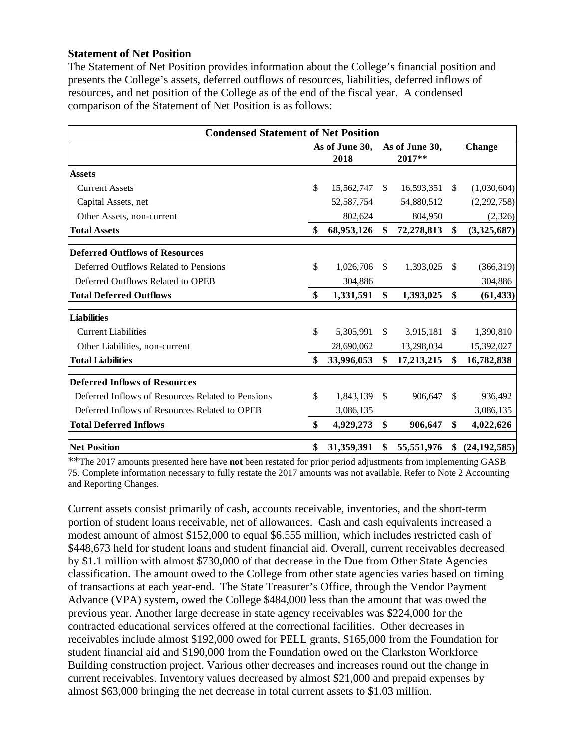**Statement of Net Position**

The Statement of Net Position provides information about the College's financial position and presents the College's assets, deferred outflows of resources, liabilities, deferred inflows of resources, and net position of the College as of the end of the fiscal year. A condensed comparison of the Statement of Net Position is as follows:

| Condensed Statement of Net Position | | | |
|---|---|---|---|
| | As of June 30, 2018 | As of June 30, 2017** | Change |
| **Assets** | | | |
| Current Assets | $ 15,562,747 | $ 16,593,351 | $ (1,030,604) |
| Capital Assets, net | 52,587,754 | 54,880,512 | (2,292,758) |
| Other Assets, non-current | 802,624 | 804,950 | (2,326) |
| **Total Assets** | **$ 68,953,126** | **$ 72,278,813** | **$ (3,325,687)** |
| **Deferred Outflows of Resources** | | | |
| Deferred Outflows Related to Pensions | $ 1,026,706 | $ 1,393,025 | $ (366,319) |
| Deferred Outflows Related to OPEB | 304,886 | | 304,886 |
| **Total Deferred Outflows** | **$ 1,331,591** | **$ 1,393,025** | **$ (61,433)** |
| **Liabilities** | | | |
| Current Liabilities | $ 5,305,991 | $ 3,915,181 | $ 1,390,810 |
| Other Liabilities, non-current | 28,690,062 | 13,298,034 | 15,392,027 |
| **Total Liabilities** | **$ 33,996,053** | **$ 17,213,215** | **$ 16,782,838** |
| **Deferred Inflows of Resources** | | | |
| Deferred Inflows of Resources Related to Pensions | $ 1,843,139 | $ 906,647 | $ 936,492 |
| Deferred Inflows of Resources Related to OPEB | 3,086,135 | | 3,086,135 |
| **Total Deferred Inflows** | **$ 4,929,273** | **$ 906,647** | **$ 4,022,626** |
| **Net Position** | **$ 31,359,391** | **$ 55,551,976** | **$ (24,192,585)** |

**The 2017 amounts presented here have **not** been restated for prior period adjustments from implementing GASB 75. Complete information necessary to fully restate the 2017 amounts was not available. Refer to Note 2 Accounting and Reporting Changes.

Current assets consist primarily of cash, accounts receivable, inventories, and the short-term portion of student loans receivable, net of allowances. Cash and cash equivalents increased a modest amount of almost $152,000 to equal $6.555 million, which includes restricted cash of $448,673 held for student loans and student financial aid. Overall, current receivables decreased by $1.1 million with almost $730,000 of that decrease in the Due from Other State Agencies classification. The amount owed to the College from other state agencies varies based on timing of transactions at each year-end. The State Treasurer's Office, through the Vendor Payment Advance (VPA) system, owed the College $484,000 less than the amount that was owed the previous year. Another large decrease in state agency receivables was $224,000 for the contracted educational services offered at the correctional facilities. Other decreases in receivables include almost $192,000 owed for PELL grants, $165,000 from the Foundation for student financial aid and $190,000 from the Foundation owed on the Clarkston Workforce Building construction project. Various other decreases and increases round out the change in current receivables. Inventory values decreased by almost $21,000 and prepaid expenses by almost $63,000 bringing the net decrease in total current assets to $1.03 million.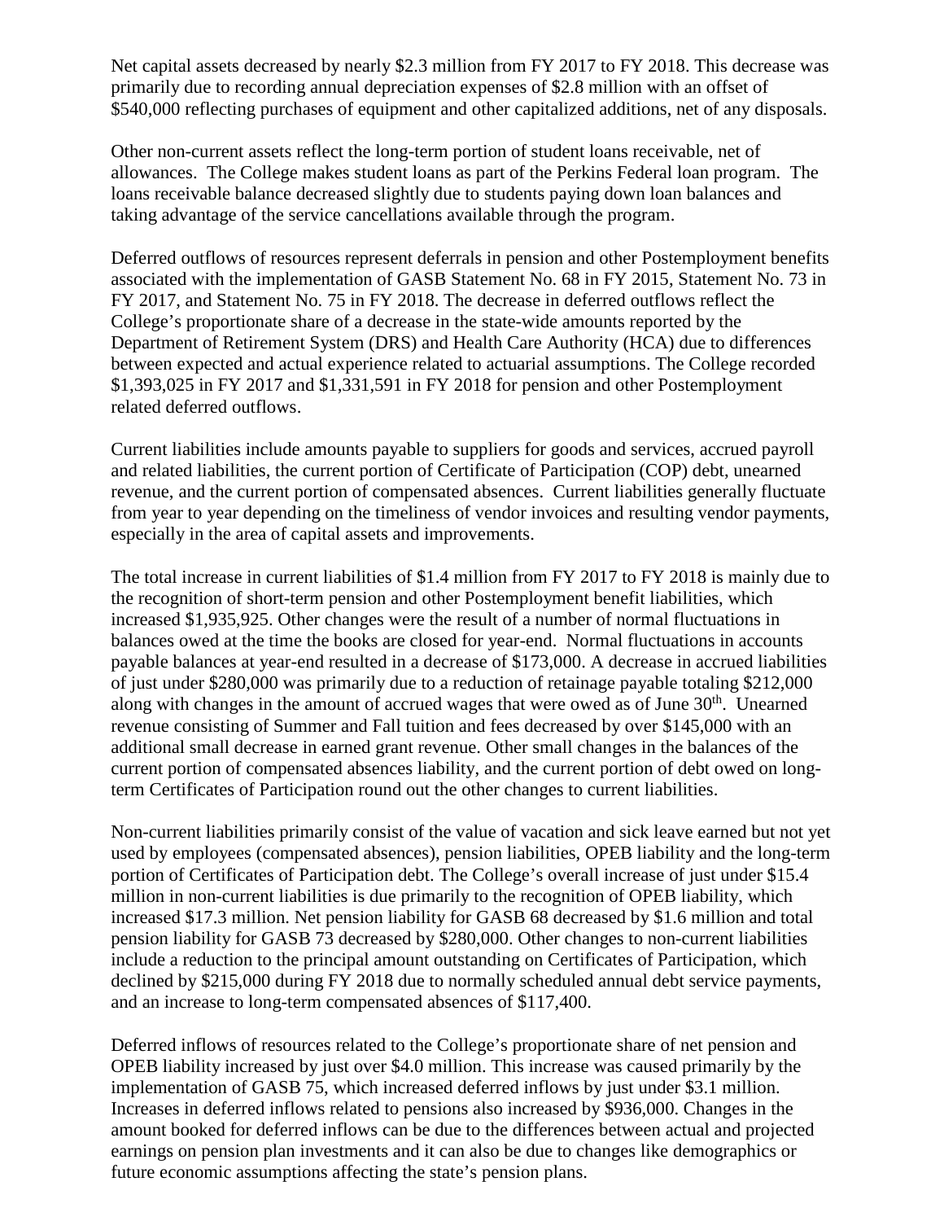Net capital assets decreased by nearly $2.3 million from FY 2017 to FY 2018. This decrease was primarily due to recording annual depreciation expenses of $2.8 million with an offset of $540,000 reflecting purchases of equipment and other capitalized additions, net of any disposals.

Other non-current assets reflect the long-term portion of student loans receivable, net of allowances. The College makes student loans as part of the Perkins Federal loan program. The loans receivable balance decreased slightly due to students paying down loan balances and taking advantage of the service cancellations available through the program.

Deferred outflows of resources represent deferrals in pension and other Postemployment benefits associated with the implementation of GASB Statement No. 68 in FY 2015, Statement No. 73 in FY 2017, and Statement No. 75 in FY 2018. The decrease in deferred outflows reflect the College's proportionate share of a decrease in the state-wide amounts reported by the Department of Retirement System (DRS) and Health Care Authority (HCA) due to differences between expected and actual experience related to actuarial assumptions. The College recorded $1,393,025 in FY 2017 and $1,331,591 in FY 2018 for pension and other Postemployment related deferred outflows.

Current liabilities include amounts payable to suppliers for goods and services, accrued payroll and related liabilities, the current portion of Certificate of Participation (COP) debt, unearned revenue, and the current portion of compensated absences. Current liabilities generally fluctuate from year to year depending on the timeliness of vendor invoices and resulting vendor payments, especially in the area of capital assets and improvements.

The total increase in current liabilities of $1.4 million from FY 2017 to FY 2018 is mainly due to the recognition of short-term pension and other Postemployment benefit liabilities, which increased $1,935,925. Other changes were the result of a number of normal fluctuations in balances owed at the time the books are closed for year-end. Normal fluctuations in accounts payable balances at year-end resulted in a decrease of $173,000. A decrease in accrued liabilities of just under $280,000 was primarily due to a reduction of retainage payable totaling $212,000 along with changes in the amount of accrued wages that were owed as of June 30th. Unearned revenue consisting of Summer and Fall tuition and fees decreased by over $145,000 with an additional small decrease in earned grant revenue. Other small changes in the balances of the current portion of compensated absences liability, and the current portion of debt owed on long-term Certificates of Participation round out the other changes to current liabilities.

Non-current liabilities primarily consist of the value of vacation and sick leave earned but not yet used by employees (compensated absences), pension liabilities, OPEB liability and the long-term portion of Certificates of Participation debt. The College's overall increase of just under $15.4 million in non-current liabilities is due primarily to the recognition of OPEB liability, which increased $17.3 million. Net pension liability for GASB 68 decreased by $1.6 million and total pension liability for GASB 73 decreased by $280,000. Other changes to non-current liabilities include a reduction to the principal amount outstanding on Certificates of Participation, which declined by $215,000 during FY 2018 due to normally scheduled annual debt service payments, and an increase to long-term compensated absences of $117,400.

Deferred inflows of resources related to the College's proportionate share of net pension and OPEB liability increased by just over $4.0 million. This increase was caused primarily by the implementation of GASB 75, which increased deferred inflows by just under $3.1 million. Increases in deferred inflows related to pensions also increased by $936,000. Changes in the amount booked for deferred inflows can be due to the differences between actual and projected earnings on pension plan investments and it can also be due to changes like demographics or future economic assumptions affecting the state's pension plans.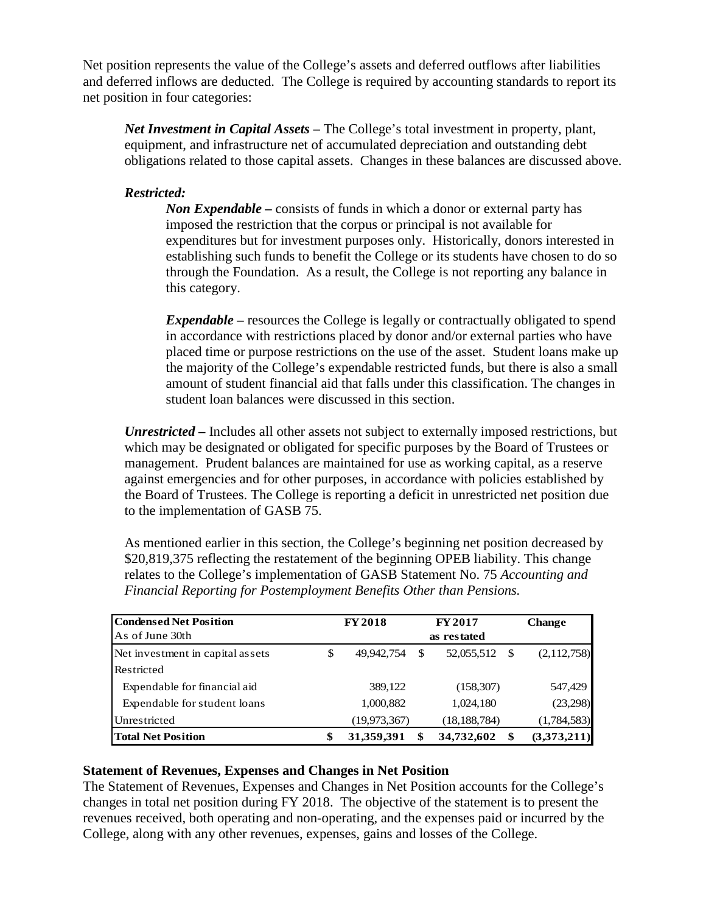Net position represents the value of the College's assets and deferred outflows after liabilities and deferred inflows are deducted. The College is required by accounting standards to report its net position in four categories:

***Net Investment in Capital Assets –*** The College's total investment in property, plant, equipment, and infrastructure net of accumulated depreciation and outstanding debt obligations related to those capital assets. Changes in these balances are discussed above.

***Restricted:***

***Non Expendable –*** consists of funds in which a donor or external party has imposed the restriction that the corpus or principal is not available for expenditures but for investment purposes only. Historically, donors interested in establishing such funds to benefit the College or its students have chosen to do so through the Foundation. As a result, the College is not reporting any balance in this category.

***Expendable –*** resources the College is legally or contractually obligated to spend in accordance with restrictions placed by donor and/or external parties who have placed time or purpose restrictions on the use of the asset. Student loans make up the majority of the College's expendable restricted funds, but there is also a small amount of student financial aid that falls under this classification. The changes in student loan balances were discussed in this section.

***Unrestricted –*** Includes all other assets not subject to externally imposed restrictions, but which may be designated or obligated for specific purposes by the Board of Trustees or management. Prudent balances are maintained for use as working capital, as a reserve against emergencies and for other purposes, in accordance with policies established by the Board of Trustees. The College is reporting a deficit in unrestricted net position due to the implementation of GASB 75.

As mentioned earlier in this section, the College's beginning net position decreased by $20,819,375 reflecting the restatement of the beginning OPEB liability. This change relates to the College's implementation of GASB Statement No. 75 *Accounting and Financial Reporting for Postemployment Benefits Other than Pensions.*

| **Condensed Net Position** | **FY 2018** | **FY 2017** | **Change** |
|---|---|---|---|
| As of June 30th | | **as restated** | |
| Net investment in capital assets | $ 49,942,754 | $ 52,055,512 | $ (2,112,758) |
| Restricted | | | |
| Expendable for financial aid | 389,122 | (158,307) | 547,429 |
| Expendable for student loans | 1,000,882 | 1,024,180 | (23,298) |
| Unrestricted | (19,973,367) | (18,188,784) | (1,784,583) |
| **Total Net Position** | **$ 31,359,391** | **$ 34,732,602** | **$ (3,373,211)** |

### Statement of Revenues, Expenses and Changes in Net Position

The Statement of Revenues, Expenses and Changes in Net Position accounts for the College's changes in total net position during FY 2018. The objective of the statement is to present the revenues received, both operating and non-operating, and the expenses paid or incurred by the College, along with any other revenues, expenses, gains and losses of the College.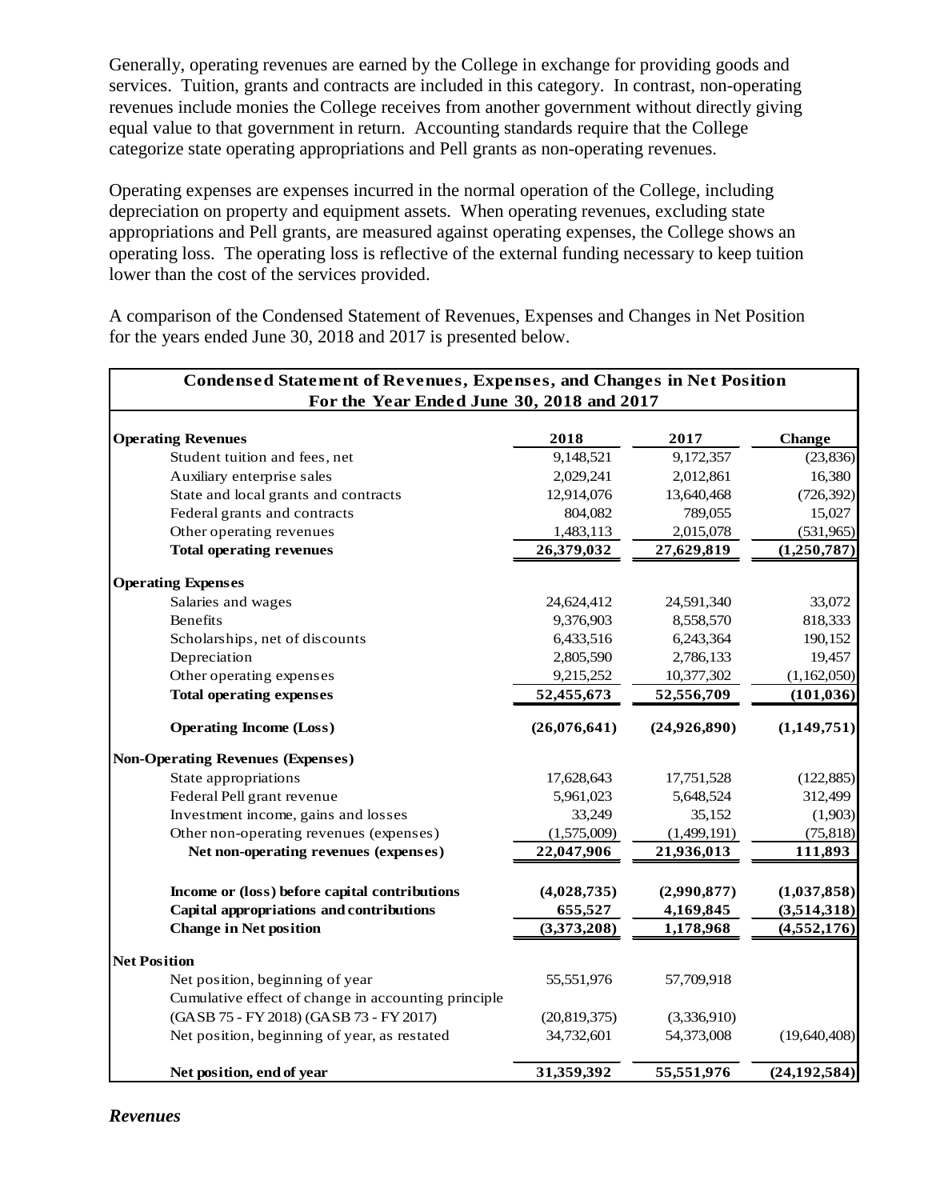Generally, operating revenues are earned by the College in exchange for providing goods and services. Tuition, grants and contracts are included in this category. In contrast, non-operating revenues include monies the College receives from another government without directly giving equal value to that government in return. Accounting standards require that the College categorize state operating appropriations and Pell grants as non-operating revenues.

Operating expenses are expenses incurred in the normal operation of the College, including depreciation on property and equipment assets. When operating revenues, excluding state appropriations and Pell grants, are measured against operating expenses, the College shows an operating loss. The operating loss is reflective of the external funding necessary to keep tuition lower than the cost of the services provided.

A comparison of the Condensed Statement of Revenues, Expenses and Changes in Net Position for the years ended June 30, 2018 and 2017 is presented below.

**Condensed Statement of Revenues, Expenses, and Changes in Net Position**
**For the Year Ended June 30, 2018 and 2017**

| | 2018 | 2017 | Change |
|---|---|---|---|
| **Operating Revenues** | | | |
| Student tuition and fees, net | 9,148,521 | 9,172,357 | (23,836) |
| Auxiliary enterprise sales | 2,029,241 | 2,012,861 | 16,380 |
| State and local grants and contracts | 12,914,076 | 13,640,468 | (726,392) |
| Federal grants and contracts | 804,082 | 789,055 | 15,027 |
| Other operating revenues | 1,483,113 | 2,015,078 | (531,965) |
| **Total operating revenues** | **26,379,032** | **27,629,819** | **(1,250,787)** |
| **Operating Expenses** | | | |
| Salaries and wages | 24,624,412 | 24,591,340 | 33,072 |
| Benefits | 9,376,903 | 8,558,570 | 818,333 |
| Scholarships, net of discounts | 6,433,516 | 6,243,364 | 190,152 |
| Depreciation | 2,805,590 | 2,786,133 | 19,457 |
| Other operating expenses | 9,215,252 | 10,377,302 | (1,162,050) |
| **Total operating expenses** | **52,455,673** | **52,556,709** | **(101,036)** |
| **Operating Income (Loss)** | **(26,076,641)** | **(24,926,890)** | **(1,149,751)** |
| **Non-Operating Revenues (Expenses)** | | | |
| State appropriations | 17,628,643 | 17,751,528 | (122,885) |
| Federal Pell grant revenue | 5,961,023 | 5,648,524 | 312,499 |
| Investment income, gains and losses | 33,249 | 35,152 | (1,903) |
| Other non-operating revenues (expenses) | (1,575,009) | (1,499,191) | (75,818) |
| **Net non-operating revenues (expenses)** | **22,047,906** | **21,936,013** | **111,893** |
| **Income or (loss) before capital contributions** | **(4,028,735)** | **(2,990,877)** | **(1,037,858)** |
| **Capital appropriations and contributions** | **655,527** | **4,169,845** | **(3,514,318)** |
| **Change in Net position** | **(3,373,208)** | **1,178,968** | **(4,552,176)** |
| **Net Position** | | | |
| Net position, beginning of year | 55,551,976 | 57,709,918 | |
| Cumulative effect of change in accounting principle (GASB 75 - FY 2018) (GASB 73 - FY 2017) | (20,819,375) | (3,336,910) | |
| Net position, beginning of year, as restated | 34,732,601 | 54,373,008 | (19,640,408) |
| **Net position, end of year** | **31,359,392** | **55,551,976** | **(24,192,584)** |

***Revenues***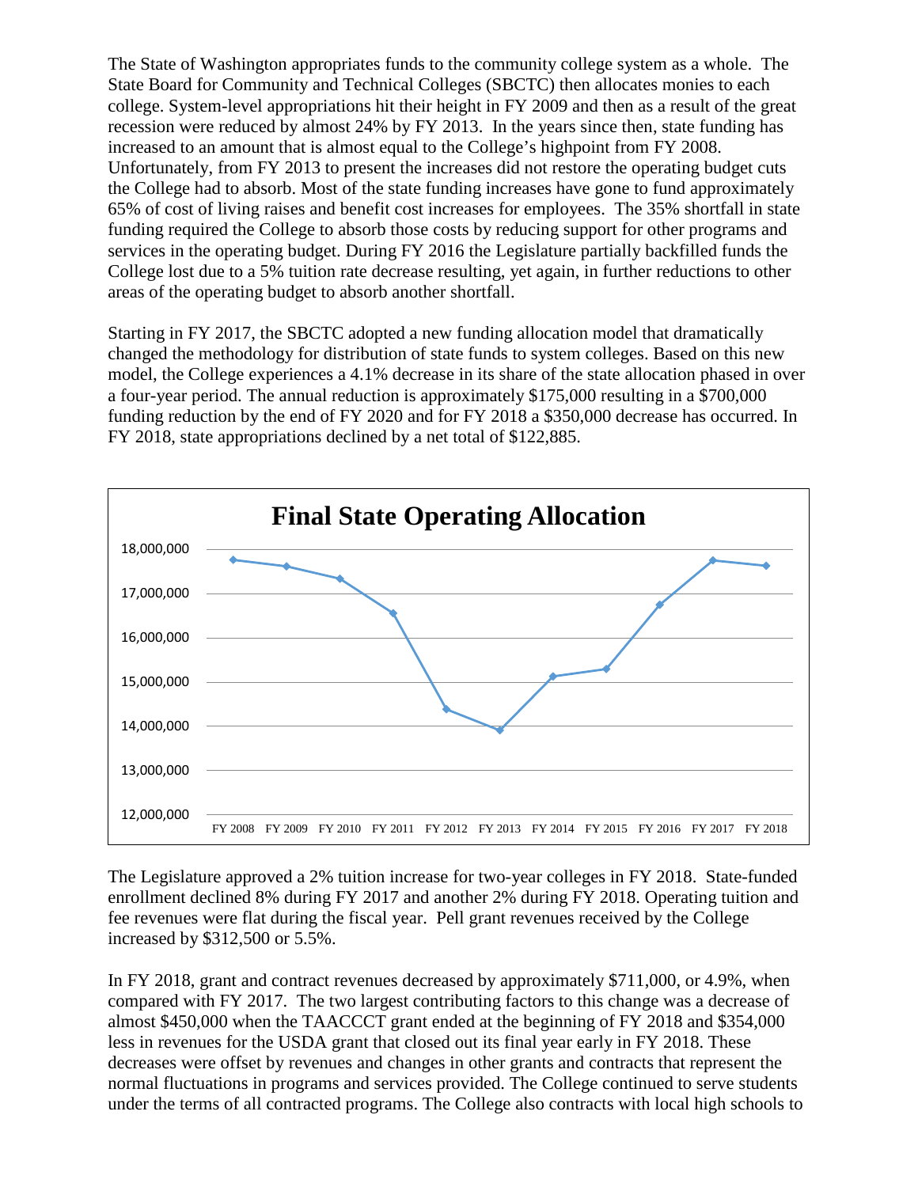The State of Washington appropriates funds to the community college system as a whole. The State Board for Community and Technical Colleges (SBCTC) then allocates monies to each college. System-level appropriations hit their height in FY 2009 and then as a result of the great recession were reduced by almost 24% by FY 2013. In the years since then, state funding has increased to an amount that is almost equal to the College's highpoint from FY 2008. Unfortunately, from FY 2013 to present the increases did not restore the operating budget cuts the College had to absorb. Most of the state funding increases have gone to fund approximately 65% of cost of living raises and benefit cost increases for employees. The 35% shortfall in state funding required the College to absorb those costs by reducing support for other programs and services in the operating budget. During FY 2016 the Legislature partially backfilled funds the College lost due to a 5% tuition rate decrease resulting, yet again, in further reductions to other areas of the operating budget to absorb another shortfall.

Starting in FY 2017, the SBCTC adopted a new funding allocation model that dramatically changed the methodology for distribution of state funds to system colleges. Based on this new model, the College experiences a 4.1% decrease in its share of the state allocation phased in over a four-year period. The annual reduction is approximately $175,000 resulting in a $700,000 funding reduction by the end of FY 2020 and for FY 2018 a $350,000 decrease has occurred. In FY 2018, state appropriations declined by a net total of $122,885.

**Final State Operating Allocation**

(Chart: y-axis 12,000,000 to 18,000,000; x-axis FY 2008, FY 2009, FY 2010, FY 2011, FY 2012, FY 2013, FY 2014, FY 2015, FY 2016, FY 2017, FY 2018)

The Legislature approved a 2% tuition increase for two-year colleges in FY 2018. State-funded enrollment declined 8% during FY 2017 and another 2% during FY 2018. Operating tuition and fee revenues were flat during the fiscal year. Pell grant revenues received by the College increased by $312,500 or 5.5%.

In FY 2018, grant and contract revenues decreased by approximately $711,000, or 4.9%, when compared with FY 2017. The two largest contributing factors to this change was a decrease of almost $450,000 when the TAACCCT grant ended at the beginning of FY 2018 and $354,000 less in revenues for the USDA grant that closed out its final year early in FY 2018. These decreases were offset by revenues and changes in other grants and contracts that represent the normal fluctuations in programs and services provided. The College continued to serve students under the terms of all contracted programs. The College also contracts with local high schools to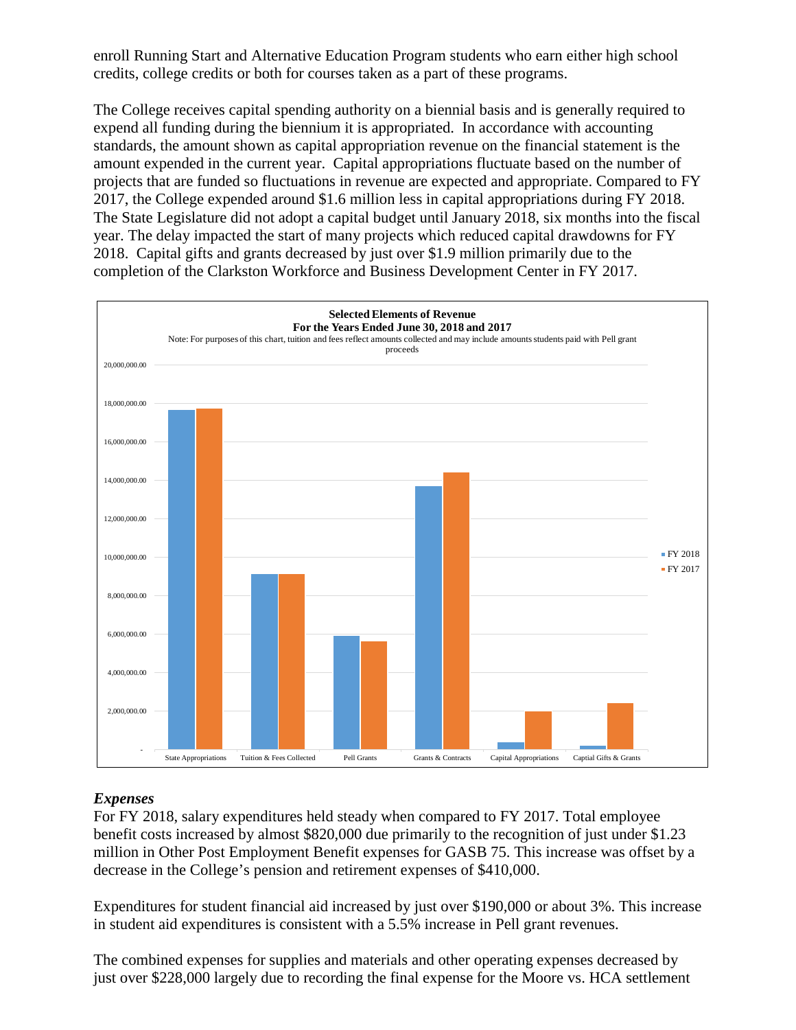enroll Running Start and Alternative Education Program students who earn either high school credits, college credits or both for courses taken as a part of these programs.

The College receives capital spending authority on a biennial basis and is generally required to expend all funding during the biennium it is appropriated. In accordance with accounting standards, the amount shown as capital appropriation revenue on the financial statement is the amount expended in the current year. Capital appropriations fluctuate based on the number of projects that are funded so fluctuations in revenue are expected and appropriate. Compared to FY 2017, the College expended around $1.6 million less in capital appropriations during FY 2018. The State Legislature did not adopt a capital budget until January 2018, six months into the fiscal year. The delay impacted the start of many projects which reduced capital drawdowns for FY 2018. Capital gifts and grants decreased by just over $1.9 million primarily due to the completion of the Clarkston Workforce and Business Development Center in FY 2017.

**Selected Elements of Revenue**
**For the Years Ended June 30, 2018 and 2017**

Note: For purposes of this chart, tuition and fees reflect amounts collected and may include amounts students paid with Pell grant proceeds

| | FY 2018 | FY 2017 |
|---|---|---|
| State Appropriations | ~17,650,000 | ~17,700,000 |
| Tuition & Fees Collected | ~9,100,000 | ~9,100,000 |
| Pell Grants | ~5,900,000 | ~5,600,000 |
| Grants & Contracts | ~13,700,000 | ~14,400,000 |
| Capital Appropriations | ~350,000 | ~2,000,000 |
| Captial Gifts & Grants | ~200,000 | ~2,400,000 |

### *Expenses*

For FY 2018, salary expenditures held steady when compared to FY 2017. Total employee benefit costs increased by almost $820,000 due primarily to the recognition of just under $1.23 million in Other Post Employment Benefit expenses for GASB 75. This increase was offset by a decrease in the College's pension and retirement expenses of $410,000.

Expenditures for student financial aid increased by just over $190,000 or about 3%. This increase in student aid expenditures is consistent with a 5.5% increase in Pell grant revenues.

The combined expenses for supplies and materials and other operating expenses decreased by just over $228,000 largely due to recording the final expense for the Moore vs. HCA settlement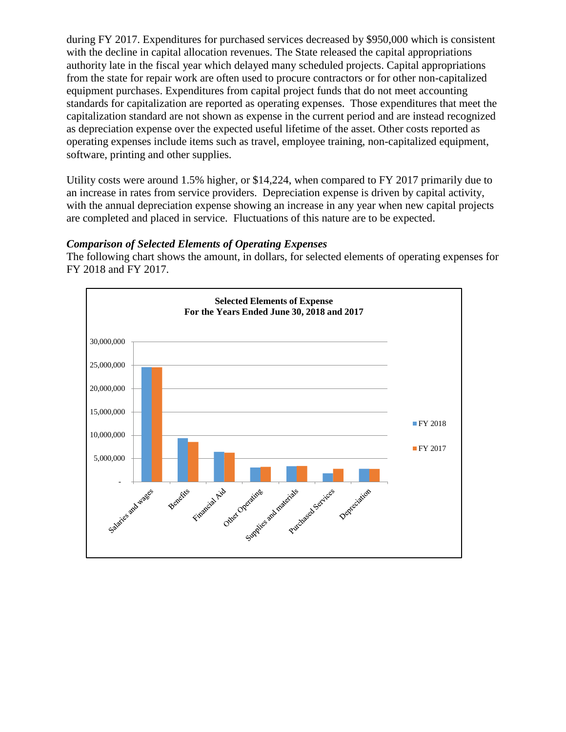during FY 2017. Expenditures for purchased services decreased by $950,000 which is consistent with the decline in capital allocation revenues. The State released the capital appropriations authority late in the fiscal year which delayed many scheduled projects. Capital appropriations from the state for repair work are often used to procure contractors or for other non-capitalized equipment purchases. Expenditures from capital project funds that do not meet accounting standards for capitalization are reported as operating expenses. Those expenditures that meet the capitalization standard are not shown as expense in the current period and are instead recognized as depreciation expense over the expected useful lifetime of the asset. Other costs reported as operating expenses include items such as travel, employee training, non-capitalized equipment, software, printing and other supplies.

Utility costs were around 1.5% higher, or $14,224, when compared to FY 2017 primarily due to an increase in rates from service providers. Depreciation expense is driven by capital activity, with the annual depreciation expense showing an increase in any year when new capital projects are completed and placed in service. Fluctuations of this nature are to be expected.

***Comparison of Selected Elements of Operating Expenses***

The following chart shows the amount, in dollars, for selected elements of operating expenses for FY 2018 and FY 2017.

**Selected Elements of Expense**
**For the Years Ended June 30, 2018 and 2017**

30,000,000
25,000,000
20,000,000
15,000,000
10,000,000
5,000,000
-

Salaries and wages, Benefits, Financial Aid, Other Operating, Supplies and materials, Purchased Services, Depreciation

FY 2018
FY 2017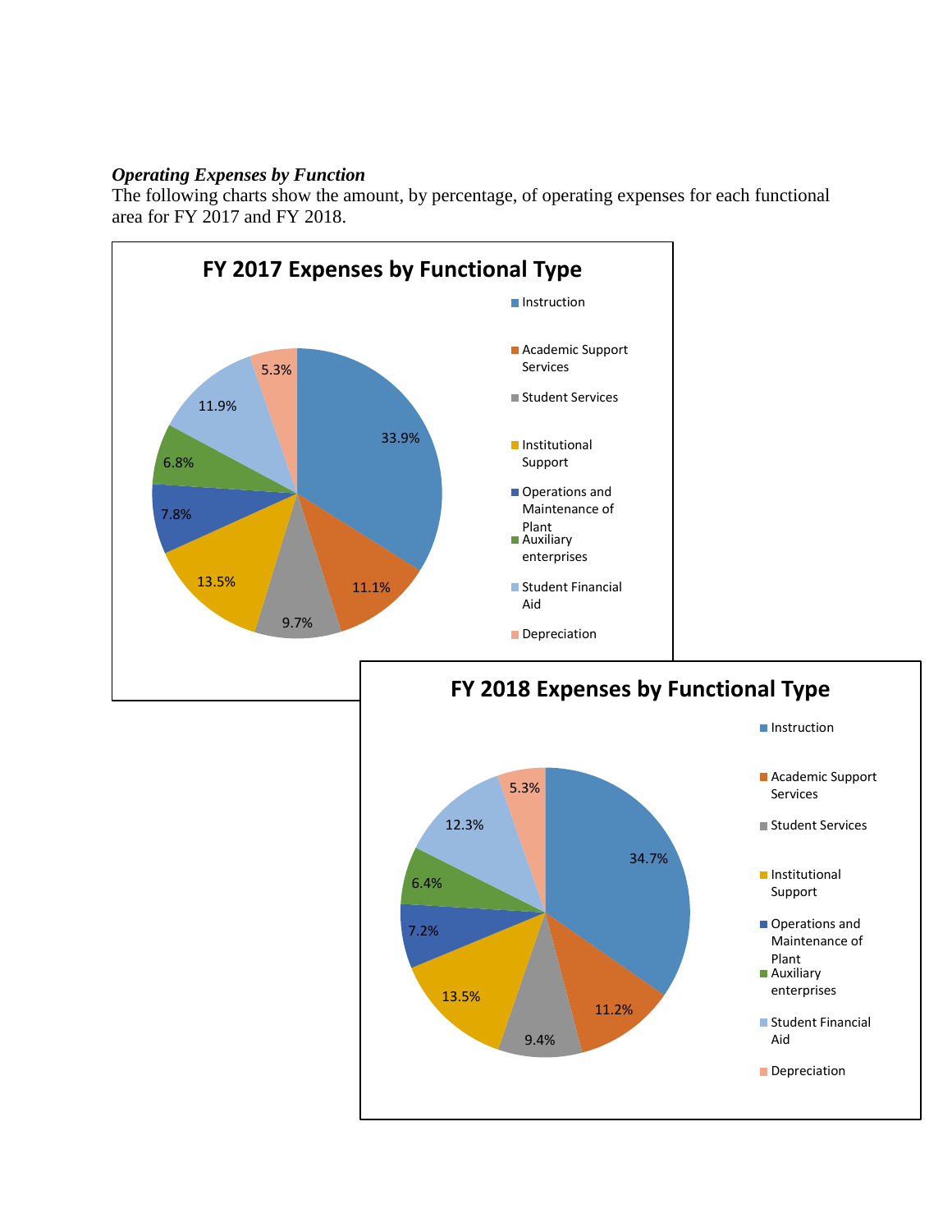*Operating Expenses by Function*

The following charts show the amount, by percentage, of operating expenses for each functional area for FY 2017 and FY 2018.

**FY 2017 Expenses by Functional Type**

| Functional Type | Percentage |
|---|---|
| Instruction | 33.9% |
| Academic Support Services | 11.1% |
| Student Services | 9.7% |
| Institutional Support | 13.5% |
| Operations and Maintenance of Plant | 7.8% |
| Auxiliary enterprises | 6.8% |
| Student Financial Aid | 11.9% |
| Depreciation | 5.3% |

**FY 2018 Expenses by Functional Type**

| Functional Type | Percentage |
|---|---|
| Instruction | 34.7% |
| Academic Support Services | 11.2% |
| Student Services | 9.4% |
| Institutional Support | 13.5% |
| Operations and Maintenance of Plant | 7.2% |
| Auxiliary enterprises | 6.4% |
| Student Financial Aid | 12.3% |
| Depreciation | 5.3% |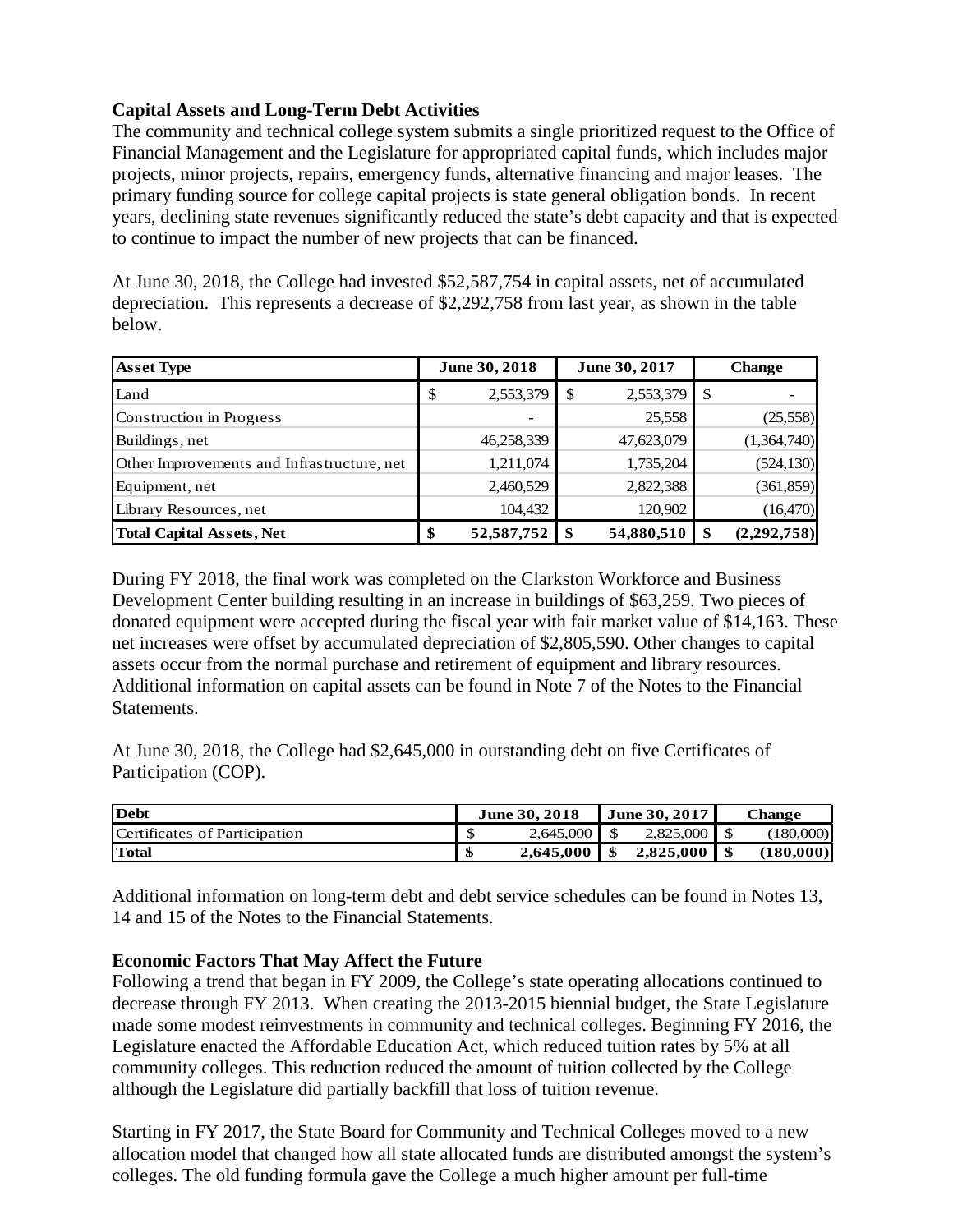### Capital Assets and Long-Term Debt Activities

The community and technical college system submits a single prioritized request to the Office of Financial Management and the Legislature for appropriated capital funds, which includes major projects, minor projects, repairs, emergency funds, alternative financing and major leases. The primary funding source for college capital projects is state general obligation bonds. In recent years, declining state revenues significantly reduced the state's debt capacity and that is expected to continue to impact the number of new projects that can be financed.

At June 30, 2018, the College had invested $52,587,754 in capital assets, net of accumulated depreciation. This represents a decrease of $2,292,758 from last year, as shown in the table below.

| Asset Type | June 30, 2018 | June 30, 2017 | Change |
|---|---|---|---|
| Land | $ 2,553,379 | $ 2,553,379 | $ - |
| Construction in Progress | - | 25,558 | (25,558) |
| Buildings, net | 46,258,339 | 47,623,079 | (1,364,740) |
| Other Improvements and Infrastructure, net | 1,211,074 | 1,735,204 | (524,130) |
| Equipment, net | 2,460,529 | 2,822,388 | (361,859) |
| Library Resources, net | 104,432 | 120,902 | (16,470) |
| **Total Capital Assets, Net** | **$ 52,587,752** | **$ 54,880,510** | **$ (2,292,758)** |

During FY 2018, the final work was completed on the Clarkston Workforce and Business Development Center building resulting in an increase in buildings of $63,259. Two pieces of donated equipment were accepted during the fiscal year with fair market value of $14,163. These net increases were offset by accumulated depreciation of $2,805,590. Other changes to capital assets occur from the normal purchase and retirement of equipment and library resources. Additional information on capital assets can be found in Note 7 of the Notes to the Financial Statements.

At June 30, 2018, the College had $2,645,000 in outstanding debt on five Certificates of Participation (COP).

| Debt | June 30, 2018 | June 30, 2017 | Change |
|---|---|---|---|
| Certificates of Participation | $ 2,645,000 | $ 2,825,000 | $ (180,000) |
| **Total** | **$ 2,645,000** | **$ 2,825,000** | **$ (180,000)** |

Additional information on long-term debt and debt service schedules can be found in Notes 13, 14 and 15 of the Notes to the Financial Statements.

### Economic Factors That May Affect the Future

Following a trend that began in FY 2009, the College's state operating allocations continued to decrease through FY 2013. When creating the 2013-2015 biennial budget, the State Legislature made some modest reinvestments in community and technical colleges. Beginning FY 2016, the Legislature enacted the Affordable Education Act, which reduced tuition rates by 5% at all community colleges. This reduction reduced the amount of tuition collected by the College although the Legislature did partially backfill that loss of tuition revenue.

Starting in FY 2017, the State Board for Community and Technical Colleges moved to a new allocation model that changed how all state allocated funds are distributed amongst the system's colleges. The old funding formula gave the College a much higher amount per full-time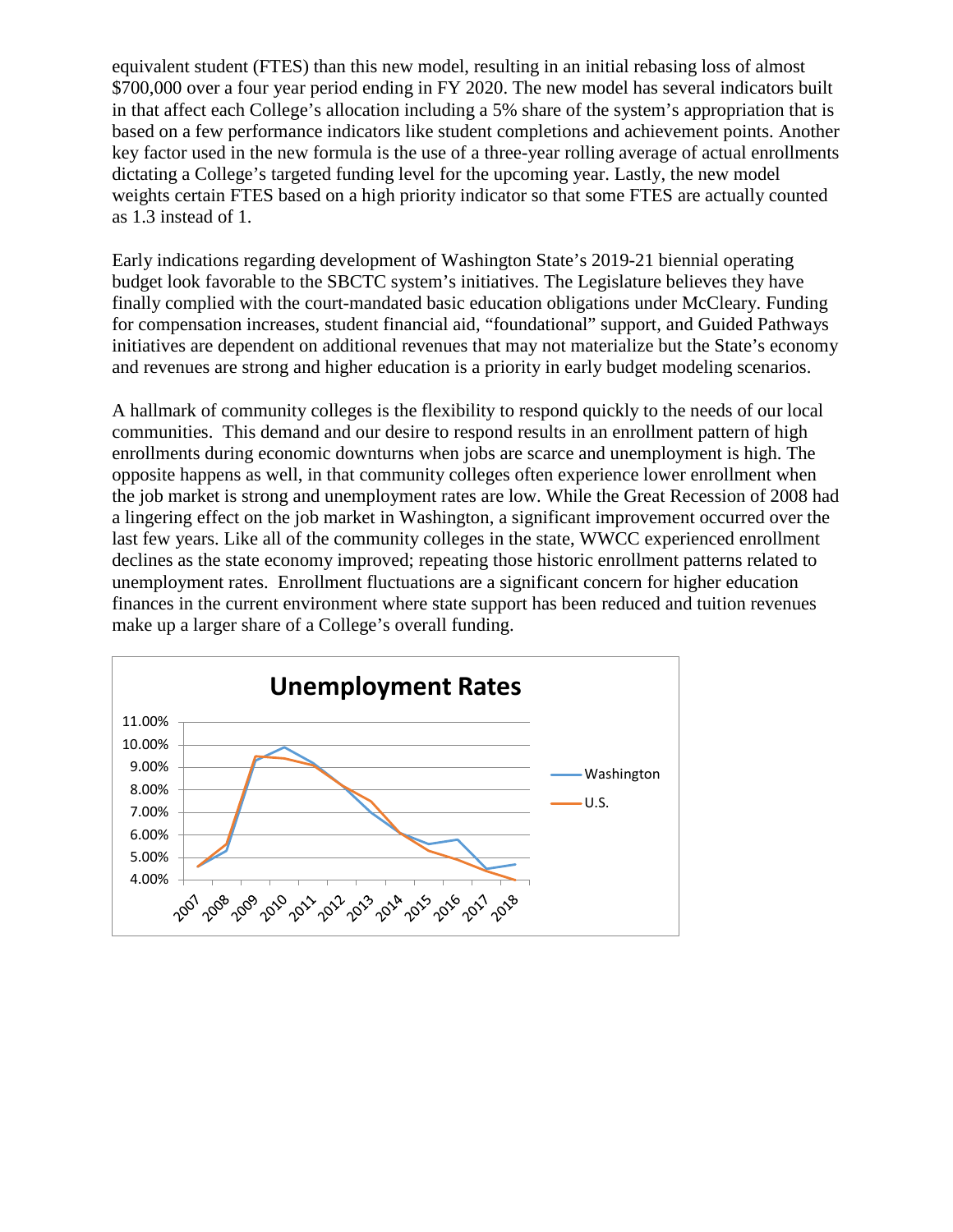equivalent student (FTES) than this new model, resulting in an initial rebasing loss of almost $700,000 over a four year period ending in FY 2020. The new model has several indicators built in that affect each College's allocation including a 5% share of the system's appropriation that is based on a few performance indicators like student completions and achievement points. Another key factor used in the new formula is the use of a three-year rolling average of actual enrollments dictating a College's targeted funding level for the upcoming year. Lastly, the new model weights certain FTES based on a high priority indicator so that some FTES are actually counted as 1.3 instead of 1.

Early indications regarding development of Washington State's 2019-21 biennial operating budget look favorable to the SBCTC system's initiatives. The Legislature believes they have finally complied with the court-mandated basic education obligations under McCleary. Funding for compensation increases, student financial aid, "foundational" support, and Guided Pathways initiatives are dependent on additional revenues that may not materialize but the State's economy and revenues are strong and higher education is a priority in early budget modeling scenarios.

A hallmark of community colleges is the flexibility to respond quickly to the needs of our local communities. This demand and our desire to respond results in an enrollment pattern of high enrollments during economic downturns when jobs are scarce and unemployment is high. The opposite happens as well, in that community colleges often experience lower enrollment when the job market is strong and unemployment rates are low. While the Great Recession of 2008 had a lingering effect on the job market in Washington, a significant improvement occurred over the last few years. Like all of the community colleges in the state, WWCC experienced enrollment declines as the state economy improved; repeating those historic enrollment patterns related to unemployment rates. Enrollment fluctuations are a significant concern for higher education finances in the current environment where state support has been reduced and tuition revenues make up a larger share of a College's overall funding.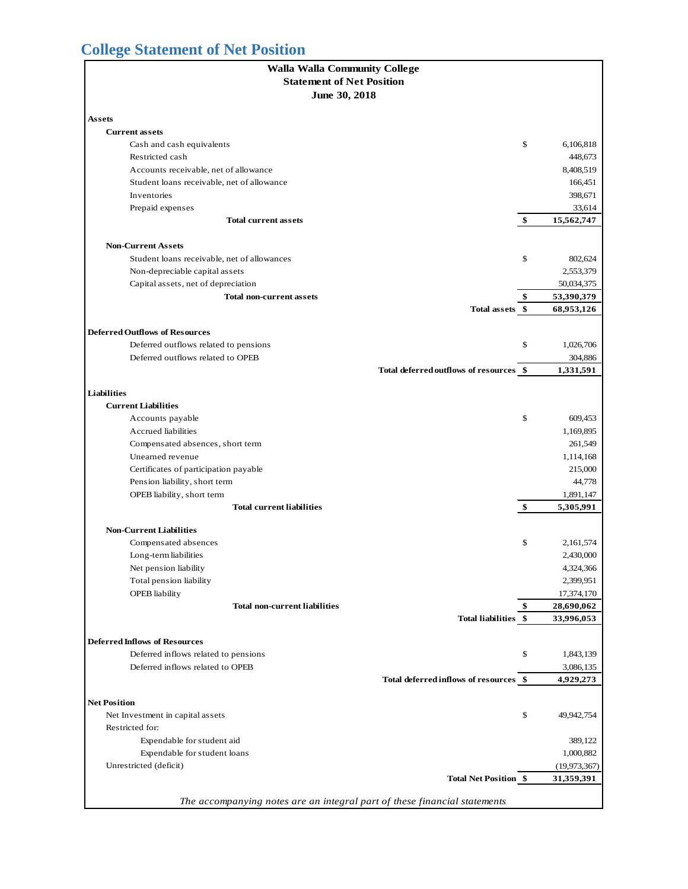## College Statement of Net Position

**Walla Walla Community College**
**Statement of Net Position**
**June 30, 2018**

| | | |
|---|---|---|
| **Assets** | | |
| **Current assets** | | |
| Cash and cash equivalents | $ | 6,106,818 |
| Restricted cash | | 448,673 |
| Accounts receivable, net of allowance | | 8,408,519 |
| Student loans receivable, net of allowance | | 166,451 |
| Inventories | | 398,671 |
| Prepaid expenses | | 33,614 |
| **Total current assets** | **$** | **15,562,747** |
| **Non-Current Assets** | | |
| Student loans receivable, net of allowances | $ | 802,624 |
| Non-depreciable capital assets | | 2,553,379 |
| Capital assets, net of depreciation | | 50,034,375 |
| **Total non-current assets** | **$** | **53,390,379** |
| **Total assets** | **$** | **68,953,126** |
| **Deferred Outflows of Resources** | | |
| Deferred outflows related to pensions | $ | 1,026,706 |
| Deferred outflows related to OPEB | | 304,886 |
| **Total deferred outflows of resources** | **$** | **1,331,591** |
| **Liabilities** | | |
| **Current Liabilities** | | |
| Accounts payable | $ | 609,453 |
| Accrued liabilities | | 1,169,895 |
| Compensated absences, short term | | 261,549 |
| Unearned revenue | | 1,114,168 |
| Certificates of participation payable | | 215,000 |
| Pension liability, short term | | 44,778 |
| OPEB liability, short term | | 1,891,147 |
| **Total current liabilities** | **$** | **5,305,991** |
| **Non-Current Liabilities** | | |
| Compensated absences | $ | 2,161,574 |
| Long-term liabilities | | 2,430,000 |
| Net pension liability | | 4,324,366 |
| Total pension liability | | 2,399,951 |
| OPEB liability | | 17,374,170 |
| **Total non-current liabilities** | **$** | **28,690,062** |
| **Total liabilities** | **$** | **33,996,053** |
| **Deferred Inflows of Resources** | | |
| Deferred inflows related to pensions | $ | 1,843,139 |
| Deferred inflows related to OPEB | | 3,086,135 |
| **Total deferred inflows of resources** | **$** | **4,929,273** |
| **Net Position** | | |
| Net Investment in capital assets | $ | 49,942,754 |
| Restricted for: | | |
| Expendable for student aid | | 389,122 |
| Expendable for student loans | | 1,000,882 |
| Unrestricted (deficit) | | (19,973,367) |
| **Total Net Position** | **$** | **31,359,391** |

*The accompanying notes are an integral part of these financial statements*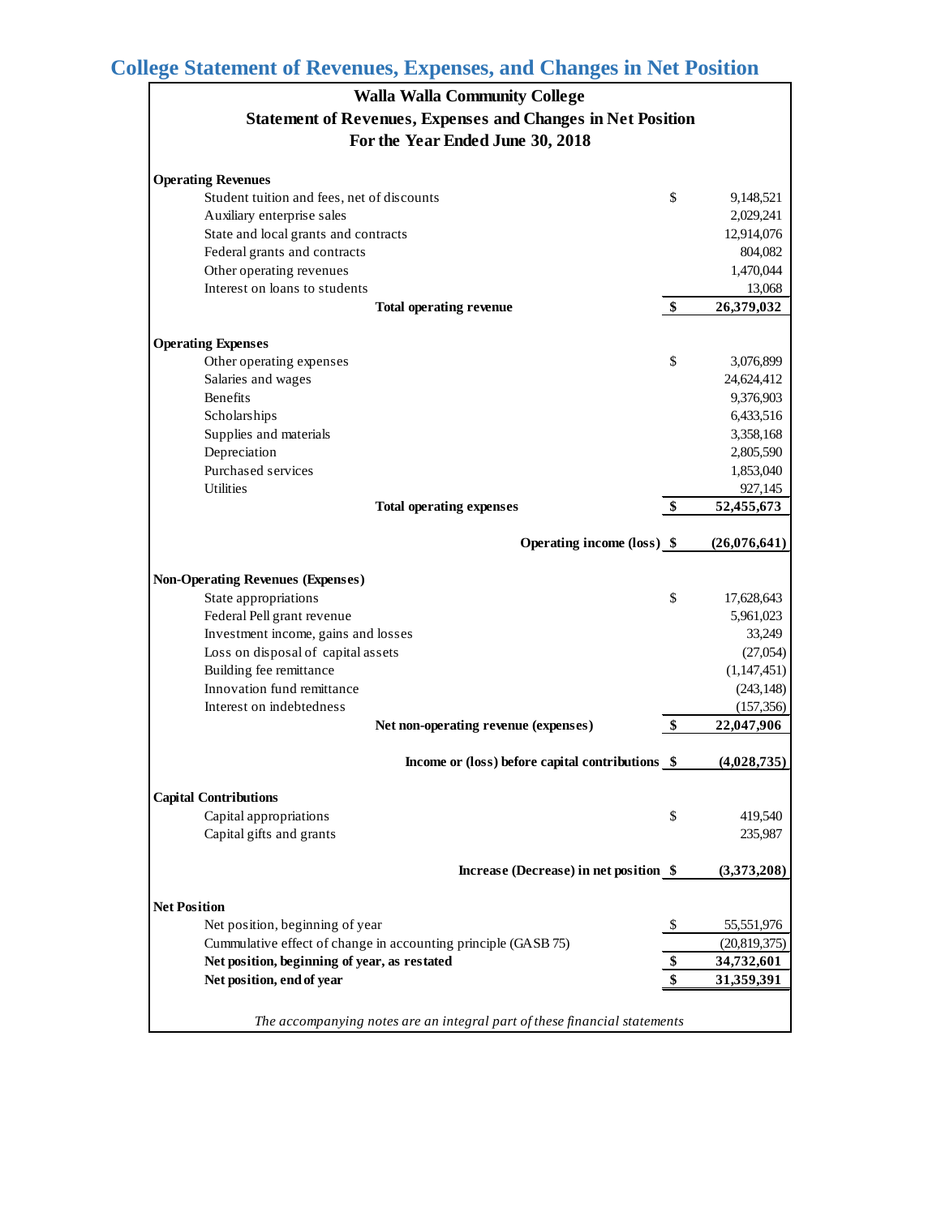## College Statement of Revenues, Expenses, and Changes in Net Position

**Walla Walla Community College**
**Statement of Revenues, Expenses and Changes in Net Position**
**For the Year Ended June 30, 2018**

| | | |
|---|---|---|
| **Operating Revenues** | | |
| Student tuition and fees, net of discounts | $ | 9,148,521 |
| Auxiliary enterprise sales | | 2,029,241 |
| State and local grants and contracts | | 12,914,076 |
| Federal grants and contracts | | 804,082 |
| Other operating revenues | | 1,470,044 |
| Interest on loans to students | | 13,068 |
| **Total operating revenue** | **$** | **26,379,032** |
| **Operating Expenses** | | |
| Other operating expenses | $ | 3,076,899 |
| Salaries and wages | | 24,624,412 |
| Benefits | | 9,376,903 |
| Scholarships | | 6,433,516 |
| Supplies and materials | | 3,358,168 |
| Depreciation | | 2,805,590 |
| Purchased services | | 1,853,040 |
| Utilities | | 927,145 |
| **Total operating expenses** | **$** | **52,455,673** |
| **Operating income (loss)** | **$** | **(26,076,641)** |
| **Non-Operating Revenues (Expenses)** | | |
| State appropriations | $ | 17,628,643 |
| Federal Pell grant revenue | | 5,961,023 |
| Investment income, gains and losses | | 33,249 |
| Loss on disposal of capital assets | | (27,054) |
| Building fee remittance | | (1,147,451) |
| Innovation fund remittance | | (243,148) |
| Interest on indebtedness | | (157,356) |
| **Net non-operating revenue (expenses)** | **$** | **22,047,906** |
| **Income or (loss) before capital contributions** | **$** | **(4,028,735)** |
| **Capital Contributions** | | |
| Capital appropriations | $ | 419,540 |
| Capital gifts and grants | | 235,987 |
| **Increase (Decrease) in net position** | **$** | **(3,373,208)** |
| **Net Position** | | |
| Net position, beginning of year | $ | 55,551,976 |
| Cummulative effect of change in accounting principle (GASB 75) | | (20,819,375) |
| **Net position, beginning of year, as restated** | **$** | **34,732,601** |
| **Net position, end of year** | **$** | **31,359,391** |

*The accompanying notes are an integral part of these financial statements*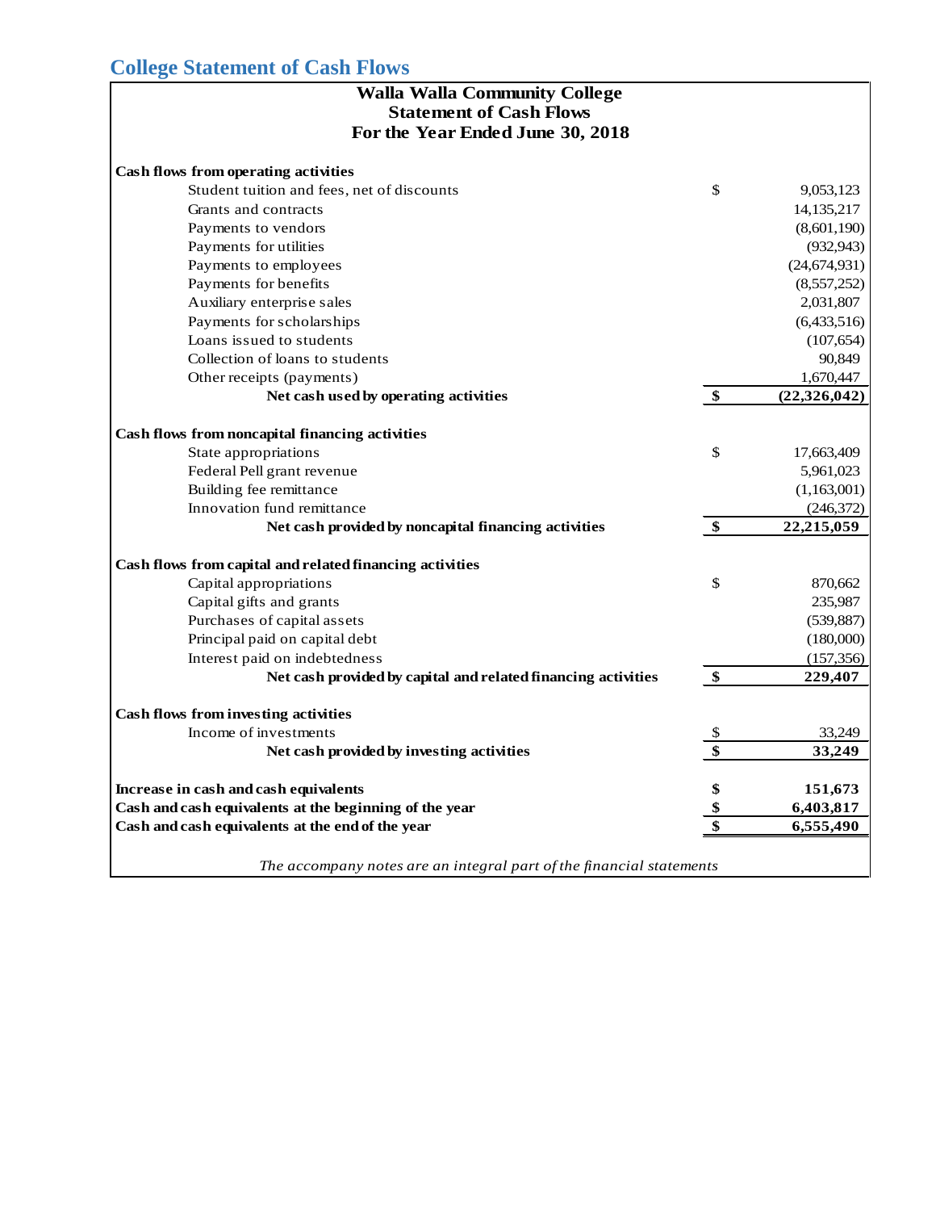## College Statement of Cash Flows

**Walla Walla Community College**
**Statement of Cash Flows**
**For the Year Ended June 30, 2018**

| | | |
|---|---|---|
| **Cash flows from operating activities** | | |
| Student tuition and fees, net of discounts | $ | 9,053,123 |
| Grants and contracts | | 14,135,217 |
| Payments to vendors | | (8,601,190) |
| Payments for utilities | | (932,943) |
| Payments to employees | | (24,674,931) |
| Payments for benefits | | (8,557,252) |
| Auxiliary enterprise sales | | 2,031,807 |
| Payments for scholarships | | (6,433,516) |
| Loans issued to students | | (107,654) |
| Collection of loans to students | | 90,849 |
| Other receipts (payments) | | 1,670,447 |
| **Net cash used by operating activities** | **$** | **(22,326,042)** |
| **Cash flows from noncapital financing activities** | | |
| State appropriations | $ | 17,663,409 |
| Federal Pell grant revenue | | 5,961,023 |
| Building fee remittance | | (1,163,001) |
| Innovation fund remittance | | (246,372) |
| **Net cash provided by noncapital financing activities** | **$** | **22,215,059** |
| **Cash flows from capital and related financing activities** | | |
| Capital appropriations | $ | 870,662 |
| Capital gifts and grants | | 235,987 |
| Purchases of capital assets | | (539,887) |
| Principal paid on capital debt | | (180,000) |
| Interest paid on indebtedness | | (157,356) |
| **Net cash provided by capital and related financing activities** | **$** | **229,407** |
| **Cash flows from investing activities** | | |
| Income of investments | $ | 33,249 |
| **Net cash provided by investing activities** | **$** | **33,249** |
| **Increase in cash and cash equivalents** | **$** | **151,673** |
| **Cash and cash equivalents at the beginning of the year** | **$** | **6,403,817** |
| **Cash and cash equivalents at the end of the year** | **$** | **6,555,490** |

*The accompany notes are an integral part of the financial statements*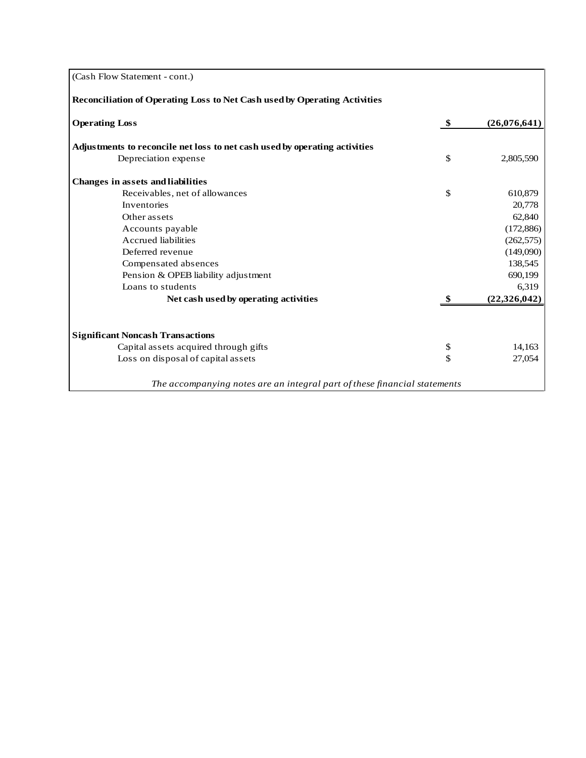(Cash Flow Statement - cont.)

**Reconciliation of Operating Loss to Net Cash used by Operating Activities**

| | | |
|---|---|---|
| **Operating Loss** | **$** | **(26,076,641)** |
| | | |
| **Adjustments to reconcile net loss to net cash used by operating activities** | | |
| Depreciation expense | $ | 2,805,590 |
| | | |
| **Changes in assets and liabilities** | | |
| Receivables, net of allowances | $ | 610,879 |
| Inventories | | 20,778 |
| Other assets | | 62,840 |
| Accounts payable | | (172,886) |
| Accrued liabilities | | (262,575) |
| Deferred revenue | | (149,090) |
| Compensated absences | | 138,545 |
| Pension & OPEB liability adjustment | | 690,199 |
| Loans to students | | 6,319 |
| **Net cash used by operating activities** | **$** | **(22,326,042)** |
| | | |
| **Significant Noncash Transactions** | | |
| Capital assets acquired through gifts | $ | 14,163 |
| Loss on disposal of capital assets | $ | 27,054 |

*The accompanying notes are an integral part of these financial statements*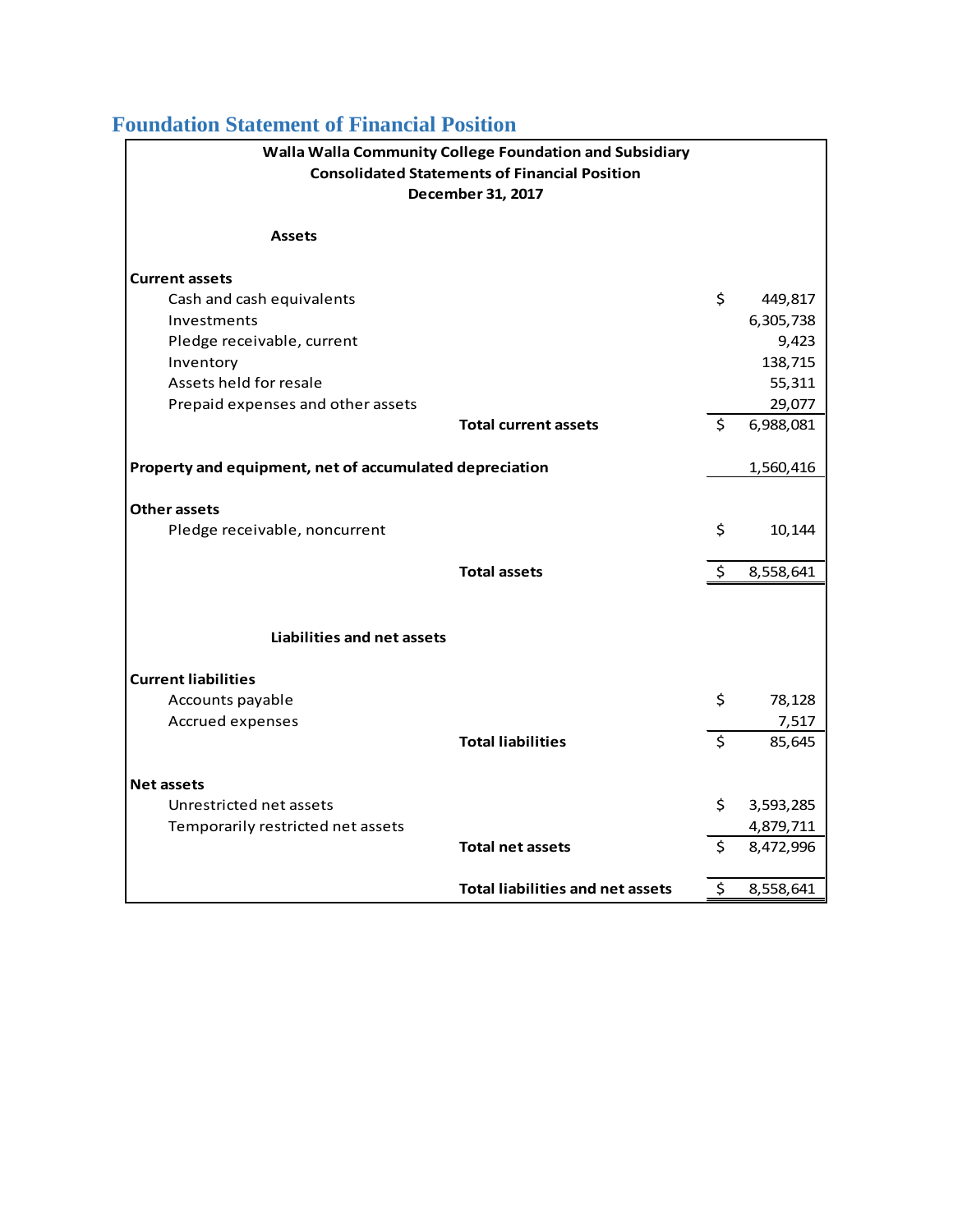## Foundation Statement of Financial Position

| Walla Walla Community College Foundation and Subsidiary<br>Consolidated Statements of Financial Position<br>December 31, 2017 | | |
|---|---|---|
| **Assets** | | |
| **Current assets** | | |
| Cash and cash equivalents | $ | 449,817 |
| Investments | | 6,305,738 |
| Pledge receivable, current | | 9,423 |
| Inventory | | 138,715 |
| Assets held for resale | | 55,311 |
| Prepaid expenses and other assets | | 29,077 |
| **Total current assets** | $ | 6,988,081 |
| **Property and equipment, net of accumulated depreciation** | | 1,560,416 |
| **Other assets** | | |
| Pledge receivable, noncurrent | $ | 10,144 |
| **Total assets** | $ | 8,558,641 |
| **Liabilities and net assets** | | |
| **Current liabilities** | | |
| Accounts payable | $ | 78,128 |
| Accrued expenses | | 7,517 |
| **Total liabilities** | $ | 85,645 |
| **Net assets** | | |
| Unrestricted net assets | $ | 3,593,285 |
| Temporarily restricted net assets | | 4,879,711 |
| **Total net assets** | $ | 8,472,996 |
| **Total liabilities and net assets** | $ | 8,558,641 |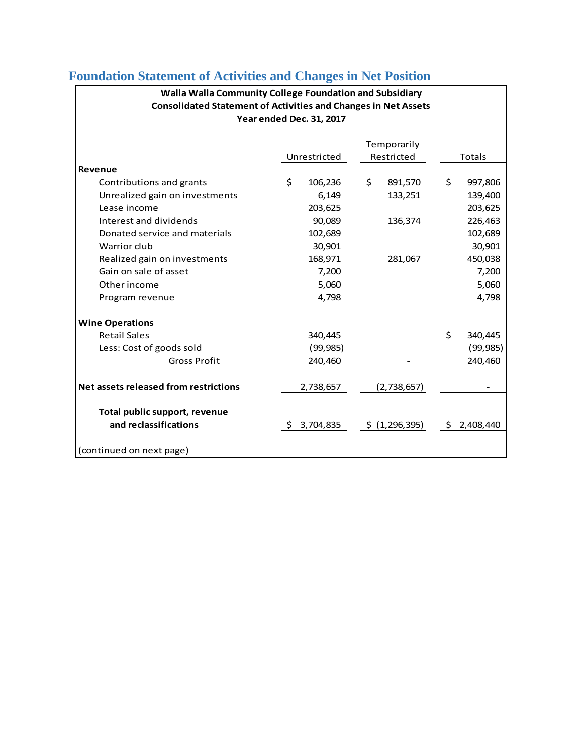## Foundation Statement of Activities and Changes in Net Position

**Walla Walla Community College Foundation and Subsidiary**
**Consolidated Statement of Activities and Changes in Net Assets**
**Year ended Dec. 31, 2017**

| | Unrestricted | Temporarily Restricted | Totals |
|---|---|---|---|
| **Revenue** | | | |
| Contributions and grants | $ 106,236 | $ 891,570 | $ 997,806 |
| Unrealized gain on investments | 6,149 | 133,251 | 139,400 |
| Lease income | 203,625 | | 203,625 |
| Interest and dividends | 90,089 | 136,374 | 226,463 |
| Donated service and materials | 102,689 | | 102,689 |
| Warrior club | 30,901 | | 30,901 |
| Realized gain on investments | 168,971 | 281,067 | 450,038 |
| Gain on sale of asset | 7,200 | | 7,200 |
| Other income | 5,060 | | 5,060 |
| Program revenue | 4,798 | | 4,798 |
| **Wine Operations** | | | |
| Retail Sales | 340,445 | | $ 340,445 |
| Less: Cost of goods sold | (99,985) | | (99,985) |
| Gross Profit | 240,460 | - | 240,460 |
| **Net assets released from restrictions** | 2,738,657 | (2,738,657) | - |
| **Total public support, revenue and reclassifications** | $ 3,704,835 | $ (1,296,395) | $ 2,408,440 |

(continued on next page)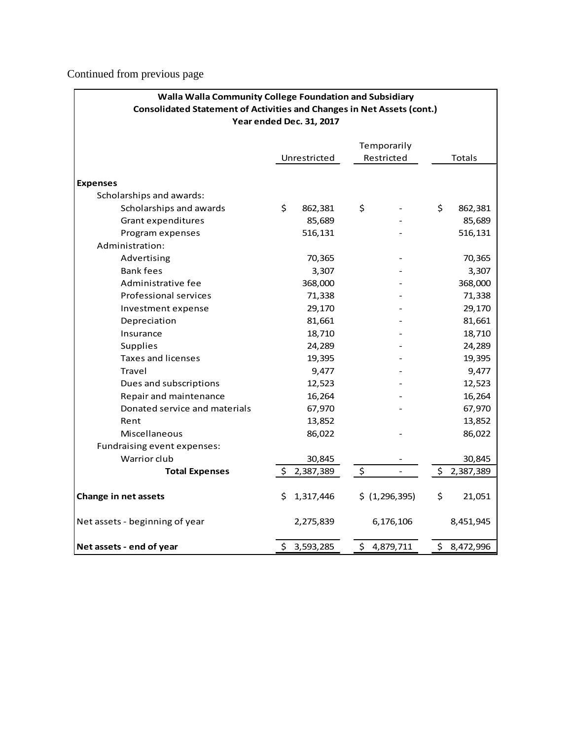Continued from previous page

**Walla Walla Community College Foundation and Subsidiary**
**Consolidated Statement of Activities and Changes in Net Assets (cont.)**
**Year ended Dec. 31, 2017**

| | Unrestricted | Temporarily Restricted | Totals |
|---|---|---|---|
| **Expenses** | | | |
| Scholarships and awards: | | | |
| Scholarships and awards | $ 862,381 | $ - | $ 862,381 |
| Grant expenditures | 85,689 | - | 85,689 |
| Program expenses | 516,131 | - | 516,131 |
| Administration: | | | |
| Advertising | 70,365 | - | 70,365 |
| Bank fees | 3,307 | - | 3,307 |
| Administrative fee | 368,000 | - | 368,000 |
| Professional services | 71,338 | - | 71,338 |
| Investment expense | 29,170 | - | 29,170 |
| Depreciation | 81,661 | - | 81,661 |
| Insurance | 18,710 | - | 18,710 |
| Supplies | 24,289 | - | 24,289 |
| Taxes and licenses | 19,395 | - | 19,395 |
| Travel | 9,477 | - | 9,477 |
| Dues and subscriptions | 12,523 | - | 12,523 |
| Repair and maintenance | 16,264 | - | 16,264 |
| Donated service and materials | 67,970 | - | 67,970 |
| Rent | 13,852 | | 13,852 |
| Miscellaneous | 86,022 | - | 86,022 |
| Fundraising event expenses: | | | |
| Warrior club | 30,845 | - | 30,845 |
| **Total Expenses** | $ 2,387,389 | $ - | $ 2,387,389 |
| **Change in net assets** | $ 1,317,446 | $ (1,296,395) | $ 21,051 |
| Net assets - beginning of year | 2,275,839 | 6,176,106 | 8,451,945 |
| **Net assets - end of year** | $ 3,593,285 | $ 4,879,711 | $ 8,472,996 |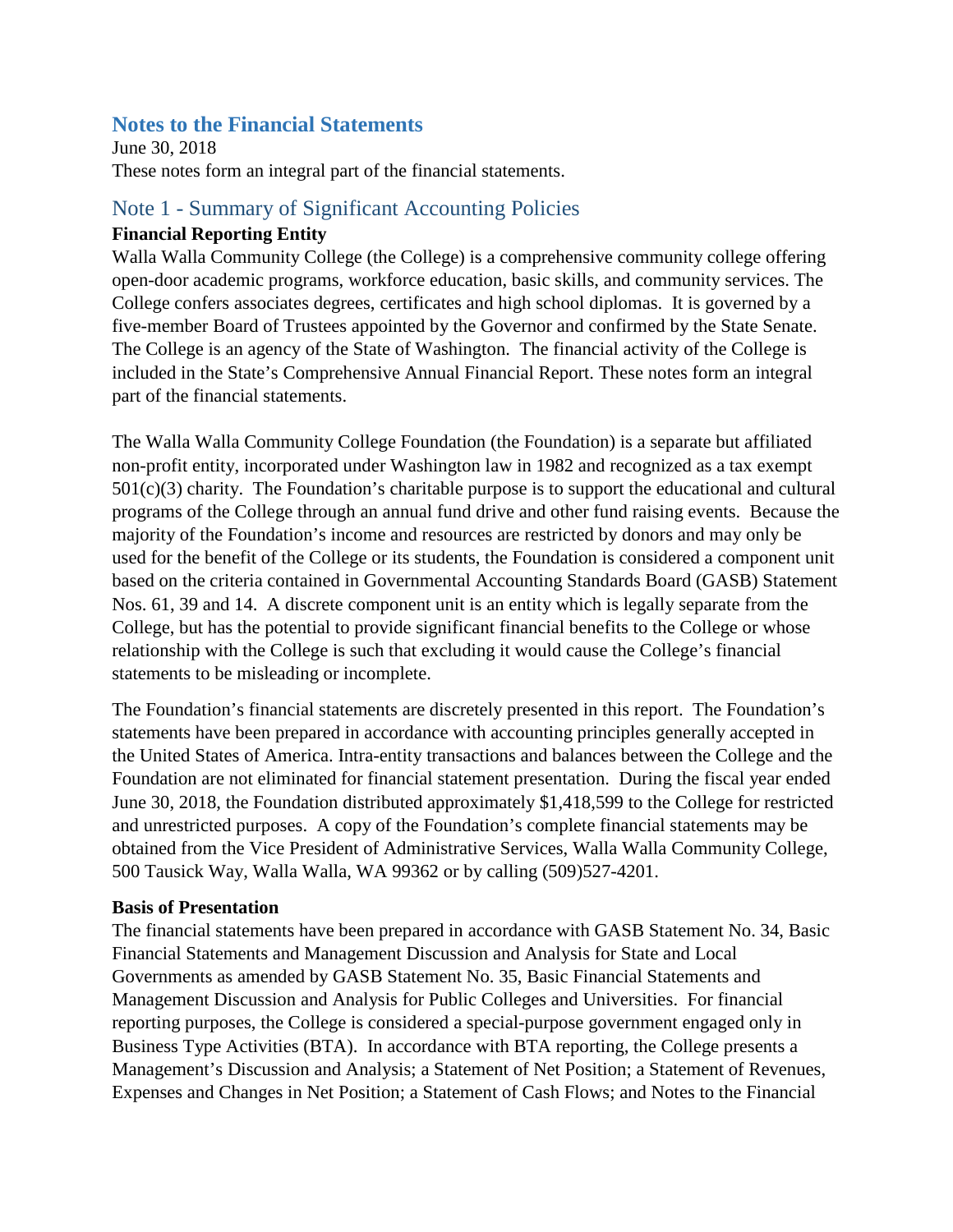## Notes to the Financial Statements

June 30, 2018

These notes form an integral part of the financial statements.

### Note 1 - Summary of Significant Accounting Policies

**Financial Reporting Entity**

Walla Walla Community College (the College) is a comprehensive community college offering open-door academic programs, workforce education, basic skills, and community services. The College confers associates degrees, certificates and high school diplomas. It is governed by a five-member Board of Trustees appointed by the Governor and confirmed by the State Senate. The College is an agency of the State of Washington. The financial activity of the College is included in the State's Comprehensive Annual Financial Report. These notes form an integral part of the financial statements.

The Walla Walla Community College Foundation (the Foundation) is a separate but affiliated non-profit entity, incorporated under Washington law in 1982 and recognized as a tax exempt 501(c)(3) charity. The Foundation's charitable purpose is to support the educational and cultural programs of the College through an annual fund drive and other fund raising events. Because the majority of the Foundation's income and resources are restricted by donors and may only be used for the benefit of the College or its students, the Foundation is considered a component unit based on the criteria contained in Governmental Accounting Standards Board (GASB) Statement Nos. 61, 39 and 14. A discrete component unit is an entity which is legally separate from the College, but has the potential to provide significant financial benefits to the College or whose relationship with the College is such that excluding it would cause the College's financial statements to be misleading or incomplete.

The Foundation's financial statements are discretely presented in this report. The Foundation's statements have been prepared in accordance with accounting principles generally accepted in the United States of America. Intra-entity transactions and balances between the College and the Foundation are not eliminated for financial statement presentation. During the fiscal year ended June 30, 2018, the Foundation distributed approximately $1,418,599 to the College for restricted and unrestricted purposes. A copy of the Foundation's complete financial statements may be obtained from the Vice President of Administrative Services, Walla Walla Community College, 500 Tausick Way, Walla Walla, WA 99362 or by calling (509)527-4201.

**Basis of Presentation**

The financial statements have been prepared in accordance with GASB Statement No. 34, Basic Financial Statements and Management Discussion and Analysis for State and Local Governments as amended by GASB Statement No. 35, Basic Financial Statements and Management Discussion and Analysis for Public Colleges and Universities. For financial reporting purposes, the College is considered a special-purpose government engaged only in Business Type Activities (BTA). In accordance with BTA reporting, the College presents a Management's Discussion and Analysis; a Statement of Net Position; a Statement of Revenues, Expenses and Changes in Net Position; a Statement of Cash Flows; and Notes to the Financial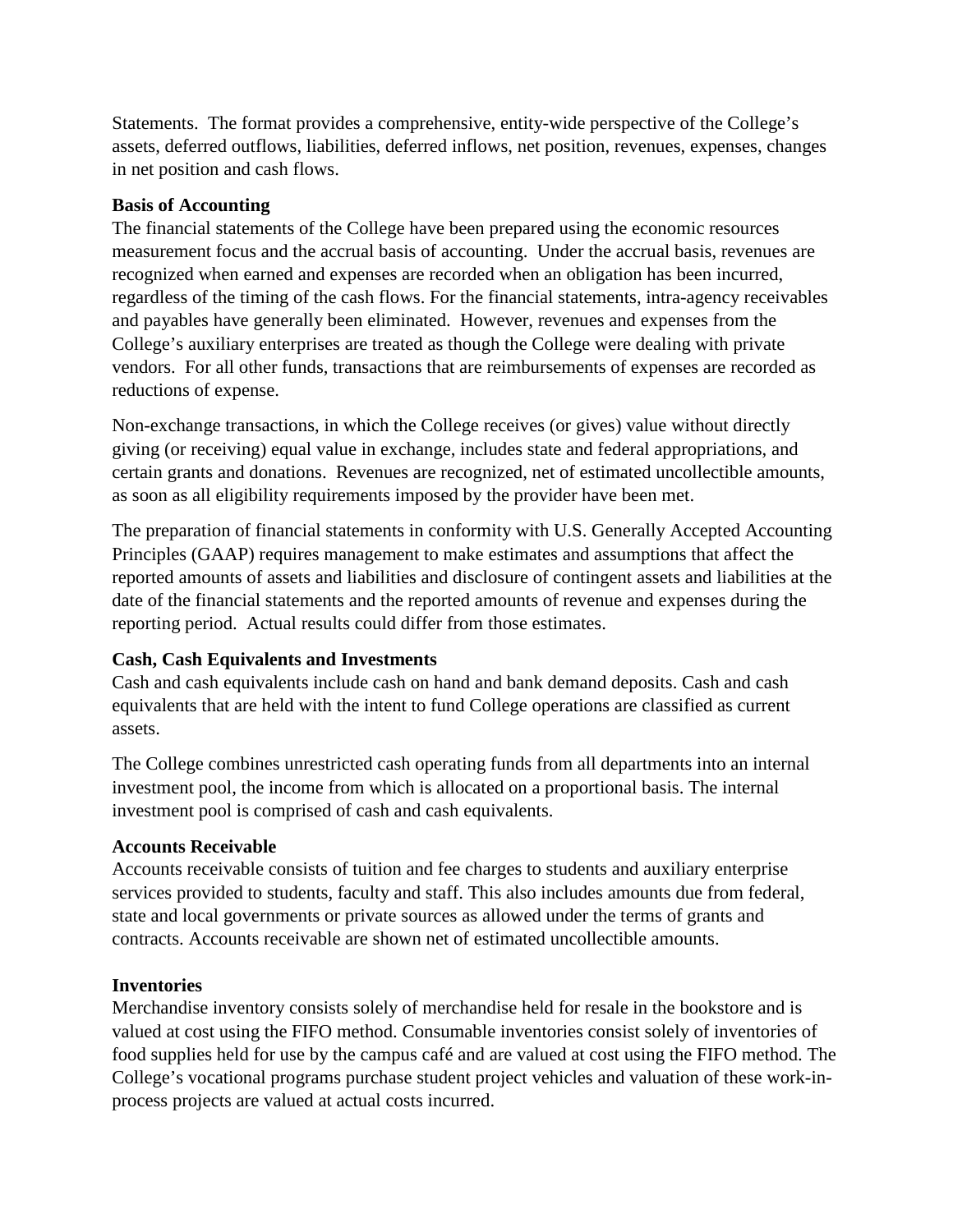Statements. The format provides a comprehensive, entity-wide perspective of the College's assets, deferred outflows, liabilities, deferred inflows, net position, revenues, expenses, changes in net position and cash flows.

**Basis of Accounting**

The financial statements of the College have been prepared using the economic resources measurement focus and the accrual basis of accounting. Under the accrual basis, revenues are recognized when earned and expenses are recorded when an obligation has been incurred, regardless of the timing of the cash flows. For the financial statements, intra-agency receivables and payables have generally been eliminated. However, revenues and expenses from the College's auxiliary enterprises are treated as though the College were dealing with private vendors. For all other funds, transactions that are reimbursements of expenses are recorded as reductions of expense.

Non-exchange transactions, in which the College receives (or gives) value without directly giving (or receiving) equal value in exchange, includes state and federal appropriations, and certain grants and donations. Revenues are recognized, net of estimated uncollectible amounts, as soon as all eligibility requirements imposed by the provider have been met.

The preparation of financial statements in conformity with U.S. Generally Accepted Accounting Principles (GAAP) requires management to make estimates and assumptions that affect the reported amounts of assets and liabilities and disclosure of contingent assets and liabilities at the date of the financial statements and the reported amounts of revenue and expenses during the reporting period. Actual results could differ from those estimates.

**Cash, Cash Equivalents and Investments**

Cash and cash equivalents include cash on hand and bank demand deposits. Cash and cash equivalents that are held with the intent to fund College operations are classified as current assets.

The College combines unrestricted cash operating funds from all departments into an internal investment pool, the income from which is allocated on a proportional basis. The internal investment pool is comprised of cash and cash equivalents.

**Accounts Receivable**

Accounts receivable consists of tuition and fee charges to students and auxiliary enterprise services provided to students, faculty and staff. This also includes amounts due from federal, state and local governments or private sources as allowed under the terms of grants and contracts. Accounts receivable are shown net of estimated uncollectible amounts.

**Inventories**

Merchandise inventory consists solely of merchandise held for resale in the bookstore and is valued at cost using the FIFO method. Consumable inventories consist solely of inventories of food supplies held for use by the campus café and are valued at cost using the FIFO method. The College's vocational programs purchase student project vehicles and valuation of these work-in-process projects are valued at actual costs incurred.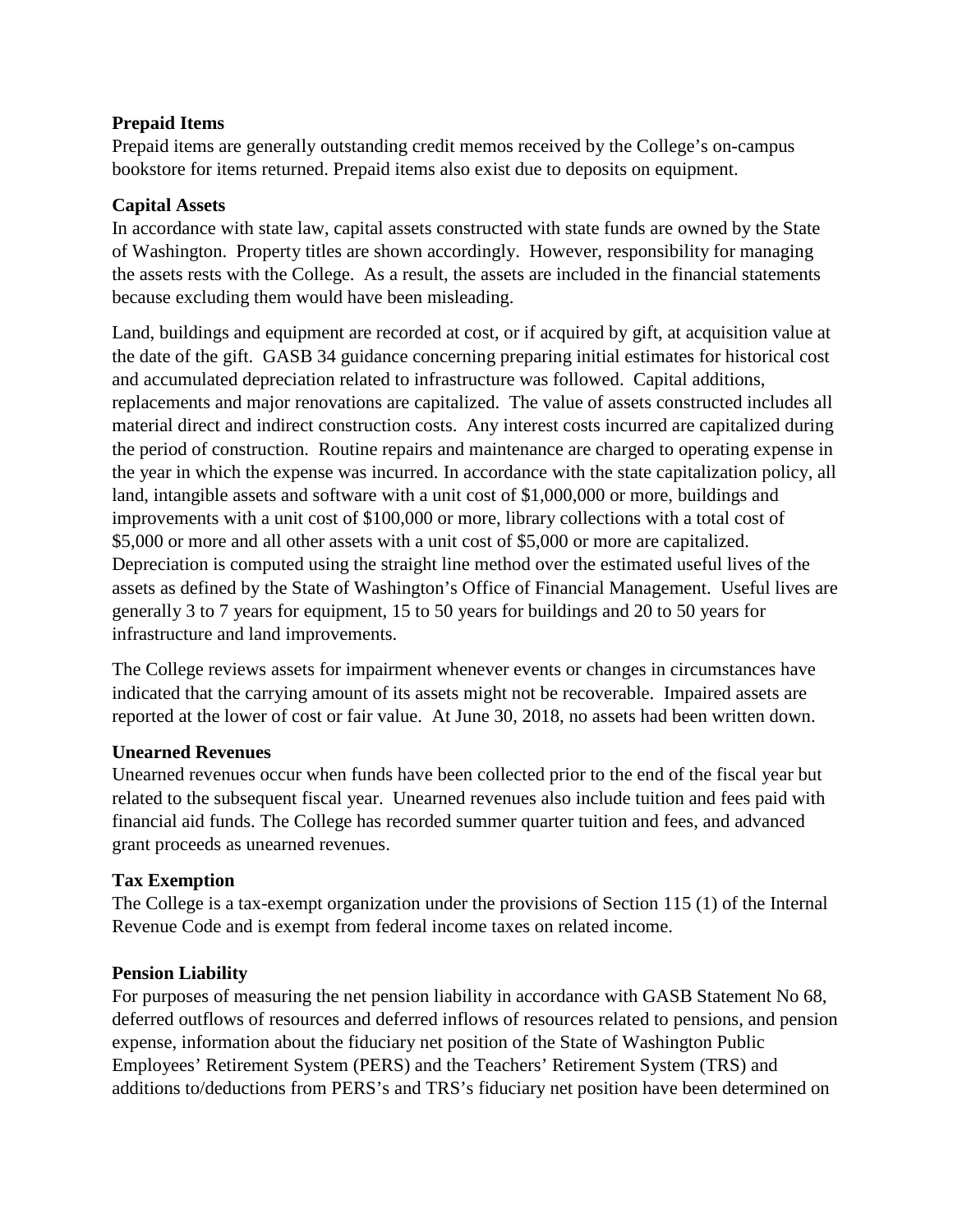**Prepaid Items**

Prepaid items are generally outstanding credit memos received by the College's on-campus bookstore for items returned. Prepaid items also exist due to deposits on equipment.

**Capital Assets**

In accordance with state law, capital assets constructed with state funds are owned by the State of Washington. Property titles are shown accordingly. However, responsibility for managing the assets rests with the College. As a result, the assets are included in the financial statements because excluding them would have been misleading.

Land, buildings and equipment are recorded at cost, or if acquired by gift, at acquisition value at the date of the gift. GASB 34 guidance concerning preparing initial estimates for historical cost and accumulated depreciation related to infrastructure was followed. Capital additions, replacements and major renovations are capitalized. The value of assets constructed includes all material direct and indirect construction costs. Any interest costs incurred are capitalized during the period of construction. Routine repairs and maintenance are charged to operating expense in the year in which the expense was incurred. In accordance with the state capitalization policy, all land, intangible assets and software with a unit cost of $1,000,000 or more, buildings and improvements with a unit cost of $100,000 or more, library collections with a total cost of $5,000 or more and all other assets with a unit cost of $5,000 or more are capitalized. Depreciation is computed using the straight line method over the estimated useful lives of the assets as defined by the State of Washington's Office of Financial Management. Useful lives are generally 3 to 7 years for equipment, 15 to 50 years for buildings and 20 to 50 years for infrastructure and land improvements.

The College reviews assets for impairment whenever events or changes in circumstances have indicated that the carrying amount of its assets might not be recoverable. Impaired assets are reported at the lower of cost or fair value. At June 30, 2018, no assets had been written down.

**Unearned Revenues**

Unearned revenues occur when funds have been collected prior to the end of the fiscal year but related to the subsequent fiscal year. Unearned revenues also include tuition and fees paid with financial aid funds. The College has recorded summer quarter tuition and fees, and advanced grant proceeds as unearned revenues.

**Tax Exemption**

The College is a tax-exempt organization under the provisions of Section 115 (1) of the Internal Revenue Code and is exempt from federal income taxes on related income.

**Pension Liability**

For purposes of measuring the net pension liability in accordance with GASB Statement No 68, deferred outflows of resources and deferred inflows of resources related to pensions, and pension expense, information about the fiduciary net position of the State of Washington Public Employees' Retirement System (PERS) and the Teachers' Retirement System (TRS) and additions to/deductions from PERS's and TRS's fiduciary net position have been determined on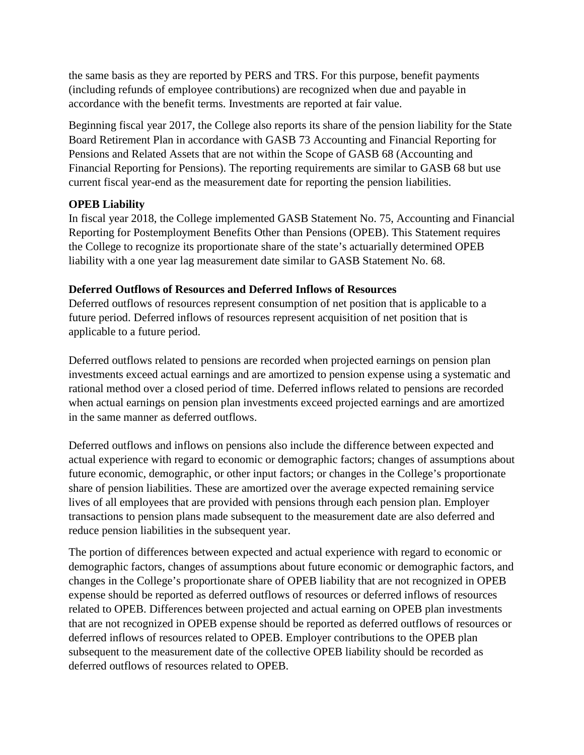the same basis as they are reported by PERS and TRS. For this purpose, benefit payments (including refunds of employee contributions) are recognized when due and payable in accordance with the benefit terms. Investments are reported at fair value.

Beginning fiscal year 2017, the College also reports its share of the pension liability for the State Board Retirement Plan in accordance with GASB 73 Accounting and Financial Reporting for Pensions and Related Assets that are not within the Scope of GASB 68 (Accounting and Financial Reporting for Pensions). The reporting requirements are similar to GASB 68 but use current fiscal year-end as the measurement date for reporting the pension liabilities.

**OPEB Liability**

In fiscal year 2018, the College implemented GASB Statement No. 75, Accounting and Financial Reporting for Postemployment Benefits Other than Pensions (OPEB). This Statement requires the College to recognize its proportionate share of the state's actuarially determined OPEB liability with a one year lag measurement date similar to GASB Statement No. 68.

**Deferred Outflows of Resources and Deferred Inflows of Resources**

Deferred outflows of resources represent consumption of net position that is applicable to a future period. Deferred inflows of resources represent acquisition of net position that is applicable to a future period.

Deferred outflows related to pensions are recorded when projected earnings on pension plan investments exceed actual earnings and are amortized to pension expense using a systematic and rational method over a closed period of time. Deferred inflows related to pensions are recorded when actual earnings on pension plan investments exceed projected earnings and are amortized in the same manner as deferred outflows.

Deferred outflows and inflows on pensions also include the difference between expected and actual experience with regard to economic or demographic factors; changes of assumptions about future economic, demographic, or other input factors; or changes in the College's proportionate share of pension liabilities. These are amortized over the average expected remaining service lives of all employees that are provided with pensions through each pension plan. Employer transactions to pension plans made subsequent to the measurement date are also deferred and reduce pension liabilities in the subsequent year.

The portion of differences between expected and actual experience with regard to economic or demographic factors, changes of assumptions about future economic or demographic factors, and changes in the College's proportionate share of OPEB liability that are not recognized in OPEB expense should be reported as deferred outflows of resources or deferred inflows of resources related to OPEB. Differences between projected and actual earning on OPEB plan investments that are not recognized in OPEB expense should be reported as deferred outflows of resources or deferred inflows of resources related to OPEB. Employer contributions to the OPEB plan subsequent to the measurement date of the collective OPEB liability should be recorded as deferred outflows of resources related to OPEB.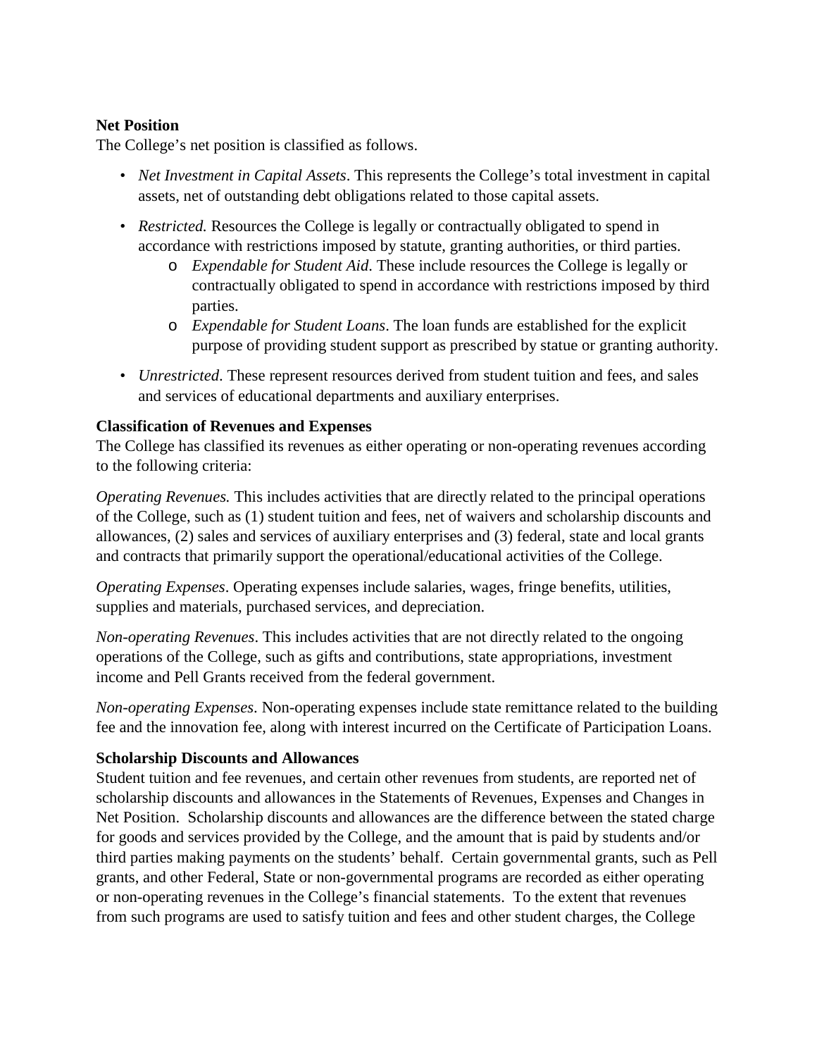**Net Position**

The College's net position is classified as follows.

- *Net Investment in Capital Assets*. This represents the College's total investment in capital assets, net of outstanding debt obligations related to those capital assets.
- *Restricted.* Resources the College is legally or contractually obligated to spend in accordance with restrictions imposed by statute, granting authorities, or third parties.
  - *Expendable for Student Aid*. These include resources the College is legally or contractually obligated to spend in accordance with restrictions imposed by third parties.
  - *Expendable for Student Loans*. The loan funds are established for the explicit purpose of providing student support as prescribed by statue or granting authority.
- *Unrestricted*. These represent resources derived from student tuition and fees, and sales and services of educational departments and auxiliary enterprises.

**Classification of Revenues and Expenses**

The College has classified its revenues as either operating or non-operating revenues according to the following criteria:

*Operating Revenues.* This includes activities that are directly related to the principal operations of the College, such as (1) student tuition and fees, net of waivers and scholarship discounts and allowances, (2) sales and services of auxiliary enterprises and (3) federal, state and local grants and contracts that primarily support the operational/educational activities of the College.

*Operating Expenses*. Operating expenses include salaries, wages, fringe benefits, utilities, supplies and materials, purchased services, and depreciation.

*Non-operating Revenues*. This includes activities that are not directly related to the ongoing operations of the College, such as gifts and contributions, state appropriations, investment income and Pell Grants received from the federal government.

*Non-operating Expenses*. Non-operating expenses include state remittance related to the building fee and the innovation fee, along with interest incurred on the Certificate of Participation Loans.

**Scholarship Discounts and Allowances**

Student tuition and fee revenues, and certain other revenues from students, are reported net of scholarship discounts and allowances in the Statements of Revenues, Expenses and Changes in Net Position. Scholarship discounts and allowances are the difference between the stated charge for goods and services provided by the College, and the amount that is paid by students and/or third parties making payments on the students' behalf. Certain governmental grants, such as Pell grants, and other Federal, State or non-governmental programs are recorded as either operating or non-operating revenues in the College's financial statements. To the extent that revenues from such programs are used to satisfy tuition and fees and other student charges, the College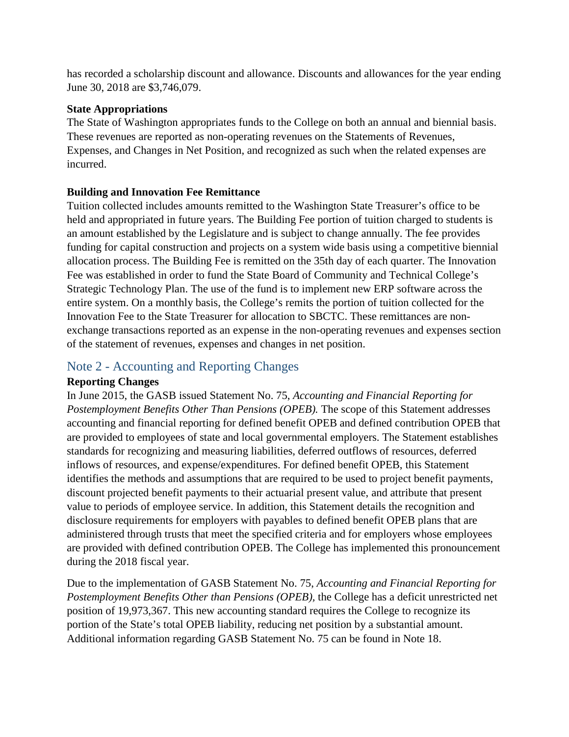has recorded a scholarship discount and allowance. Discounts and allowances for the year ending June 30, 2018 are $3,746,079.

**State Appropriations**

The State of Washington appropriates funds to the College on both an annual and biennial basis. These revenues are reported as non-operating revenues on the Statements of Revenues, Expenses, and Changes in Net Position, and recognized as such when the related expenses are incurred.

**Building and Innovation Fee Remittance**

Tuition collected includes amounts remitted to the Washington State Treasurer's office to be held and appropriated in future years. The Building Fee portion of tuition charged to students is an amount established by the Legislature and is subject to change annually. The fee provides funding for capital construction and projects on a system wide basis using a competitive biennial allocation process. The Building Fee is remitted on the 35th day of each quarter. The Innovation Fee was established in order to fund the State Board of Community and Technical College's Strategic Technology Plan. The use of the fund is to implement new ERP software across the entire system. On a monthly basis, the College's remits the portion of tuition collected for the Innovation Fee to the State Treasurer for allocation to SBCTC. These remittances are non-exchange transactions reported as an expense in the non-operating revenues and expenses section of the statement of revenues, expenses and changes in net position.

## Note 2 - Accounting and Reporting Changes

**Reporting Changes**

In June 2015, the GASB issued Statement No. 75, *Accounting and Financial Reporting for Postemployment Benefits Other Than Pensions (OPEB).* The scope of this Statement addresses accounting and financial reporting for defined benefit OPEB and defined contribution OPEB that are provided to employees of state and local governmental employers. The Statement establishes standards for recognizing and measuring liabilities, deferred outflows of resources, deferred inflows of resources, and expense/expenditures. For defined benefit OPEB, this Statement identifies the methods and assumptions that are required to be used to project benefit payments, discount projected benefit payments to their actuarial present value, and attribute that present value to periods of employee service. In addition, this Statement details the recognition and disclosure requirements for employers with payables to defined benefit OPEB plans that are administered through trusts that meet the specified criteria and for employers whose employees are provided with defined contribution OPEB. The College has implemented this pronouncement during the 2018 fiscal year.

Due to the implementation of GASB Statement No. 75, *Accounting and Financial Reporting for Postemployment Benefits Other than Pensions (OPEB),* the College has a deficit unrestricted net position of 19,973,367. This new accounting standard requires the College to recognize its portion of the State's total OPEB liability, reducing net position by a substantial amount. Additional information regarding GASB Statement No. 75 can be found in Note 18.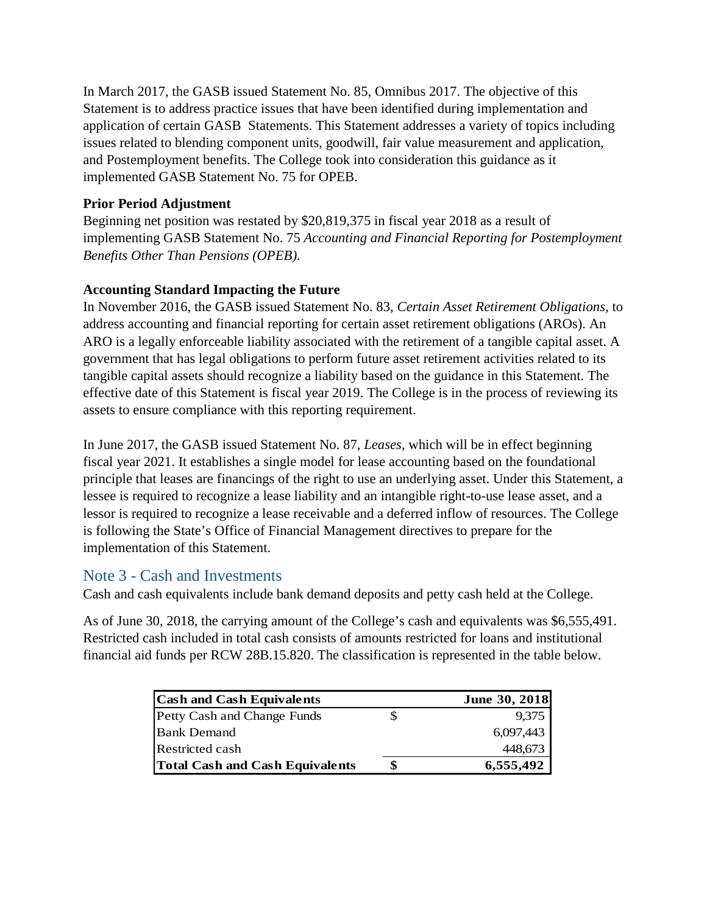In March 2017, the GASB issued Statement No. 85, Omnibus 2017. The objective of this Statement is to address practice issues that have been identified during implementation and application of certain GASB Statements. This Statement addresses a variety of topics including issues related to blending component units, goodwill, fair value measurement and application, and Postemployment benefits. The College took into consideration this guidance as it implemented GASB Statement No. 75 for OPEB.

**Prior Period Adjustment**

Beginning net position was restated by $20,819,375 in fiscal year 2018 as a result of implementing GASB Statement No. 75 *Accounting and Financial Reporting for Postemployment Benefits Other Than Pensions (OPEB).*

**Accounting Standard Impacting the Future**

In November 2016, the GASB issued Statement No. 83, *Certain Asset Retirement Obligations,* to address accounting and financial reporting for certain asset retirement obligations (AROs). An ARO is a legally enforceable liability associated with the retirement of a tangible capital asset. A government that has legal obligations to perform future asset retirement activities related to its tangible capital assets should recognize a liability based on the guidance in this Statement. The effective date of this Statement is fiscal year 2019. The College is in the process of reviewing its assets to ensure compliance with this reporting requirement.

In June 2017, the GASB issued Statement No. 87, *Leases*, which will be in effect beginning fiscal year 2021. It establishes a single model for lease accounting based on the foundational principle that leases are financings of the right to use an underlying asset. Under this Statement, a lessee is required to recognize a lease liability and an intangible right-to-use lease asset, and a lessor is required to recognize a lease receivable and a deferred inflow of resources. The College is following the State's Office of Financial Management directives to prepare for the implementation of this Statement.

## Note 3 - Cash and Investments

Cash and cash equivalents include bank demand deposits and petty cash held at the College.

As of June 30, 2018, the carrying amount of the College's cash and equivalents was $6,555,491. Restricted cash included in total cash consists of amounts restricted for loans and institutional financial aid funds per RCW 28B.15.820. The classification is represented in the table below.

| **Cash and Cash Equivalents** | | **June 30, 2018** |
|---|---|---|
| Petty Cash and Change Funds | $ | 9,375 |
| Bank Demand | | 6,097,443 |
| Restricted cash | | 448,673 |
| **Total Cash and Cash Equivalents** | **$** | **6,555,492** |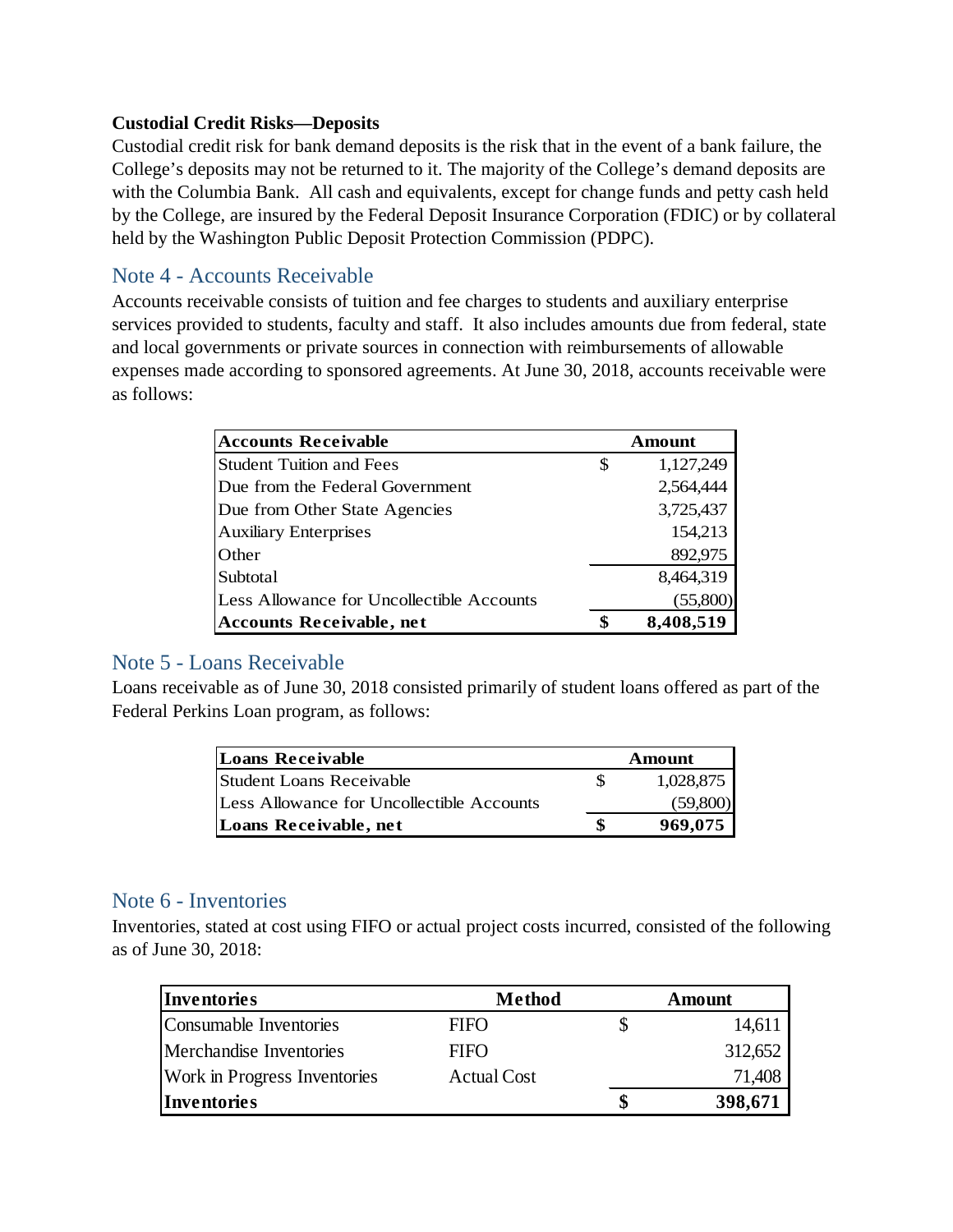**Custodial Credit Risks—Deposits**

Custodial credit risk for bank demand deposits is the risk that in the event of a bank failure, the College's deposits may not be returned to it. The majority of the College's demand deposits are with the Columbia Bank. All cash and equivalents, except for change funds and petty cash held by the College, are insured by the Federal Deposit Insurance Corporation (FDIC) or by collateral held by the Washington Public Deposit Protection Commission (PDPC).

## Note 4 - Accounts Receivable

Accounts receivable consists of tuition and fee charges to students and auxiliary enterprise services provided to students, faculty and staff. It also includes amounts due from federal, state and local governments or private sources in connection with reimbursements of allowable expenses made according to sponsored agreements. At June 30, 2018, accounts receivable were as follows:

| Accounts Receivable | | Amount |
|---|---|---|
| Student Tuition and Fees | $ | 1,127,249 |
| Due from the Federal Government | | 2,564,444 |
| Due from Other State Agencies | | 3,725,437 |
| Auxiliary Enterprises | | 154,213 |
| Other | | 892,975 |
| Subtotal | | 8,464,319 |
| Less Allowance for Uncollectible Accounts | | (55,800) |
| **Accounts Receivable, net** | **$** | **8,408,519** |

## Note 5 - Loans Receivable

Loans receivable as of June 30, 2018 consisted primarily of student loans offered as part of the Federal Perkins Loan program, as follows:

| Loans Receivable | | Amount |
|---|---|---|
| Student Loans Receivable | $ | 1,028,875 |
| Less Allowance for Uncollectible Accounts | | (59,800) |
| **Loans Receivable, net** | **$** | **969,075** |

## Note 6 - Inventories

Inventories, stated at cost using FIFO or actual project costs incurred, consisted of the following as of June 30, 2018:

| Inventories | Method | | Amount |
|---|---|---|---|
| Consumable Inventories | FIFO | $ | 14,611 |
| Merchandise Inventories | FIFO | | 312,652 |
| Work in Progress Inventories | Actual Cost | | 71,408 |
| **Inventories** | | **$** | **398,671** |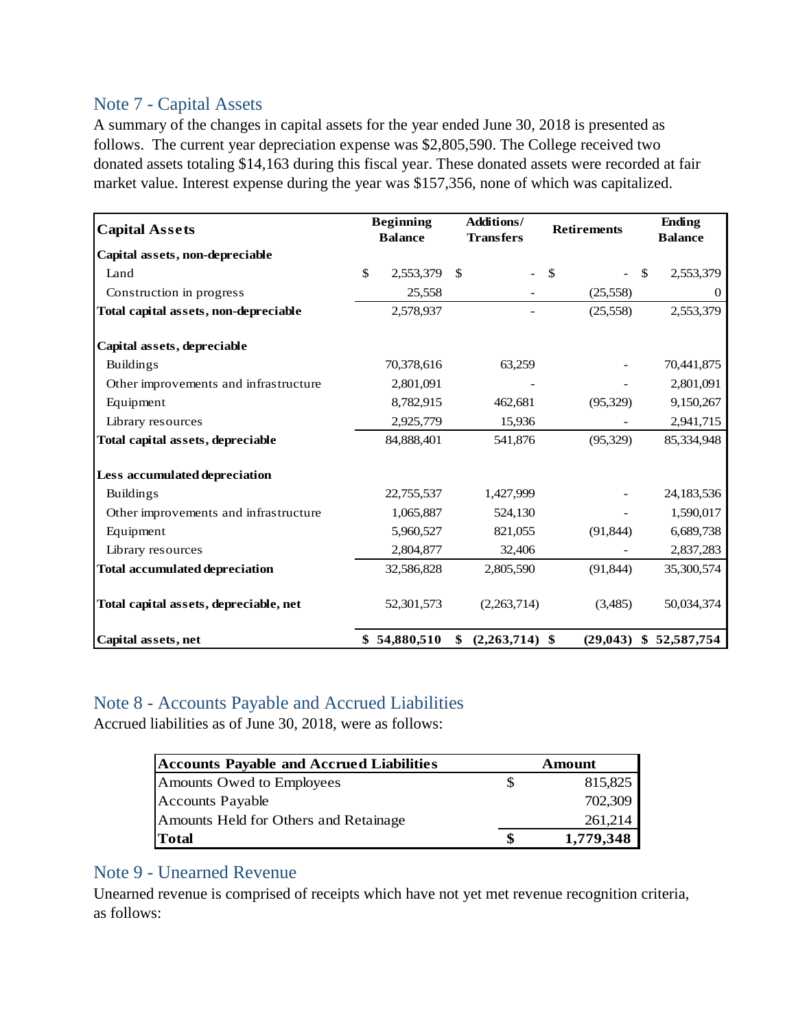## Note 7 - Capital Assets

A summary of the changes in capital assets for the year ended June 30, 2018 is presented as follows. The current year depreciation expense was $2,805,590. The College received two donated assets totaling $14,163 during this fiscal year. These donated assets were recorded at fair market value. Interest expense during the year was $157,356, none of which was capitalized.

| **Capital Assets** | **Beginning Balance** | **Additions/ Transfers** | **Retirements** | **Ending Balance** |
|---|---|---|---|---|
| **Capital assets, non-depreciable** | | | | |
| Land | $ 2,553,379 | $ - | $ - | $ 2,553,379 |
| Construction in progress | 25,558 | - | (25,558) | 0 |
| **Total capital assets, non-depreciable** | 2,578,937 | - | (25,558) | 2,553,379 |
| **Capital assets, depreciable** | | | | |
| Buildings | 70,378,616 | 63,259 | - | 70,441,875 |
| Other improvements and infrastructure | 2,801,091 | - | - | 2,801,091 |
| Equipment | 8,782,915 | 462,681 | (95,329) | 9,150,267 |
| Library resources | 2,925,779 | 15,936 | - | 2,941,715 |
| **Total capital assets, depreciable** | 84,888,401 | 541,876 | (95,329) | 85,334,948 |
| **Less accumulated depreciation** | | | | |
| Buildings | 22,755,537 | 1,427,999 | - | 24,183,536 |
| Other improvements and infrastructure | 1,065,887 | 524,130 | - | 1,590,017 |
| Equipment | 5,960,527 | 821,055 | (91,844) | 6,689,738 |
| Library resources | 2,804,877 | 32,406 | - | 2,837,283 |
| **Total accumulated depreciation** | 32,586,828 | 2,805,590 | (91,844) | 35,300,574 |
| **Total capital assets, depreciable, net** | 52,301,573 | (2,263,714) | (3,485) | 50,034,374 |
| **Capital assets, net** | **$ 54,880,510** | **$ (2,263,714)** | **$ (29,043)** | **$ 52,587,754** |

## Note 8 - Accounts Payable and Accrued Liabilities

Accrued liabilities as of June 30, 2018, were as follows:

| **Accounts Payable and Accrued Liabilities** | **Amount** |
|---|---|
| Amounts Owed to Employees | $ 815,825 |
| Accounts Payable | 702,309 |
| Amounts Held for Others and Retainage | 261,214 |
| **Total** | **$ 1,779,348** |

## Note 9 - Unearned Revenue

Unearned revenue is comprised of receipts which have not yet met revenue recognition criteria, as follows: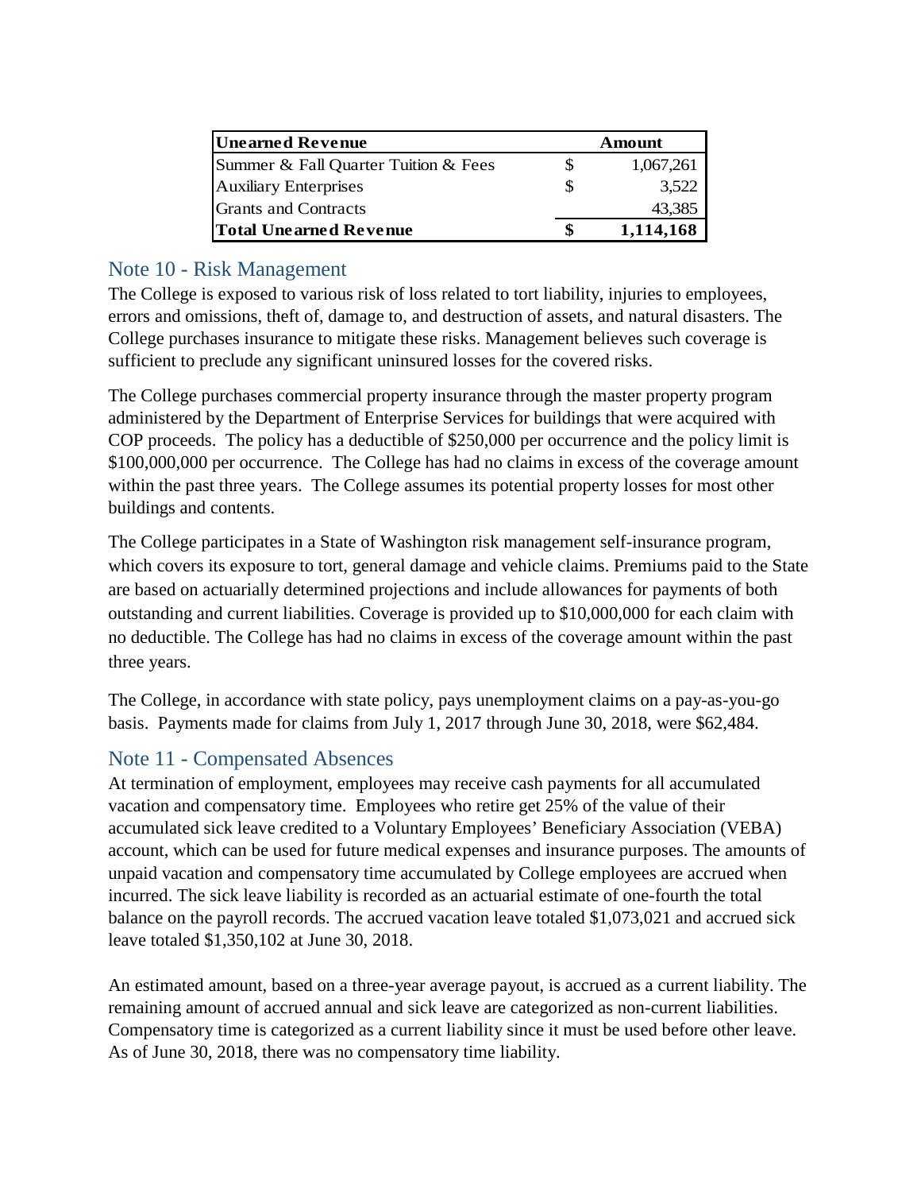| Unearned Revenue | | Amount |
|---|---|---|
| Summer & Fall Quarter Tuition & Fees | $ | 1,067,261 |
| Auxiliary Enterprises | $ | 3,522 |
| Grants and Contracts | | 43,385 |
| **Total Unearned Revenue** | **$** | **1,114,168** |

## Note 10 - Risk Management

The College is exposed to various risk of loss related to tort liability, injuries to employees, errors and omissions, theft of, damage to, and destruction of assets, and natural disasters. The College purchases insurance to mitigate these risks. Management believes such coverage is sufficient to preclude any significant uninsured losses for the covered risks.

The College purchases commercial property insurance through the master property program administered by the Department of Enterprise Services for buildings that were acquired with COP proceeds. The policy has a deductible of $250,000 per occurrence and the policy limit is $100,000,000 per occurrence. The College has had no claims in excess of the coverage amount within the past three years. The College assumes its potential property losses for most other buildings and contents.

The College participates in a State of Washington risk management self-insurance program, which covers its exposure to tort, general damage and vehicle claims. Premiums paid to the State are based on actuarially determined projections and include allowances for payments of both outstanding and current liabilities. Coverage is provided up to $10,000,000 for each claim with no deductible. The College has had no claims in excess of the coverage amount within the past three years.

The College, in accordance with state policy, pays unemployment claims on a pay-as-you-go basis. Payments made for claims from July 1, 2017 through June 30, 2018, were $62,484.

## Note 11 - Compensated Absences

At termination of employment, employees may receive cash payments for all accumulated vacation and compensatory time. Employees who retire get 25% of the value of their accumulated sick leave credited to a Voluntary Employees' Beneficiary Association (VEBA) account, which can be used for future medical expenses and insurance purposes. The amounts of unpaid vacation and compensatory time accumulated by College employees are accrued when incurred. The sick leave liability is recorded as an actuarial estimate of one-fourth the total balance on the payroll records. The accrued vacation leave totaled $1,073,021 and accrued sick leave totaled $1,350,102 at June 30, 2018.

An estimated amount, based on a three-year average payout, is accrued as a current liability. The remaining amount of accrued annual and sick leave are categorized as non-current liabilities. Compensatory time is categorized as a current liability since it must be used before other leave. As of June 30, 2018, there was no compensatory time liability.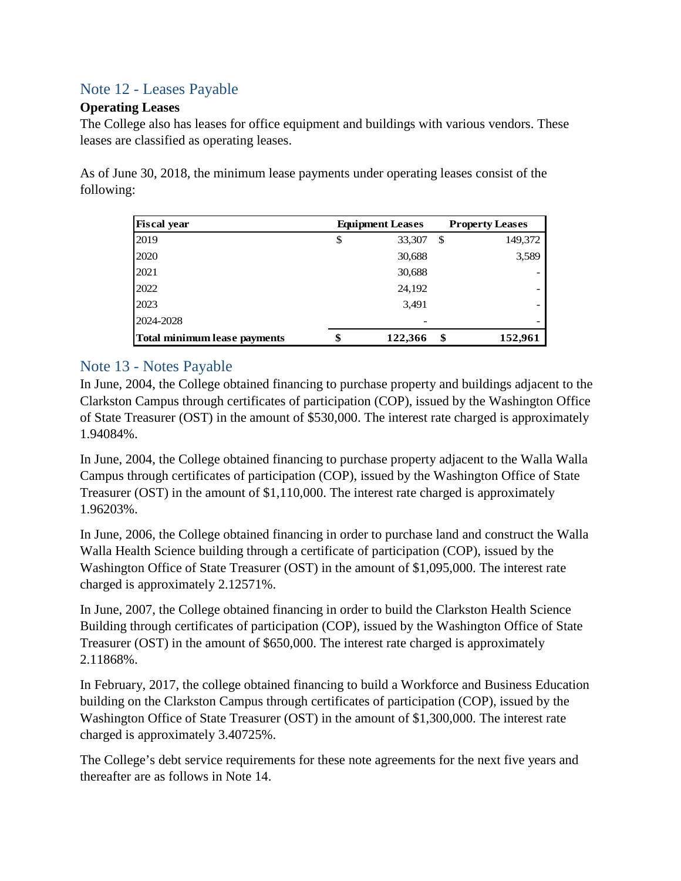## Note 12 - Leases Payable

**Operating Leases**

The College also has leases for office equipment and buildings with various vendors. These leases are classified as operating leases.

As of June 30, 2018, the minimum lease payments under operating leases consist of the following:

| Fiscal year | Equipment Leases | Property Leases |
|---|---|---|
| 2019 | $ 33,307 | $ 149,372 |
| 2020 | 30,688 | 3,589 |
| 2021 | 30,688 | - |
| 2022 | 24,192 | - |
| 2023 | 3,491 | - |
| 2024-2028 | - | - |
| **Total minimum lease payments** | **$ 122,366** | **$ 152,961** |

## Note 13 - Notes Payable

In June, 2004, the College obtained financing to purchase property and buildings adjacent to the Clarkston Campus through certificates of participation (COP), issued by the Washington Office of State Treasurer (OST) in the amount of $530,000. The interest rate charged is approximately 1.94084%.

In June, 2004, the College obtained financing to purchase property adjacent to the Walla Walla Campus through certificates of participation (COP), issued by the Washington Office of State Treasurer (OST) in the amount of $1,110,000. The interest rate charged is approximately 1.96203%.

In June, 2006, the College obtained financing in order to purchase land and construct the Walla Walla Health Science building through a certificate of participation (COP), issued by the Washington Office of State Treasurer (OST) in the amount of $1,095,000. The interest rate charged is approximately 2.12571%.

In June, 2007, the College obtained financing in order to build the Clarkston Health Science Building through certificates of participation (COP), issued by the Washington Office of State Treasurer (OST) in the amount of $650,000. The interest rate charged is approximately 2.11868%.

In February, 2017, the college obtained financing to build a Workforce and Business Education building on the Clarkston Campus through certificates of participation (COP), issued by the Washington Office of State Treasurer (OST) in the amount of $1,300,000. The interest rate charged is approximately 3.40725%.

The College's debt service requirements for these note agreements for the next five years and thereafter are as follows in Note 14.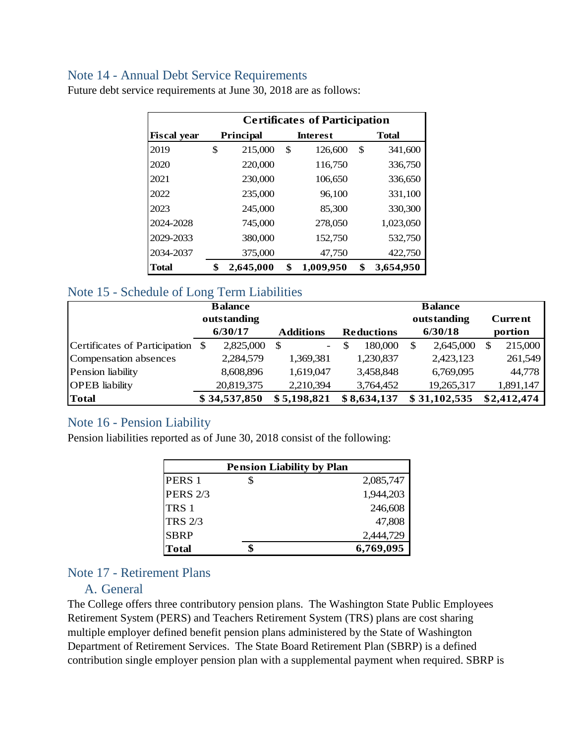## Note 14 - Annual Debt Service Requirements

Future debt service requirements at June 30, 2018 are as follows:

| | Certificates of Participation | | |
|---|---|---|---|
| **Fiscal year** | **Principal** | **Interest** | **Total** |
| 2019 | $ 215,000 | $ 126,600 | $ 341,600 |
| 2020 | 220,000 | 116,750 | 336,750 |
| 2021 | 230,000 | 106,650 | 336,650 |
| 2022 | 235,000 | 96,100 | 331,100 |
| 2023 | 245,000 | 85,300 | 330,300 |
| 2024-2028 | 745,000 | 278,050 | 1,023,050 |
| 2029-2033 | 380,000 | 152,750 | 532,750 |
| 2034-2037 | 375,000 | 47,750 | 422,750 |
| **Total** | **$ 2,645,000** | **$ 1,009,950** | **$ 3,654,950** |

## Note 15 - Schedule of Long Term Liabilities

| | Balance outstanding 6/30/17 | Additions | Reductions | Balance outstanding 6/30/18 | Current portion |
|---|---|---|---|---|---|
| Certificates of Participation | $ 2,825,000 | $ - | $ 180,000 | $ 2,645,000 | $ 215,000 |
| Compensation absences | 2,284,579 | 1,369,381 | 1,230,837 | 2,423,123 | 261,549 |
| Pension liability | 8,608,896 | 1,619,047 | 3,458,848 | 6,769,095 | 44,778 |
| OPEB liability | 20,819,375 | 2,210,394 | 3,764,452 | 19,265,317 | 1,891,147 |
| **Total** | **$ 34,537,850** | **$ 5,198,821** | **$ 8,634,137** | **$ 31,102,535** | **$ 2,412,474** |

## Note 16 - Pension Liability

Pension liabilities reported as of June 30, 2018 consist of the following:

| Pension Liability by Plan | |
|---|---|
| PERS 1 | $ 2,085,747 |
| PERS 2/3 | 1,944,203 |
| TRS 1 | 246,608 |
| TRS 2/3 | 47,808 |
| SBRP | 2,444,729 |
| **Total** | **$ 6,769,095** |

## Note 17 - Retirement Plans

### A. General

The College offers three contributory pension plans. The Washington State Public Employees Retirement System (PERS) and Teachers Retirement System (TRS) plans are cost sharing multiple employer defined benefit pension plans administered by the State of Washington Department of Retirement Services. The State Board Retirement Plan (SBRP) is a defined contribution single employer pension plan with a supplemental payment when required. SBRP is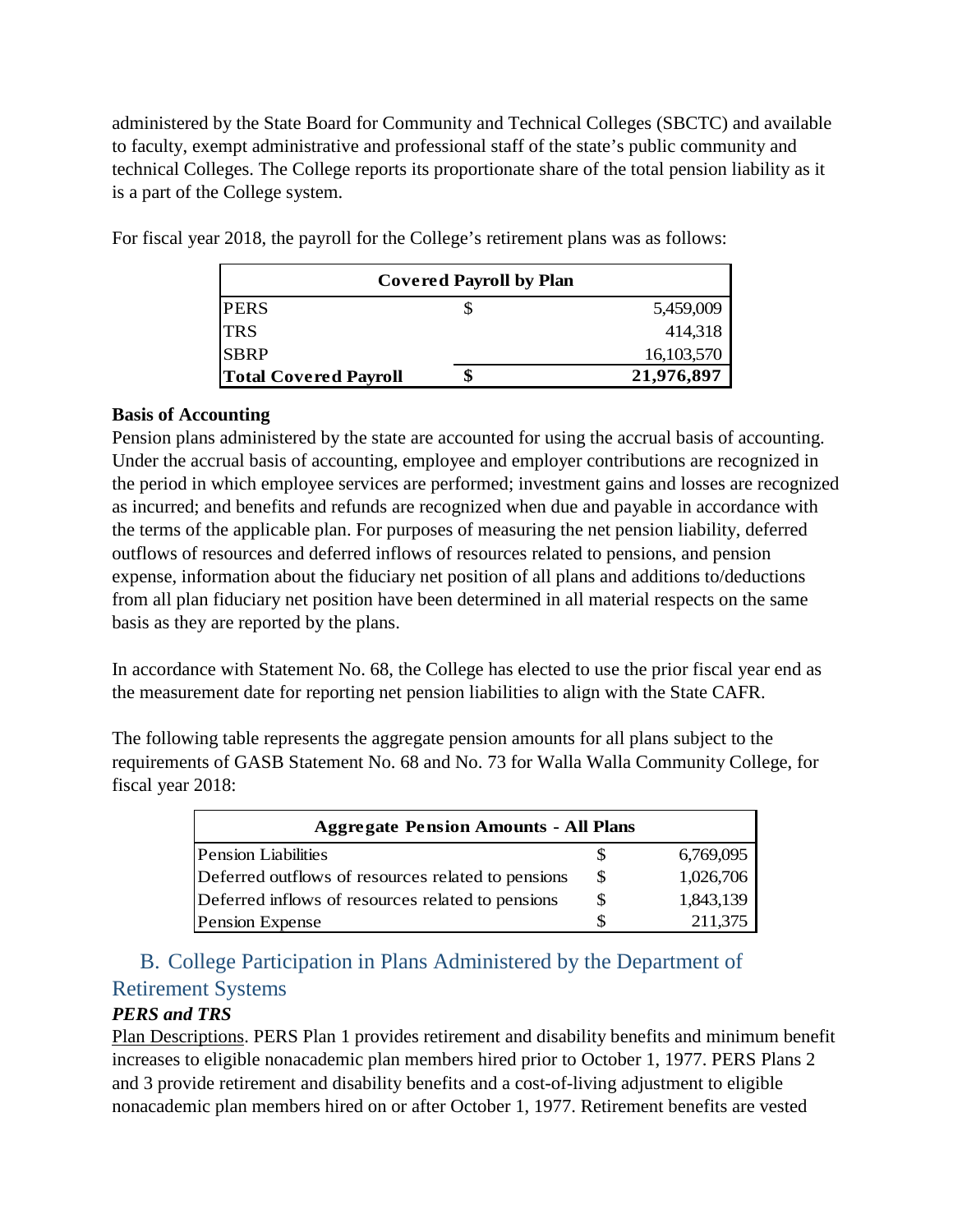administered by the State Board for Community and Technical Colleges (SBCTC) and available to faculty, exempt administrative and professional staff of the state's public community and technical Colleges. The College reports its proportionate share of the total pension liability as it is a part of the College system.

For fiscal year 2018, the payroll for the College's retirement plans was as follows:

| Covered Payroll by Plan | | |
|---|---|---|
| PERS | $ | 5,459,009 |
| TRS | | 414,318 |
| SBRP | | 16,103,570 |
| **Total Covered Payroll** | **$** | **21,976,897** |

**Basis of Accounting**

Pension plans administered by the state are accounted for using the accrual basis of accounting. Under the accrual basis of accounting, employee and employer contributions are recognized in the period in which employee services are performed; investment gains and losses are recognized as incurred; and benefits and refunds are recognized when due and payable in accordance with the terms of the applicable plan. For purposes of measuring the net pension liability, deferred outflows of resources and deferred inflows of resources related to pensions, and pension expense, information about the fiduciary net position of all plans and additions to/deductions from all plan fiduciary net position have been determined in all material respects on the same basis as they are reported by the plans.

In accordance with Statement No. 68, the College has elected to use the prior fiscal year end as the measurement date for reporting net pension liabilities to align with the State CAFR.

The following table represents the aggregate pension amounts for all plans subject to the requirements of GASB Statement No. 68 and No. 73 for Walla Walla Community College, for fiscal year 2018:

| Aggregate Pension Amounts - All Plans | | |
|---|---|---|
| Pension Liabilities | $ | 6,769,095 |
| Deferred outflows of resources related to pensions | $ | 1,026,706 |
| Deferred inflows of resources related to pensions | $ | 1,843,139 |
| Pension Expense | $ | 211,375 |

## B. College Participation in Plans Administered by the Department of Retirement Systems

### *PERS and TRS*

Plan Descriptions. PERS Plan 1 provides retirement and disability benefits and minimum benefit increases to eligible nonacademic plan members hired prior to October 1, 1977. PERS Plans 2 and 3 provide retirement and disability benefits and a cost-of-living adjustment to eligible nonacademic plan members hired on or after October 1, 1977. Retirement benefits are vested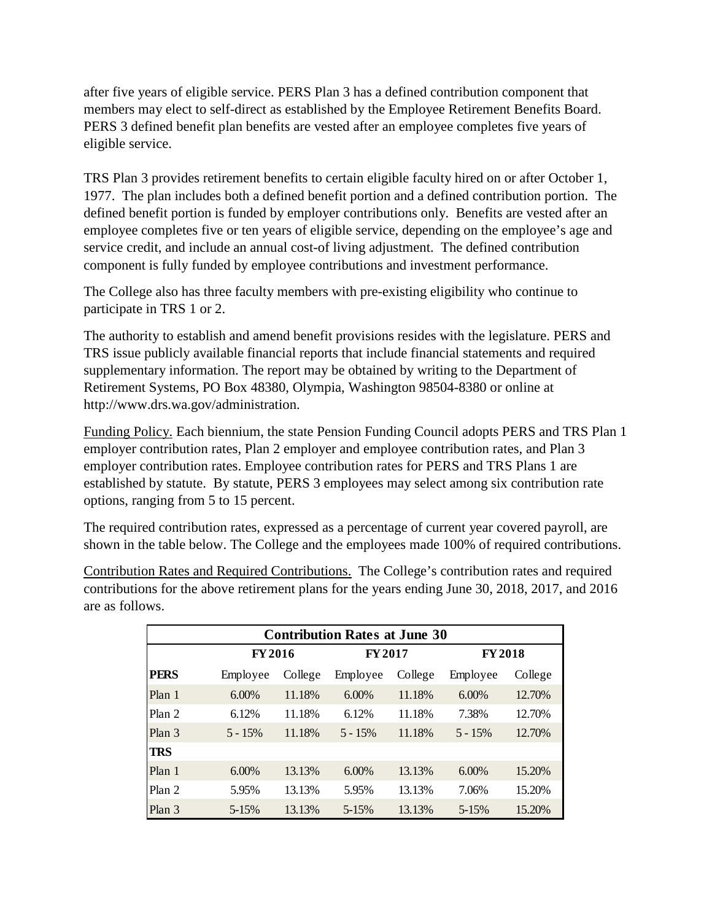after five years of eligible service. PERS Plan 3 has a defined contribution component that members may elect to self-direct as established by the Employee Retirement Benefits Board. PERS 3 defined benefit plan benefits are vested after an employee completes five years of eligible service.

TRS Plan 3 provides retirement benefits to certain eligible faculty hired on or after October 1, 1977. The plan includes both a defined benefit portion and a defined contribution portion. The defined benefit portion is funded by employer contributions only. Benefits are vested after an employee completes five or ten years of eligible service, depending on the employee's age and service credit, and include an annual cost-of living adjustment. The defined contribution component is fully funded by employee contributions and investment performance.

The College also has three faculty members with pre-existing eligibility who continue to participate in TRS 1 or 2.

The authority to establish and amend benefit provisions resides with the legislature. PERS and TRS issue publicly available financial reports that include financial statements and required supplementary information. The report may be obtained by writing to the Department of Retirement Systems, PO Box 48380, Olympia, Washington 98504-8380 or online at http://www.drs.wa.gov/administration.

Funding Policy. Each biennium, the state Pension Funding Council adopts PERS and TRS Plan 1 employer contribution rates, Plan 2 employer and employee contribution rates, and Plan 3 employer contribution rates. Employee contribution rates for PERS and TRS Plans 1 are established by statute. By statute, PERS 3 employees may select among six contribution rate options, ranging from 5 to 15 percent.

The required contribution rates, expressed as a percentage of current year covered payroll, are shown in the table below. The College and the employees made 100% of required contributions.

Contribution Rates and Required Contributions. The College's contribution rates and required contributions for the above retirement plans for the years ending June 30, 2018, 2017, and 2016 are as follows.

| **Contribution Rates at June 30** | | | | | | |
|---|---|---|---|---|---|---|
| | **FY 2016** | | **FY 2017** | | **FY 2018** | |
| **PERS** | Employee | College | Employee | College | Employee | College |
| Plan 1 | 6.00% | 11.18% | 6.00% | 11.18% | 6.00% | 12.70% |
| Plan 2 | 6.12% | 11.18% | 6.12% | 11.18% | 7.38% | 12.70% |
| Plan 3 | 5 - 15% | 11.18% | 5 - 15% | 11.18% | 5 - 15% | 12.70% |
| **TRS** | | | | | | |
| Plan 1 | 6.00% | 13.13% | 6.00% | 13.13% | 6.00% | 15.20% |
| Plan 2 | 5.95% | 13.13% | 5.95% | 13.13% | 7.06% | 15.20% |
| Plan 3 | 5-15% | 13.13% | 5-15% | 13.13% | 5-15% | 15.20% |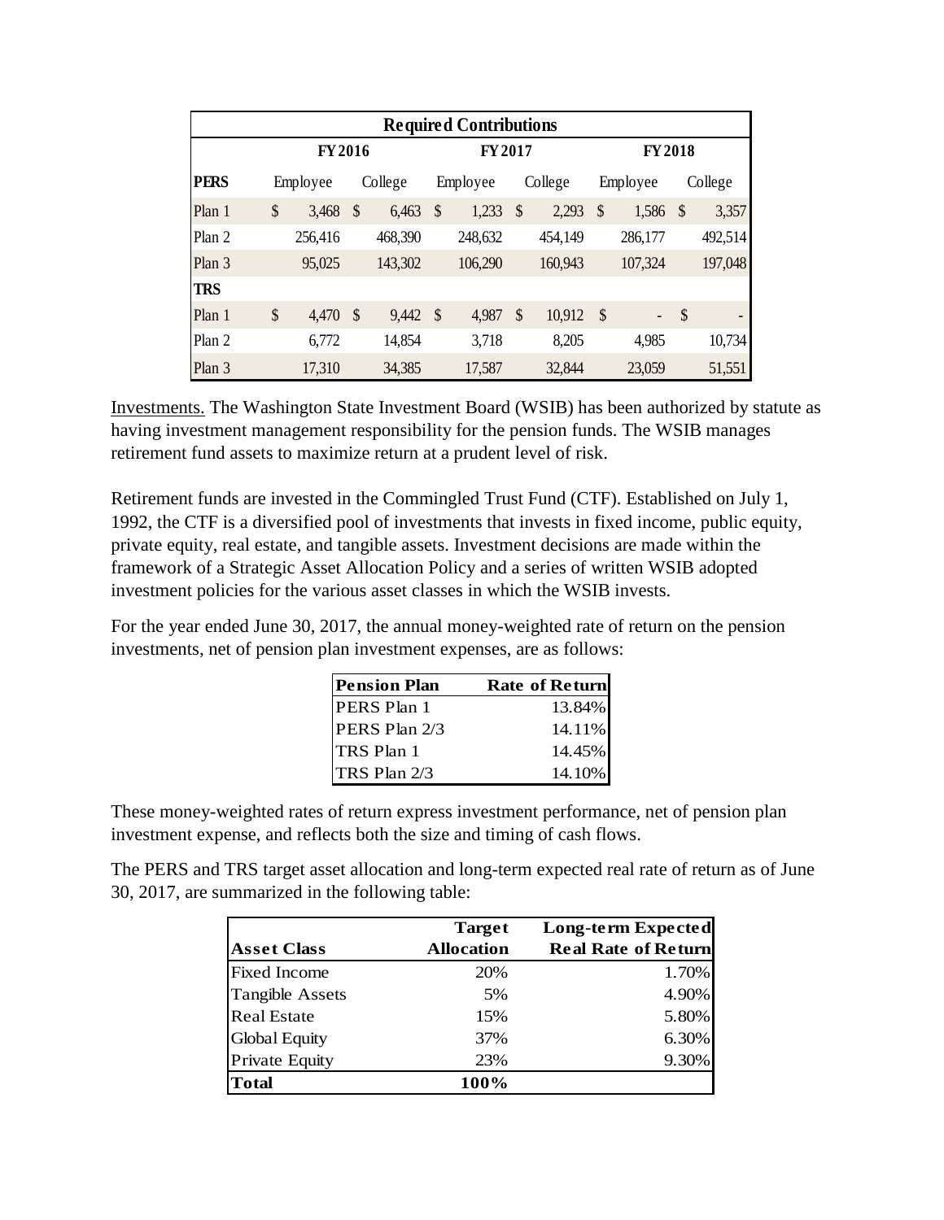| Required Contributions | | | | | | |
|---|---|---|---|---|---|---|
| | FY 2016 | | FY 2017 | | FY 2018 | |
| **PERS** | Employee | College | Employee | College | Employee | College |
| Plan 1 | $ 3,468 | $ 6,463 | $ 1,233 | $ 2,293 | $ 1,586 | $ 3,357 |
| Plan 2 | 256,416 | 468,390 | 248,632 | 454,149 | 286,177 | 492,514 |
| Plan 3 | 95,025 | 143,302 | 106,290 | 160,943 | 107,324 | 197,048 |
| **TRS** | | | | | | |
| Plan 1 | $ 4,470 | $ 9,442 | $ 4,987 | $ 10,912 | $ - | $ - |
| Plan 2 | 6,772 | 14,854 | 3,718 | 8,205 | 4,985 | 10,734 |
| Plan 3 | 17,310 | 34,385 | 17,587 | 32,844 | 23,059 | 51,551 |

Investments. The Washington State Investment Board (WSIB) has been authorized by statute as having investment management responsibility for the pension funds. The WSIB manages retirement fund assets to maximize return at a prudent level of risk.

Retirement funds are invested in the Commingled Trust Fund (CTF). Established on July 1, 1992, the CTF is a diversified pool of investments that invests in fixed income, public equity, private equity, real estate, and tangible assets. Investment decisions are made within the framework of a Strategic Asset Allocation Policy and a series of written WSIB adopted investment policies for the various asset classes in which the WSIB invests.

For the year ended June 30, 2017, the annual money-weighted rate of return on the pension investments, net of pension plan investment expenses, are as follows:

| Pension Plan | Rate of Return |
|---|---|
| PERS Plan 1 | 13.84% |
| PERS Plan 2/3 | 14.11% |
| TRS Plan 1 | 14.45% |
| TRS Plan 2/3 | 14.10% |

These money-weighted rates of return express investment performance, net of pension plan investment expense, and reflects both the size and timing of cash flows.

The PERS and TRS target asset allocation and long-term expected real rate of return as of June 30, 2017, are summarized in the following table:

| Asset Class | Target Allocation | Long-term Expected Real Rate of Return |
|---|---|---|
| Fixed Income | 20% | 1.70% |
| Tangible Assets | 5% | 4.90% |
| Real Estate | 15% | 5.80% |
| Global Equity | 37% | 6.30% |
| Private Equity | 23% | 9.30% |
| **Total** | **100%** | |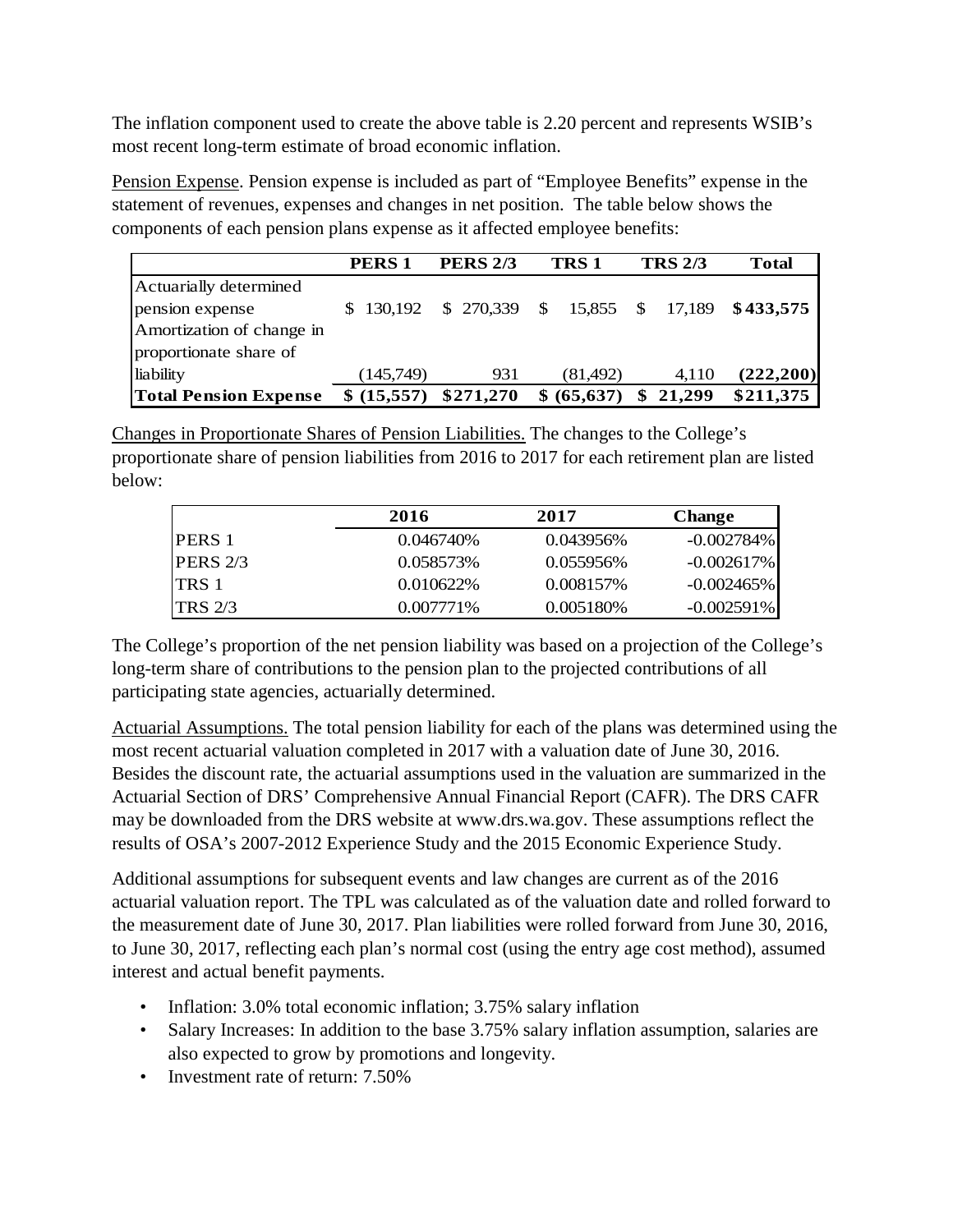The inflation component used to create the above table is 2.20 percent and represents WSIB's most recent long-term estimate of broad economic inflation.

Pension Expense. Pension expense is included as part of "Employee Benefits" expense in the statement of revenues, expenses and changes in net position. The table below shows the components of each pension plans expense as it affected employee benefits:

| | PERS 1 | PERS 2/3 | TRS 1 | TRS 2/3 | Total |
|---|---|---|---|---|---|
| Actuarially determined pension expense | $ 130,192 | $ 270,339 | $ 15,855 | $ 17,189 | **$433,575** |
| Amortization of change in proportionate share of liability | (145,749) | 931 | (81,492) | 4,110 | **(222,200)** |
| **Total Pension Expense** | **$ (15,557)** | **$271,270** | **$ (65,637)** | **$ 21,299** | **$211,375** |

Changes in Proportionate Shares of Pension Liabilities. The changes to the College's proportionate share of pension liabilities from 2016 to 2017 for each retirement plan are listed below:

| | 2016 | 2017 | Change |
|---|---|---|---|
| PERS 1 | 0.046740% | 0.043956% | -0.002784% |
| PERS 2/3 | 0.058573% | 0.055956% | -0.002617% |
| TRS 1 | 0.010622% | 0.008157% | -0.002465% |
| TRS 2/3 | 0.007771% | 0.005180% | -0.002591% |

The College's proportion of the net pension liability was based on a projection of the College's long-term share of contributions to the pension plan to the projected contributions of all participating state agencies, actuarially determined.

Actuarial Assumptions. The total pension liability for each of the plans was determined using the most recent actuarial valuation completed in 2017 with a valuation date of June 30, 2016. Besides the discount rate, the actuarial assumptions used in the valuation are summarized in the Actuarial Section of DRS' Comprehensive Annual Financial Report (CAFR). The DRS CAFR may be downloaded from the DRS website at www.drs.wa.gov. These assumptions reflect the results of OSA's 2007-2012 Experience Study and the 2015 Economic Experience Study.

Additional assumptions for subsequent events and law changes are current as of the 2016 actuarial valuation report. The TPL was calculated as of the valuation date and rolled forward to the measurement date of June 30, 2017. Plan liabilities were rolled forward from June 30, 2016, to June 30, 2017, reflecting each plan's normal cost (using the entry age cost method), assumed interest and actual benefit payments.

- Inflation: 3.0% total economic inflation; 3.75% salary inflation
- Salary Increases: In addition to the base 3.75% salary inflation assumption, salaries are also expected to grow by promotions and longevity.
- Investment rate of return: 7.50%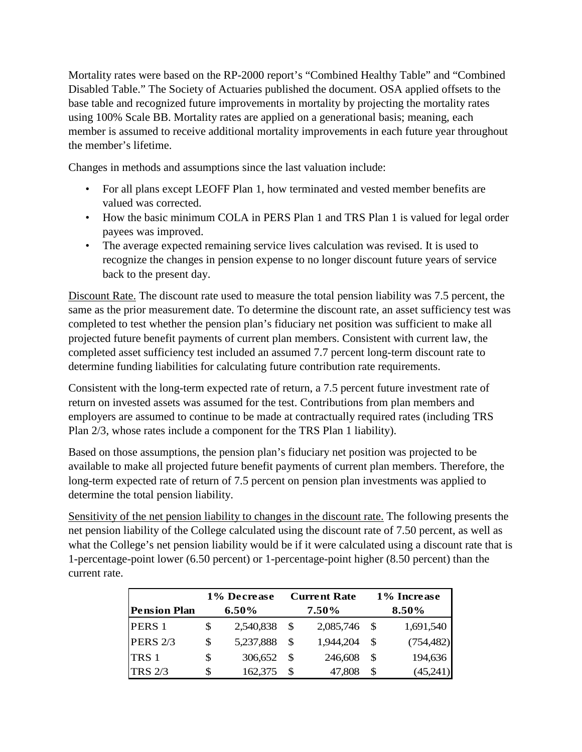Mortality rates were based on the RP-2000 report's "Combined Healthy Table" and "Combined Disabled Table." The Society of Actuaries published the document. OSA applied offsets to the base table and recognized future improvements in mortality by projecting the mortality rates using 100% Scale BB. Mortality rates are applied on a generational basis; meaning, each member is assumed to receive additional mortality improvements in each future year throughout the member's lifetime.

Changes in methods and assumptions since the last valuation include:

- For all plans except LEOFF Plan 1, how terminated and vested member benefits are valued was corrected.
- How the basic minimum COLA in PERS Plan 1 and TRS Plan 1 is valued for legal order payees was improved.
- The average expected remaining service lives calculation was revised. It is used to recognize the changes in pension expense to no longer discount future years of service back to the present day.

Discount Rate. The discount rate used to measure the total pension liability was 7.5 percent, the same as the prior measurement date. To determine the discount rate, an asset sufficiency test was completed to test whether the pension plan's fiduciary net position was sufficient to make all projected future benefit payments of current plan members. Consistent with current law, the completed asset sufficiency test included an assumed 7.7 percent long-term discount rate to determine funding liabilities for calculating future contribution rate requirements.

Consistent with the long-term expected rate of return, a 7.5 percent future investment rate of return on invested assets was assumed for the test. Contributions from plan members and employers are assumed to continue to be made at contractually required rates (including TRS Plan 2/3, whose rates include a component for the TRS Plan 1 liability).

Based on those assumptions, the pension plan's fiduciary net position was projected to be available to make all projected future benefit payments of current plan members. Therefore, the long-term expected rate of return of 7.5 percent on pension plan investments was applied to determine the total pension liability.

Sensitivity of the net pension liability to changes in the discount rate. The following presents the net pension liability of the College calculated using the discount rate of 7.50 percent, as well as what the College's net pension liability would be if it were calculated using a discount rate that is 1-percentage-point lower (6.50 percent) or 1-percentage-point higher (8.50 percent) than the current rate.

| Pension Plan | 1% Decrease 6.50% | Current Rate 7.50% | 1% Increase 8.50% |
|---|---|---|---|
| PERS 1 | $ 2,540,838 | $ 2,085,746 | $ 1,691,540 |
| PERS 2/3 | $ 5,237,888 | $ 1,944,204 | $ (754,482) |
| TRS 1 | $ 306,652 | $ 246,608 | $ 194,636 |
| TRS 2/3 | $ 162,375 | $ 47,808 | $ (45,241) |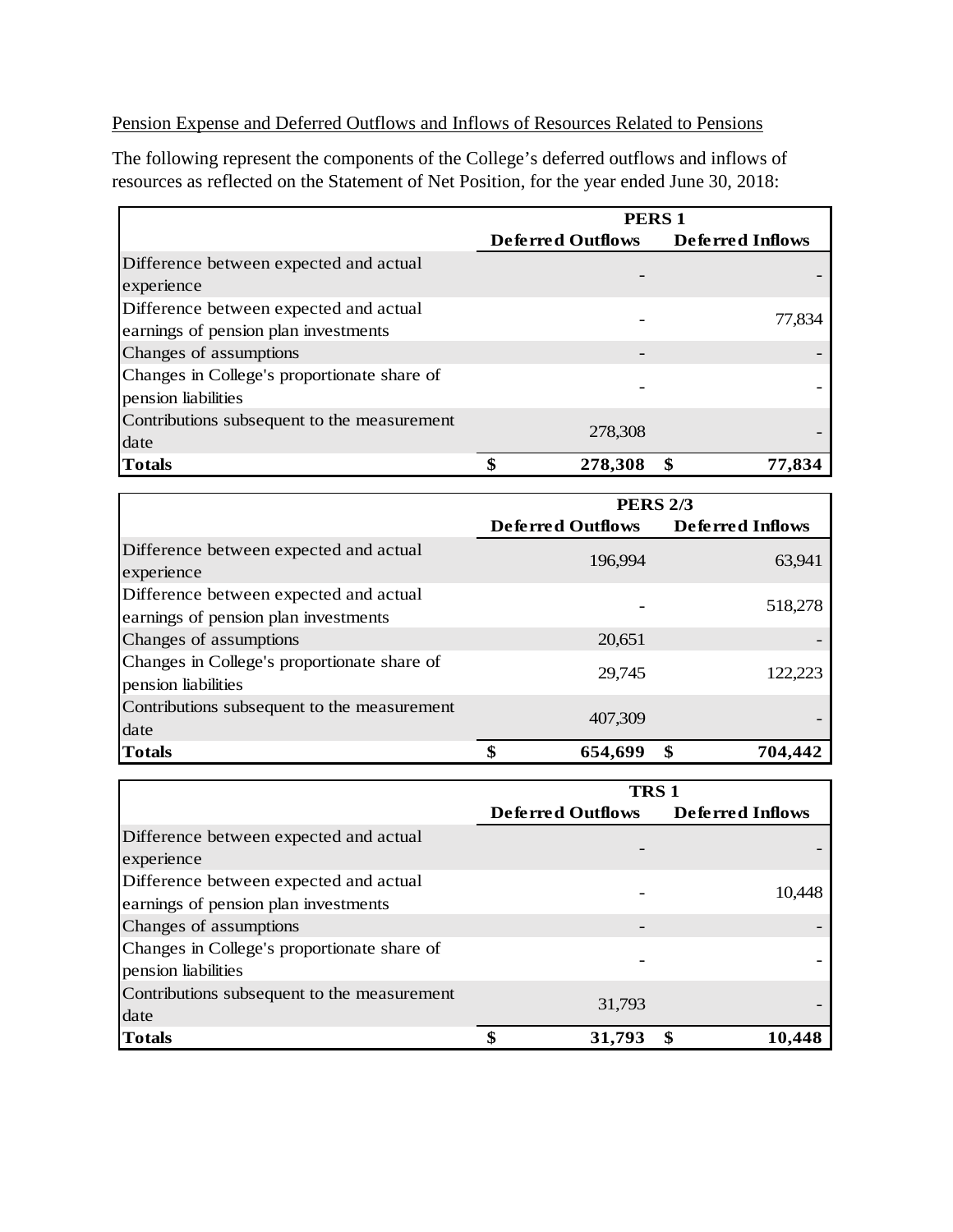Pension Expense and Deferred Outflows and Inflows of Resources Related to Pensions

The following represent the components of the College's deferred outflows and inflows of resources as reflected on the Statement of Net Position, for the year ended June 30, 2018:

| | PERS 1 | |
|---|---|---|
| | **Deferred Outflows** | **Deferred Inflows** |
| Difference between expected and actual experience | - | - |
| Difference between expected and actual earnings of pension plan investments | - | 77,834 |
| Changes of assumptions | - | - |
| Changes in College's proportionate share of pension liabilities | - | - |
| Contributions subsequent to the measurement date | 278,308 | - |
| **Totals** | **$ 278,308** | **$ 77,834** |

| | PERS 2/3 | |
|---|---|---|
| | **Deferred Outflows** | **Deferred Inflows** |
| Difference between expected and actual experience | 196,994 | 63,941 |
| Difference between expected and actual earnings of pension plan investments | - | 518,278 |
| Changes of assumptions | 20,651 | - |
| Changes in College's proportionate share of pension liabilities | 29,745 | 122,223 |
| Contributions subsequent to the measurement date | 407,309 | - |
| **Totals** | **$ 654,699** | **$ 704,442** |

| | TRS 1 | |
|---|---|---|
| | **Deferred Outflows** | **Deferred Inflows** |
| Difference between expected and actual experience | - | - |
| Difference between expected and actual earnings of pension plan investments | - | 10,448 |
| Changes of assumptions | - | - |
| Changes in College's proportionate share of pension liabilities | - | - |
| Contributions subsequent to the measurement date | 31,793 | - |
| **Totals** | **$ 31,793** | **$ 10,448** |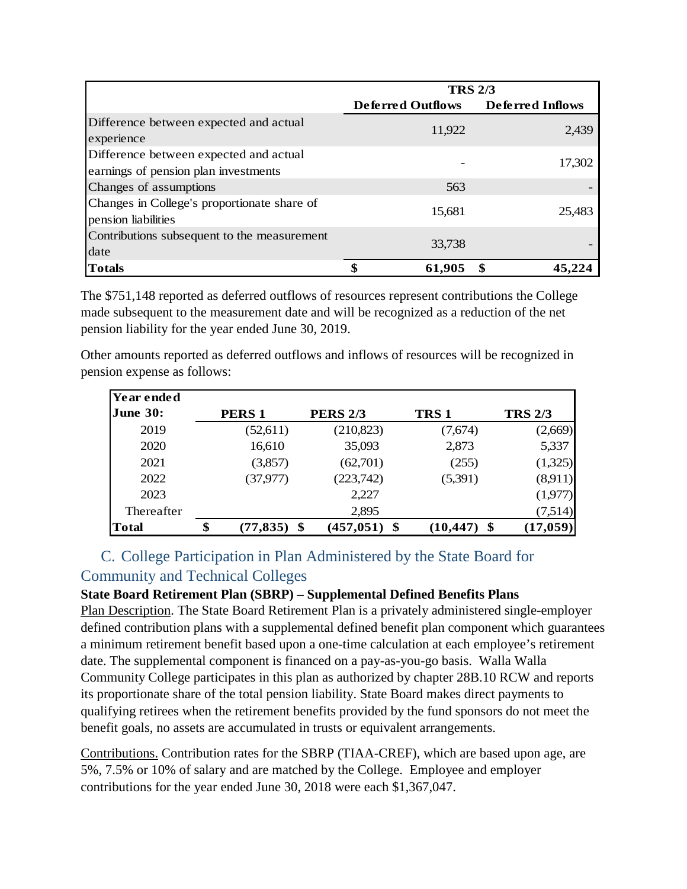| | TRS 2/3 | |
|---|---|---|
| | **Deferred Outflows** | **Deferred Inflows** |
| Difference between expected and actual experience | 11,922 | 2,439 |
| Difference between expected and actual earnings of pension plan investments | - | 17,302 |
| Changes of assumptions | 563 | - |
| Changes in College's proportionate share of pension liabilities | 15,681 | 25,483 |
| Contributions subsequent to the measurement date | 33,738 | - |
| **Totals** | **$ 61,905** | **$ 45,224** |

The $751,148 reported as deferred outflows of resources represent contributions the College made subsequent to the measurement date and will be recognized as a reduction of the net pension liability for the year ended June 30, 2019.

Other amounts reported as deferred outflows and inflows of resources will be recognized in pension expense as follows:

| Year ended June 30: | PERS 1 | PERS 2/3 | TRS 1 | TRS 2/3 |
|---|---|---|---|---|
| 2019 | (52,611) | (210,823) | (7,674) | (2,669) |
| 2020 | 16,610 | 35,093 | 2,873 | 5,337 |
| 2021 | (3,857) | (62,701) | (255) | (1,325) |
| 2022 | (37,977) | (223,742) | (5,391) | (8,911) |
| 2023 | | 2,227 | | (1,977) |
| Thereafter | | 2,895 | | (7,514) |
| **Total** | **$ (77,835)** | **$ (457,051)** | **$ (10,447)** | **$ (17,059)** |

## C. College Participation in Plan Administered by the State Board for Community and Technical Colleges

**State Board Retirement Plan (SBRP) – Supplemental Defined Benefits Plans**

Plan Description. The State Board Retirement Plan is a privately administered single-employer defined contribution plans with a supplemental defined benefit plan component which guarantees a minimum retirement benefit based upon a one-time calculation at each employee's retirement date. The supplemental component is financed on a pay-as-you-go basis. Walla Walla Community College participates in this plan as authorized by chapter 28B.10 RCW and reports its proportionate share of the total pension liability. State Board makes direct payments to qualifying retirees when the retirement benefits provided by the fund sponsors do not meet the benefit goals, no assets are accumulated in trusts or equivalent arrangements.

Contributions. Contribution rates for the SBRP (TIAA-CREF), which are based upon age, are 5%, 7.5% or 10% of salary and are matched by the College. Employee and employer contributions for the year ended June 30, 2018 were each $1,367,047.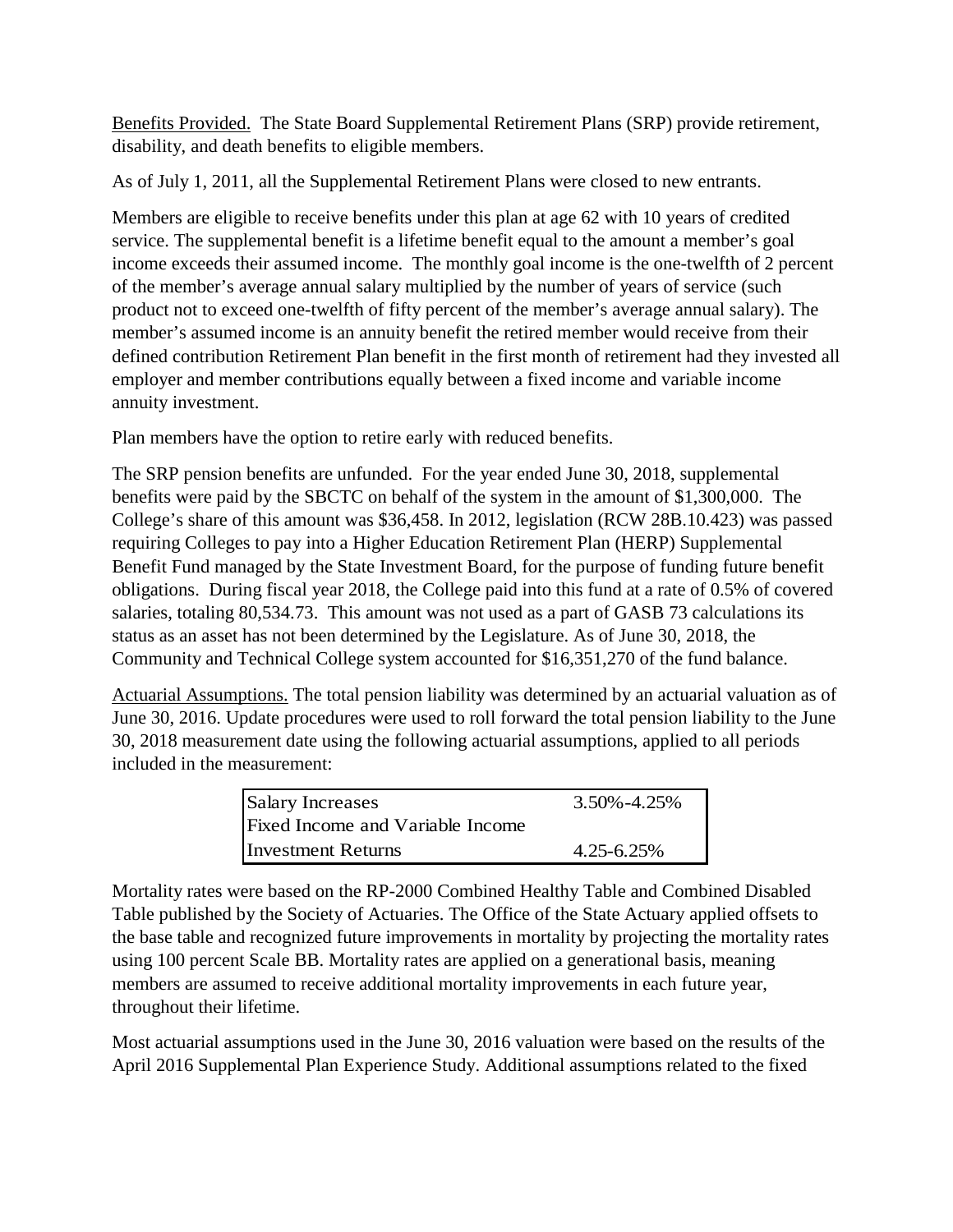Benefits Provided. The State Board Supplemental Retirement Plans (SRP) provide retirement, disability, and death benefits to eligible members.

As of July 1, 2011, all the Supplemental Retirement Plans were closed to new entrants.

Members are eligible to receive benefits under this plan at age 62 with 10 years of credited service. The supplemental benefit is a lifetime benefit equal to the amount a member's goal income exceeds their assumed income. The monthly goal income is the one-twelfth of 2 percent of the member's average annual salary multiplied by the number of years of service (such product not to exceed one-twelfth of fifty percent of the member's average annual salary). The member's assumed income is an annuity benefit the retired member would receive from their defined contribution Retirement Plan benefit in the first month of retirement had they invested all employer and member contributions equally between a fixed income and variable income annuity investment.

Plan members have the option to retire early with reduced benefits.

The SRP pension benefits are unfunded. For the year ended June 30, 2018, supplemental benefits were paid by the SBCTC on behalf of the system in the amount of $1,300,000. The College's share of this amount was $36,458. In 2012, legislation (RCW 28B.10.423) was passed requiring Colleges to pay into a Higher Education Retirement Plan (HERP) Supplemental Benefit Fund managed by the State Investment Board, for the purpose of funding future benefit obligations. During fiscal year 2018, the College paid into this fund at a rate of 0.5% of covered salaries, totaling 80,534.73. This amount was not used as a part of GASB 73 calculations its status as an asset has not been determined by the Legislature. As of June 30, 2018, the Community and Technical College system accounted for $16,351,270 of the fund balance.

Actuarial Assumptions. The total pension liability was determined by an actuarial valuation as of June 30, 2016. Update procedures were used to roll forward the total pension liability to the June 30, 2018 measurement date using the following actuarial assumptions, applied to all periods included in the measurement:

| | |
|---|---|
| Salary Increases | 3.50%-4.25% |
| Fixed Income and Variable Income Investment Returns | 4.25-6.25% |

Mortality rates were based on the RP-2000 Combined Healthy Table and Combined Disabled Table published by the Society of Actuaries. The Office of the State Actuary applied offsets to the base table and recognized future improvements in mortality by projecting the mortality rates using 100 percent Scale BB. Mortality rates are applied on a generational basis, meaning members are assumed to receive additional mortality improvements in each future year, throughout their lifetime.

Most actuarial assumptions used in the June 30, 2016 valuation were based on the results of the April 2016 Supplemental Plan Experience Study. Additional assumptions related to the fixed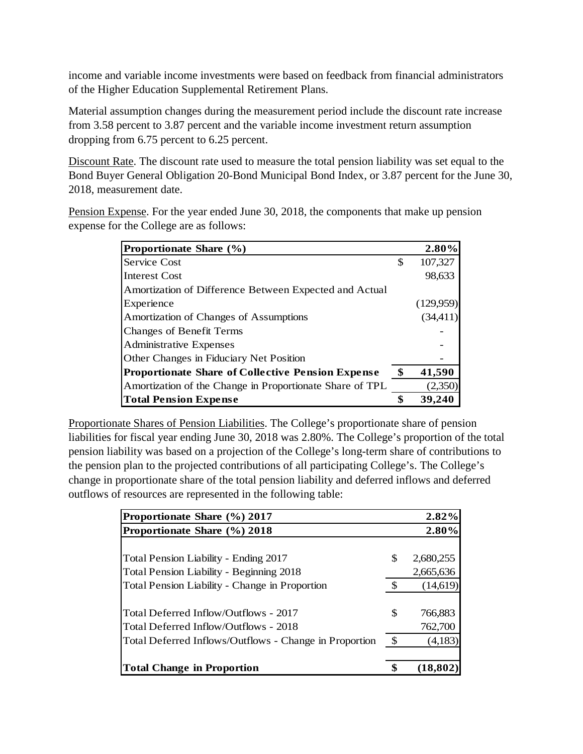income and variable income investments were based on feedback from financial administrators of the Higher Education Supplemental Retirement Plans.

Material assumption changes during the measurement period include the discount rate increase from 3.58 percent to 3.87 percent and the variable income investment return assumption dropping from 6.75 percent to 6.25 percent.

Discount Rate. The discount rate used to measure the total pension liability was set equal to the Bond Buyer General Obligation 20-Bond Municipal Bond Index, or 3.87 percent for the June 30, 2018, measurement date.

Pension Expense. For the year ended June 30, 2018, the components that make up pension expense for the College are as follows:

| **Proportionate Share (%)** | | **2.80%** |
|---|---|---|
| Service Cost | $ | 107,327 |
| Interest Cost | | 98,633 |
| Amortization of Difference Between Expected and Actual Experience | | (129,959) |
| Amortization of Changes of Assumptions | | (34,411) |
| Changes of Benefit Terms | | - |
| Administrative Expenses | | - |
| Other Changes in Fiduciary Net Position | | - |
| **Proportionate Share of Collective Pension Expense** | **$** | **41,590** |
| Amortization of the Change in Proportionate Share of TPL | | (2,350) |
| **Total Pension Expense** | **$** | **39,240** |

Proportionate Shares of Pension Liabilities. The College's proportionate share of pension liabilities for fiscal year ending June 30, 2018 was 2.80%. The College's proportion of the total pension liability was based on a projection of the College's long-term share of contributions to the pension plan to the projected contributions of all participating College's. The College's change in proportionate share of the total pension liability and deferred inflows and deferred outflows of resources are represented in the following table:

| **Proportionate Share (%) 2017** | | **2.82%** |
|---|---|---|
| **Proportionate Share (%) 2018** | | **2.80%** |
| | | |
| Total Pension Liability - Ending 2017 | $ | 2,680,255 |
| Total Pension Liability - Beginning 2018 | | 2,665,636 |
| Total Pension Liability - Change in Proportion | $ | (14,619) |
| | | |
| Total Deferred Inflow/Outflows - 2017 | $ | 766,883 |
| Total Deferred Inflow/Outflows - 2018 | | 762,700 |
| Total Deferred Inflows/Outflows - Change in Proportion | $ | (4,183) |
| | | |
| **Total Change in Proportion** | **$** | **(18,802)** |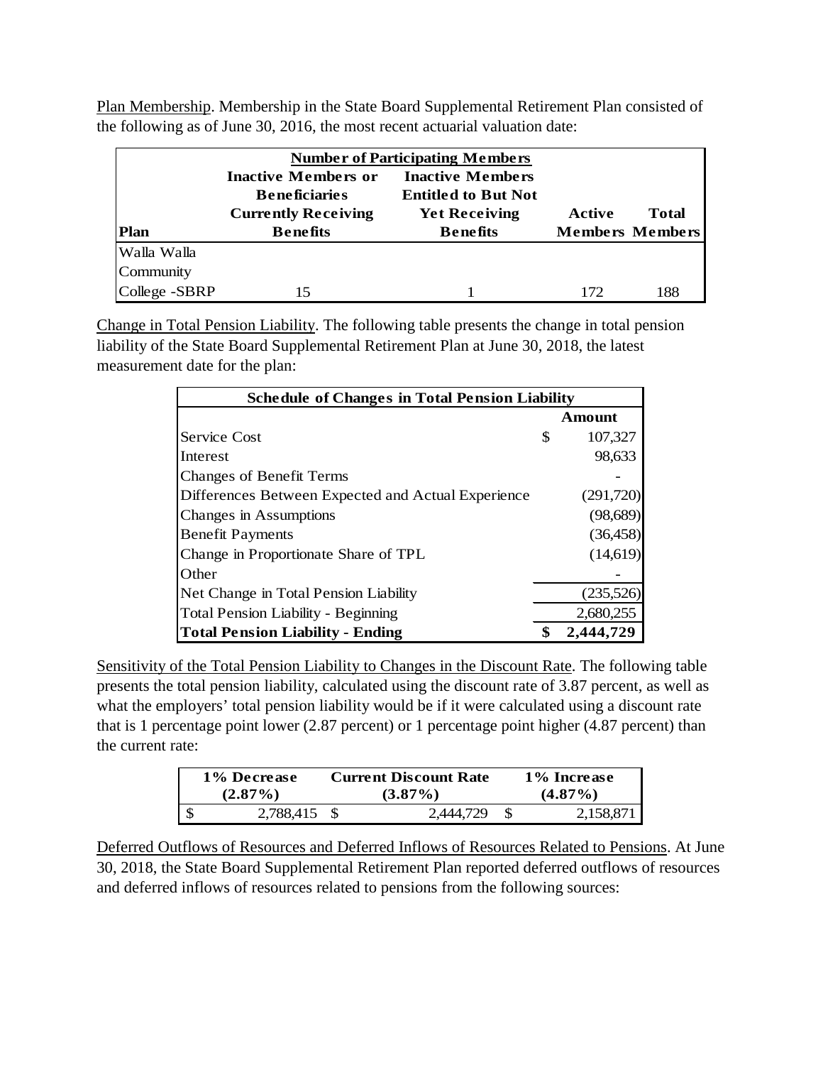Plan Membership. Membership in the State Board Supplemental Retirement Plan consisted of the following as of June 30, 2016, the most recent actuarial valuation date:

| | **Number of Participating Members** | | | |
|---|---|---|---|---|
| **Plan** | **Inactive Members or Beneficiaries Currently Receiving Benefits** | **Inactive Members Entitled to But Not Yet Receiving Benefits** | **Active Members** | **Total Members** |
| Walla Walla Community College -SBRP | 15 | 1 | 172 | 188 |

Change in Total Pension Liability. The following table presents the change in total pension liability of the State Board Supplemental Retirement Plan at June 30, 2018, the latest measurement date for the plan:

| **Schedule of Changes in Total Pension Liability** | |
|---|---|
| | **Amount** |
| Service Cost | $ 107,327 |
| Interest | 98,633 |
| Changes of Benefit Terms | - |
| Differences Between Expected and Actual Experience | (291,720) |
| Changes in Assumptions | (98,689) |
| Benefit Payments | (36,458) |
| Change in Proportionate Share of TPL | (14,619) |
| Other | - |
| Net Change in Total Pension Liability | (235,526) |
| Total Pension Liability - Beginning | 2,680,255 |
| **Total Pension Liability - Ending** | **$ 2,444,729** |

Sensitivity of the Total Pension Liability to Changes in the Discount Rate. The following table presents the total pension liability, calculated using the discount rate of 3.87 percent, as well as what the employers' total pension liability would be if it were calculated using a discount rate that is 1 percentage point lower (2.87 percent) or 1 percentage point higher (4.87 percent) than the current rate:

| **1% Decrease (2.87%)** | **Current Discount Rate (3.87%)** | **1% Increase (4.87%)** |
|---|---|---|
| $ 2,788,415 | $ 2,444,729 | $ 2,158,871 |

Deferred Outflows of Resources and Deferred Inflows of Resources Related to Pensions. At June 30, 2018, the State Board Supplemental Retirement Plan reported deferred outflows of resources and deferred inflows of resources related to pensions from the following sources: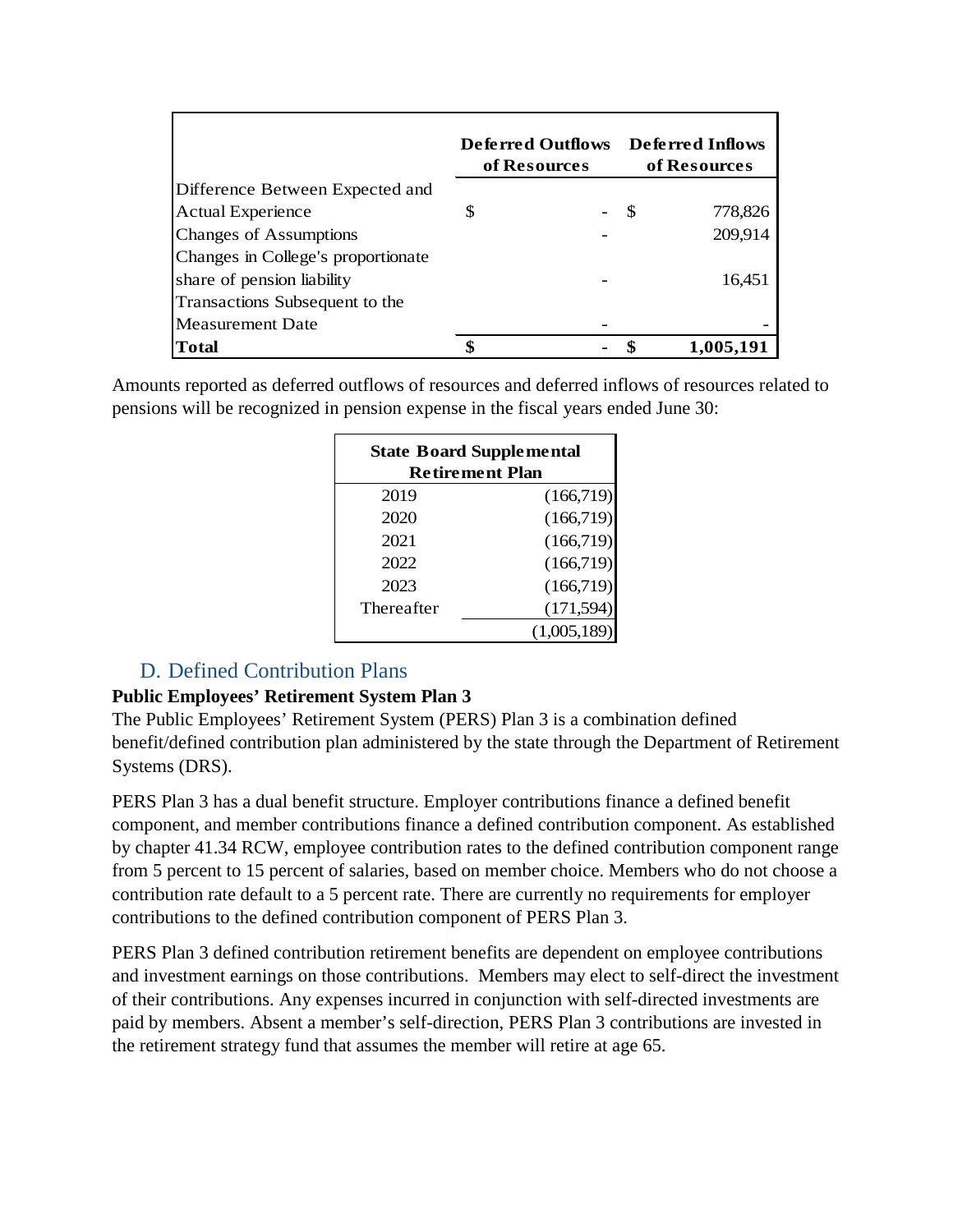| | Deferred Outflows of Resources | Deferred Inflows of Resources |
|---|---|---|
| Difference Between Expected and Actual Experience | $ - | $ 778,826 |
| Changes of Assumptions | - | 209,914 |
| Changes in College's proportionate share of pension liability | - | 16,451 |
| Transactions Subsequent to the Measurement Date | - | - |
| **Total** | **$ -** | **$ 1,005,191** |

Amounts reported as deferred outflows of resources and deferred inflows of resources related to pensions will be recognized in pension expense in the fiscal years ended June 30:

| State Board Supplemental Retirement Plan | |
|---|---|
| 2019 | (166,719) |
| 2020 | (166,719) |
| 2021 | (166,719) |
| 2022 | (166,719) |
| 2023 | (166,719) |
| Thereafter | (171,594) |
| | (1,005,189) |

## D. Defined Contribution Plans

**Public Employees' Retirement System Plan 3**

The Public Employees' Retirement System (PERS) Plan 3 is a combination defined benefit/defined contribution plan administered by the state through the Department of Retirement Systems (DRS).

PERS Plan 3 has a dual benefit structure. Employer contributions finance a defined benefit component, and member contributions finance a defined contribution component. As established by chapter 41.34 RCW, employee contribution rates to the defined contribution component range from 5 percent to 15 percent of salaries, based on member choice. Members who do not choose a contribution rate default to a 5 percent rate. There are currently no requirements for employer contributions to the defined contribution component of PERS Plan 3.

PERS Plan 3 defined contribution retirement benefits are dependent on employee contributions and investment earnings on those contributions. Members may elect to self-direct the investment of their contributions. Any expenses incurred in conjunction with self-directed investments are paid by members. Absent a member's self-direction, PERS Plan 3 contributions are invested in the retirement strategy fund that assumes the member will retire at age 65.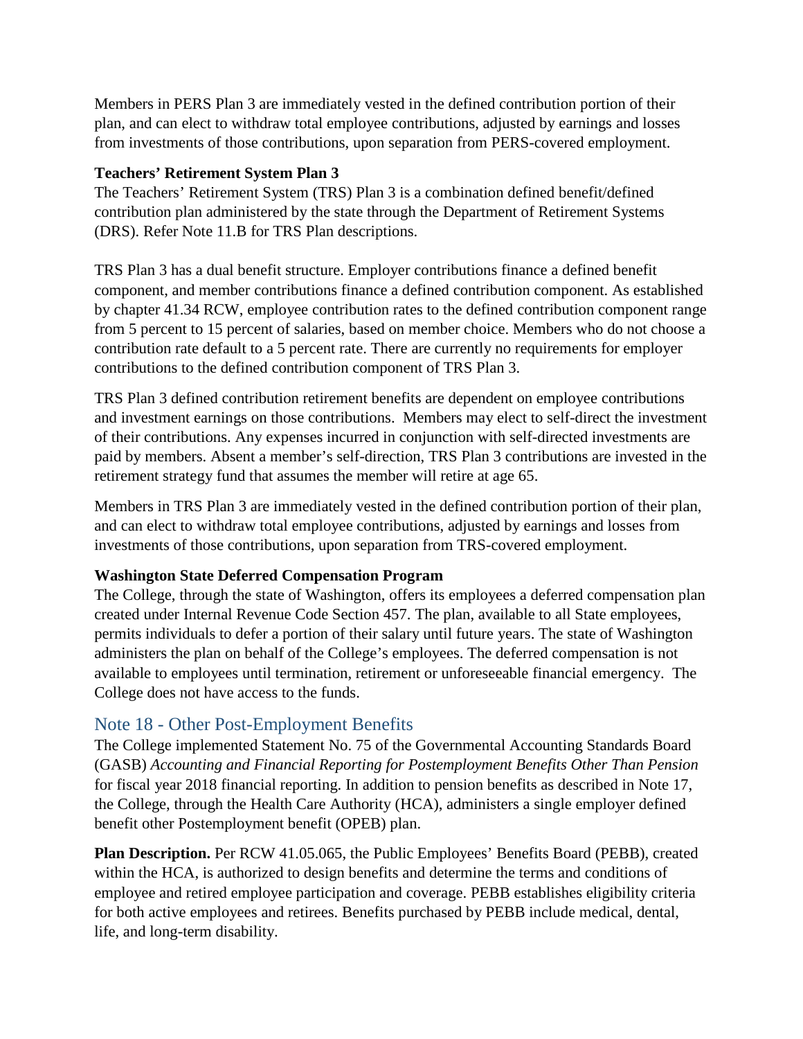Members in PERS Plan 3 are immediately vested in the defined contribution portion of their plan, and can elect to withdraw total employee contributions, adjusted by earnings and losses from investments of those contributions, upon separation from PERS-covered employment.

**Teachers' Retirement System Plan 3**

The Teachers' Retirement System (TRS) Plan 3 is a combination defined benefit/defined contribution plan administered by the state through the Department of Retirement Systems (DRS). Refer Note 11.B for TRS Plan descriptions.

TRS Plan 3 has a dual benefit structure. Employer contributions finance a defined benefit component, and member contributions finance a defined contribution component. As established by chapter 41.34 RCW, employee contribution rates to the defined contribution component range from 5 percent to 15 percent of salaries, based on member choice. Members who do not choose a contribution rate default to a 5 percent rate. There are currently no requirements for employer contributions to the defined contribution component of TRS Plan 3.

TRS Plan 3 defined contribution retirement benefits are dependent on employee contributions and investment earnings on those contributions. Members may elect to self-direct the investment of their contributions. Any expenses incurred in conjunction with self-directed investments are paid by members. Absent a member's self-direction, TRS Plan 3 contributions are invested in the retirement strategy fund that assumes the member will retire at age 65.

Members in TRS Plan 3 are immediately vested in the defined contribution portion of their plan, and can elect to withdraw total employee contributions, adjusted by earnings and losses from investments of those contributions, upon separation from TRS-covered employment.

**Washington State Deferred Compensation Program**

The College, through the state of Washington, offers its employees a deferred compensation plan created under Internal Revenue Code Section 457. The plan, available to all State employees, permits individuals to defer a portion of their salary until future years. The state of Washington administers the plan on behalf of the College's employees. The deferred compensation is not available to employees until termination, retirement or unforeseeable financial emergency. The College does not have access to the funds.

## Note 18 - Other Post-Employment Benefits

The College implemented Statement No. 75 of the Governmental Accounting Standards Board (GASB) *Accounting and Financial Reporting for Postemployment Benefits Other Than Pension* for fiscal year 2018 financial reporting. In addition to pension benefits as described in Note 17, the College, through the Health Care Authority (HCA), administers a single employer defined benefit other Postemployment benefit (OPEB) plan.

**Plan Description.** Per RCW 41.05.065, the Public Employees' Benefits Board (PEBB), created within the HCA, is authorized to design benefits and determine the terms and conditions of employee and retired employee participation and coverage. PEBB establishes eligibility criteria for both active employees and retirees. Benefits purchased by PEBB include medical, dental, life, and long-term disability.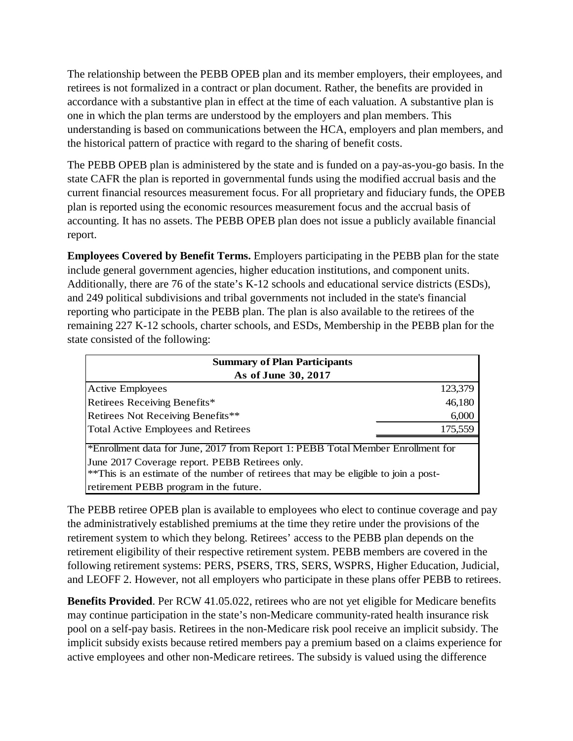The relationship between the PEBB OPEB plan and its member employers, their employees, and retirees is not formalized in a contract or plan document. Rather, the benefits are provided in accordance with a substantive plan in effect at the time of each valuation. A substantive plan is one in which the plan terms are understood by the employers and plan members. This understanding is based on communications between the HCA, employers and plan members, and the historical pattern of practice with regard to the sharing of benefit costs.

The PEBB OPEB plan is administered by the state and is funded on a pay-as-you-go basis. In the state CAFR the plan is reported in governmental funds using the modified accrual basis and the current financial resources measurement focus. For all proprietary and fiduciary funds, the OPEB plan is reported using the economic resources measurement focus and the accrual basis of accounting. It has no assets. The PEBB OPEB plan does not issue a publicly available financial report.

**Employees Covered by Benefit Terms.** Employers participating in the PEBB plan for the state include general government agencies, higher education institutions, and component units. Additionally, there are 76 of the state's K-12 schools and educational service districts (ESDs), and 249 political subdivisions and tribal governments not included in the state's financial reporting who participate in the PEBB plan. The plan is also available to the retirees of the remaining 227 K-12 schools, charter schools, and ESDs, Membership in the PEBB plan for the state consisted of the following:

| Summary of Plan Participants As of June 30, 2017 | |
|---|---|
| Active Employees | 123,379 |
| Retirees Receiving Benefits* | 46,180 |
| Retirees Not Receiving Benefits** | 6,000 |
| Total Active Employees and Retirees | 175,559 |

*Enrollment data for June, 2017 from Report 1: PEBB Total Member Enrollment for June 2017 Coverage report. PEBB Retirees only.
**This is an estimate of the number of retirees that may be eligible to join a post-retirement PEBB program in the future.

The PEBB retiree OPEB plan is available to employees who elect to continue coverage and pay the administratively established premiums at the time they retire under the provisions of the retirement system to which they belong. Retirees' access to the PEBB plan depends on the retirement eligibility of their respective retirement system. PEBB members are covered in the following retirement systems: PERS, PSERS, TRS, SERS, WSPRS, Higher Education, Judicial, and LEOFF 2. However, not all employers who participate in these plans offer PEBB to retirees.

**Benefits Provided**. Per RCW 41.05.022, retirees who are not yet eligible for Medicare benefits may continue participation in the state's non-Medicare community-rated health insurance risk pool on a self-pay basis. Retirees in the non-Medicare risk pool receive an implicit subsidy. The implicit subsidy exists because retired members pay a premium based on a claims experience for active employees and other non-Medicare retirees. The subsidy is valued using the difference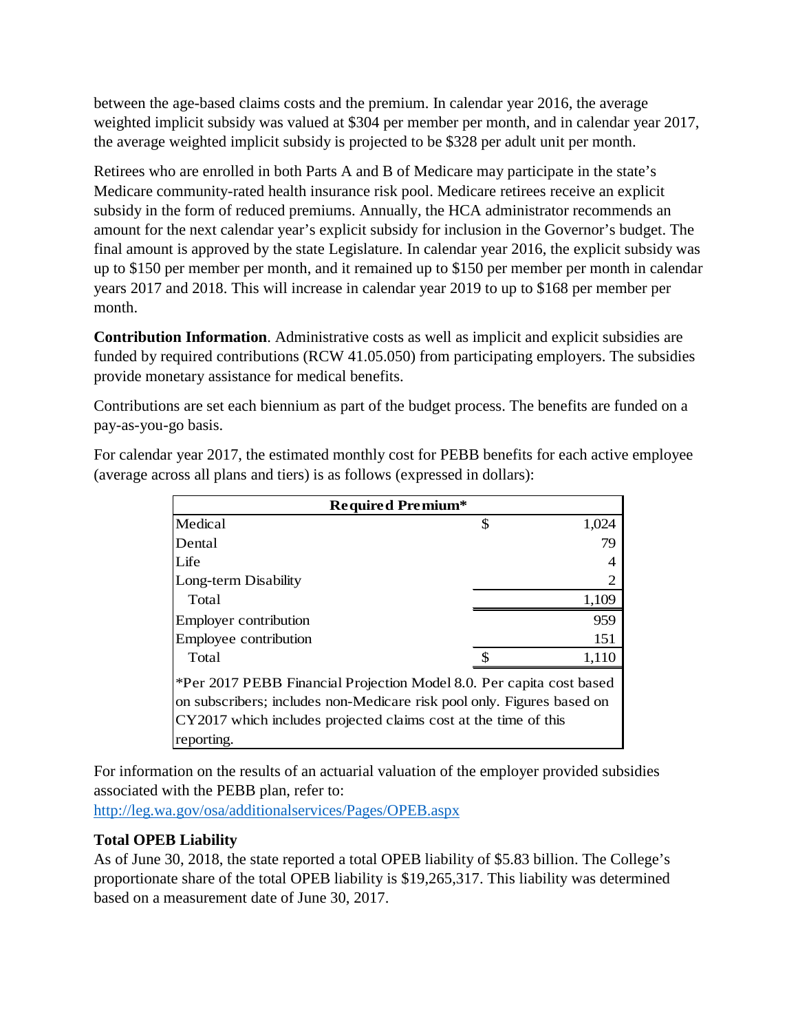between the age-based claims costs and the premium. In calendar year 2016, the average weighted implicit subsidy was valued at $304 per member per month, and in calendar year 2017, the average weighted implicit subsidy is projected to be $328 per adult unit per month.

Retirees who are enrolled in both Parts A and B of Medicare may participate in the state's Medicare community-rated health insurance risk pool. Medicare retirees receive an explicit subsidy in the form of reduced premiums. Annually, the HCA administrator recommends an amount for the next calendar year's explicit subsidy for inclusion in the Governor's budget. The final amount is approved by the state Legislature. In calendar year 2016, the explicit subsidy was up to $150 per member per month, and it remained up to $150 per member per month in calendar years 2017 and 2018. This will increase in calendar year 2019 to up to $168 per member per month.

**Contribution Information**. Administrative costs as well as implicit and explicit subsidies are funded by required contributions (RCW 41.05.050) from participating employers. The subsidies provide monetary assistance for medical benefits.

Contributions are set each biennium as part of the budget process. The benefits are funded on a pay-as-you-go basis.

For calendar year 2017, the estimated monthly cost for PEBB benefits for each active employee (average across all plans and tiers) is as follows (expressed in dollars):

| Required Premium* | | |
|---|---|---|
| Medical | $ | 1,024 |
| Dental | | 79 |
| Life | | 4 |
| Long-term Disability | | 2 |
| Total | | 1,109 |
| Employer contribution | | 959 |
| Employee contribution | | 151 |
| Total | $ | 1,110 |

*Per 2017 PEBB Financial Projection Model 8.0. Per capita cost based on subscribers; includes non-Medicare risk pool only. Figures based on CY2017 which includes projected claims cost at the time of this reporting.

For information on the results of an actuarial valuation of the employer provided subsidies associated with the PEBB plan, refer to:
http://leg.wa.gov/osa/additionalservices/Pages/OPEB.aspx

**Total OPEB Liability**
As of June 30, 2018, the state reported a total OPEB liability of $5.83 billion. The College's proportionate share of the total OPEB liability is $19,265,317. This liability was determined based on a measurement date of June 30, 2017.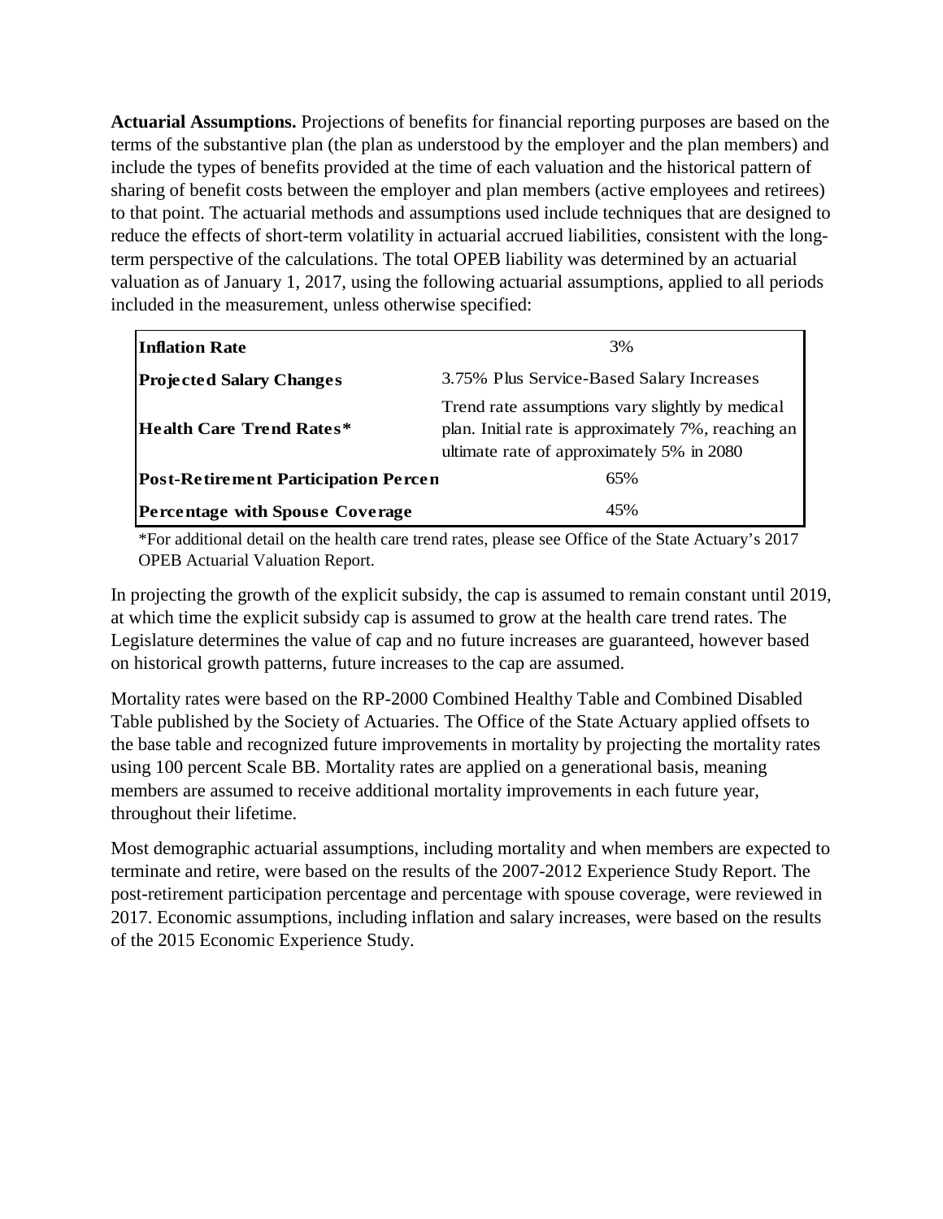**Actuarial Assumptions.** Projections of benefits for financial reporting purposes are based on the terms of the substantive plan (the plan as understood by the employer and the plan members) and include the types of benefits provided at the time of each valuation and the historical pattern of sharing of benefit costs between the employer and plan members (active employees and retirees) to that point. The actuarial methods and assumptions used include techniques that are designed to reduce the effects of short-term volatility in actuarial accrued liabilities, consistent with the long-term perspective of the calculations. The total OPEB liability was determined by an actuarial valuation as of January 1, 2017, using the following actuarial assumptions, applied to all periods included in the measurement, unless otherwise specified:

| | |
|---|---|
| **Inflation Rate** | 3% |
| **Projected Salary Changes** | 3.75% Plus Service-Based Salary Increases |
| **Health Care Trend Rates*** | Trend rate assumptions vary slightly by medical plan. Initial rate is approximately 7%, reaching an ultimate rate of approximately 5% in 2080 |
| **Post-Retirement Participation Percen** | 65% |
| **Percentage with Spouse Coverage** | 45% |

*For additional detail on the health care trend rates, please see Office of the State Actuary's 2017 OPEB Actuarial Valuation Report.

In projecting the growth of the explicit subsidy, the cap is assumed to remain constant until 2019, at which time the explicit subsidy cap is assumed to grow at the health care trend rates. The Legislature determines the value of cap and no future increases are guaranteed, however based on historical growth patterns, future increases to the cap are assumed.

Mortality rates were based on the RP-2000 Combined Healthy Table and Combined Disabled Table published by the Society of Actuaries. The Office of the State Actuary applied offsets to the base table and recognized future improvements in mortality by projecting the mortality rates using 100 percent Scale BB. Mortality rates are applied on a generational basis, meaning members are assumed to receive additional mortality improvements in each future year, throughout their lifetime.

Most demographic actuarial assumptions, including mortality and when members are expected to terminate and retire, were based on the results of the 2007-2012 Experience Study Report. The post-retirement participation percentage and percentage with spouse coverage, were reviewed in 2017. Economic assumptions, including inflation and salary increases, were based on the results of the 2015 Economic Experience Study.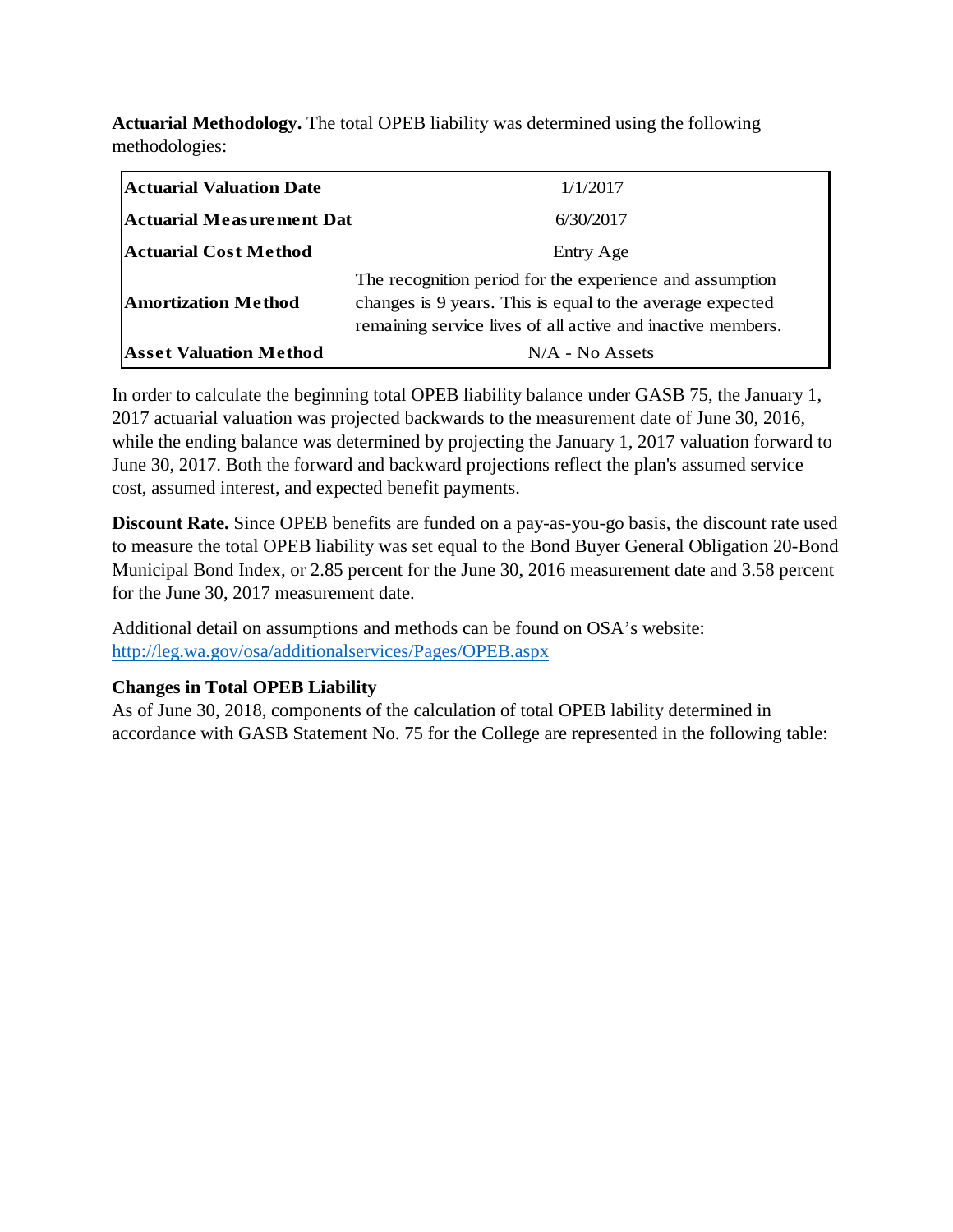**Actuarial Methodology.** The total OPEB liability was determined using the following methodologies:

| | |
|---|---|
| **Actuarial Valuation Date** | 1/1/2017 |
| **Actuarial Measurement Dat** | 6/30/2017 |
| **Actuarial Cost Method** | Entry Age |
| **Amortization Method** | The recognition period for the experience and assumption changes is 9 years. This is equal to the average expected remaining service lives of all active and inactive members. |
| **Asset Valuation Method** | N/A - No Assets |

In order to calculate the beginning total OPEB liability balance under GASB 75, the January 1, 2017 actuarial valuation was projected backwards to the measurement date of June 30, 2016, while the ending balance was determined by projecting the January 1, 2017 valuation forward to June 30, 2017. Both the forward and backward projections reflect the plan's assumed service cost, assumed interest, and expected benefit payments.

**Discount Rate.** Since OPEB benefits are funded on a pay-as-you-go basis, the discount rate used to measure the total OPEB liability was set equal to the Bond Buyer General Obligation 20-Bond Municipal Bond Index, or 2.85 percent for the June 30, 2016 measurement date and 3.58 percent for the June 30, 2017 measurement date.

Additional detail on assumptions and methods can be found on OSA's website: http://leg.wa.gov/osa/additionalservices/Pages/OPEB.aspx

**Changes in Total OPEB Liability**

As of June 30, 2018, components of the calculation of total OPEB lability determined in accordance with GASB Statement No. 75 for the College are represented in the following table: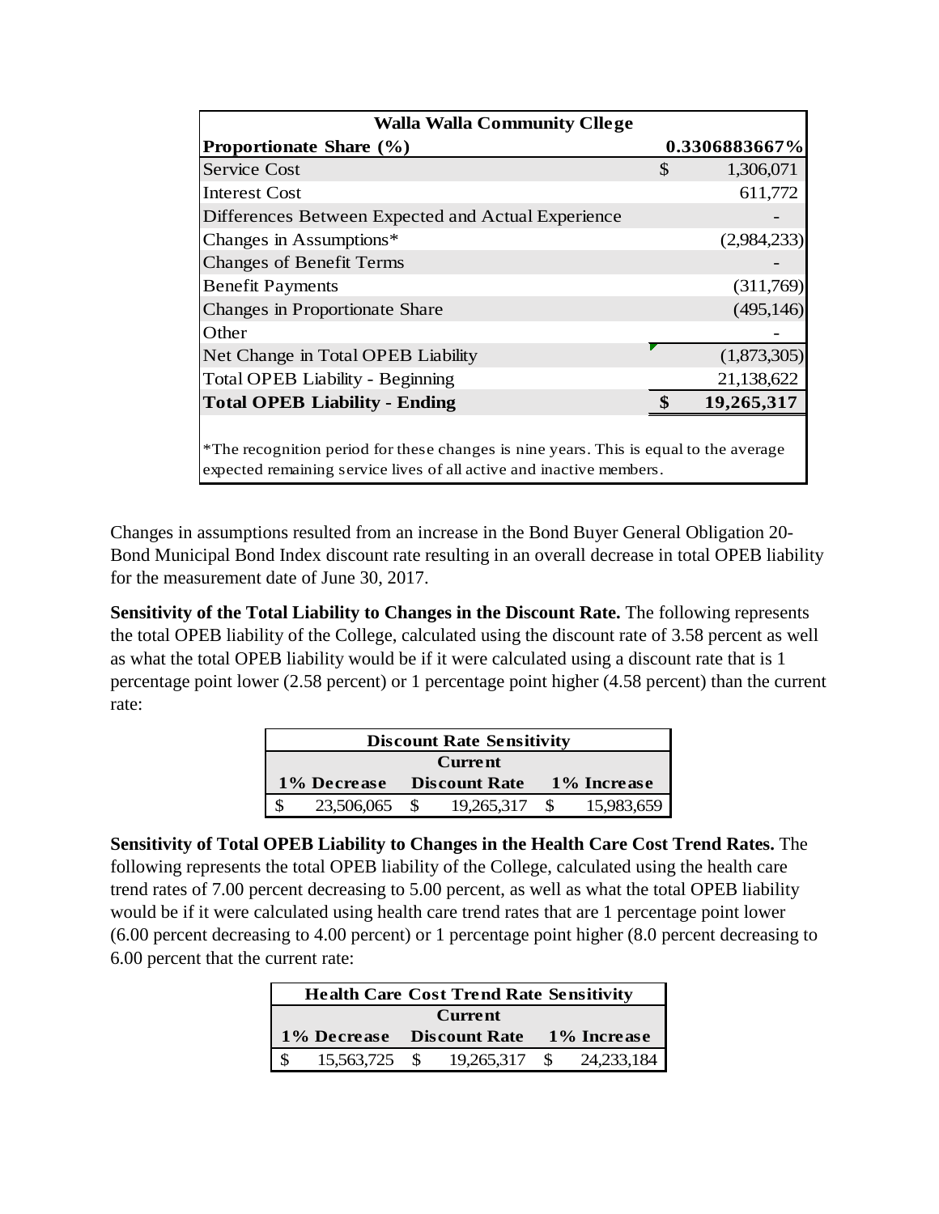| Walla Walla Community Cllege | |
|---|---|
| **Proportionate Share (%)** | **0.3306883667%** |
| Service Cost | $ 1,306,071 |
| Interest Cost | 611,772 |
| Differences Between Expected and Actual Experience | - |
| Changes in Assumptions* | (2,984,233) |
| Changes of Benefit Terms | - |
| Benefit Payments | (311,769) |
| Changes in Proportionate Share | (495,146) |
| Other | - |
| Net Change in Total OPEB Liability | (1,873,305) |
| Total OPEB Liability - Beginning | 21,138,622 |
| **Total OPEB Liability - Ending** | **$ 19,265,317** |

*The recognition period for these changes is nine years. This is equal to the average expected remaining service lives of all active and inactive members.

Changes in assumptions resulted from an increase in the Bond Buyer General Obligation 20-Bond Municipal Bond Index discount rate resulting in an overall decrease in total OPEB liability for the measurement date of June 30, 2017.

**Sensitivity of the Total Liability to Changes in the Discount Rate.** The following represents the total OPEB liability of the College, calculated using the discount rate of 3.58 percent as well as what the total OPEB liability would be if it were calculated using a discount rate that is 1 percentage point lower (2.58 percent) or 1 percentage point higher (4.58 percent) than the current rate:

| Discount Rate Sensitivity | | |
|---|---|---|
| 1% Decrease | Current Discount Rate | 1% Increase |
| $ 23,506,065 | $ 19,265,317 | $ 15,983,659 |

**Sensitivity of Total OPEB Liability to Changes in the Health Care Cost Trend Rates.** The following represents the total OPEB liability of the College, calculated using the health care trend rates of 7.00 percent decreasing to 5.00 percent, as well as what the total OPEB liability would be if it were calculated using health care trend rates that are 1 percentage point lower (6.00 percent decreasing to 4.00 percent) or 1 percentage point higher (8.0 percent decreasing to 6.00 percent that the current rate:

| Health Care Cost Trend Rate Sensitivity | | |
|---|---|---|
| 1% Decrease | Current Discount Rate | 1% Increase |
| $ 15,563,725 | $ 19,265,317 | $ 24,233,184 |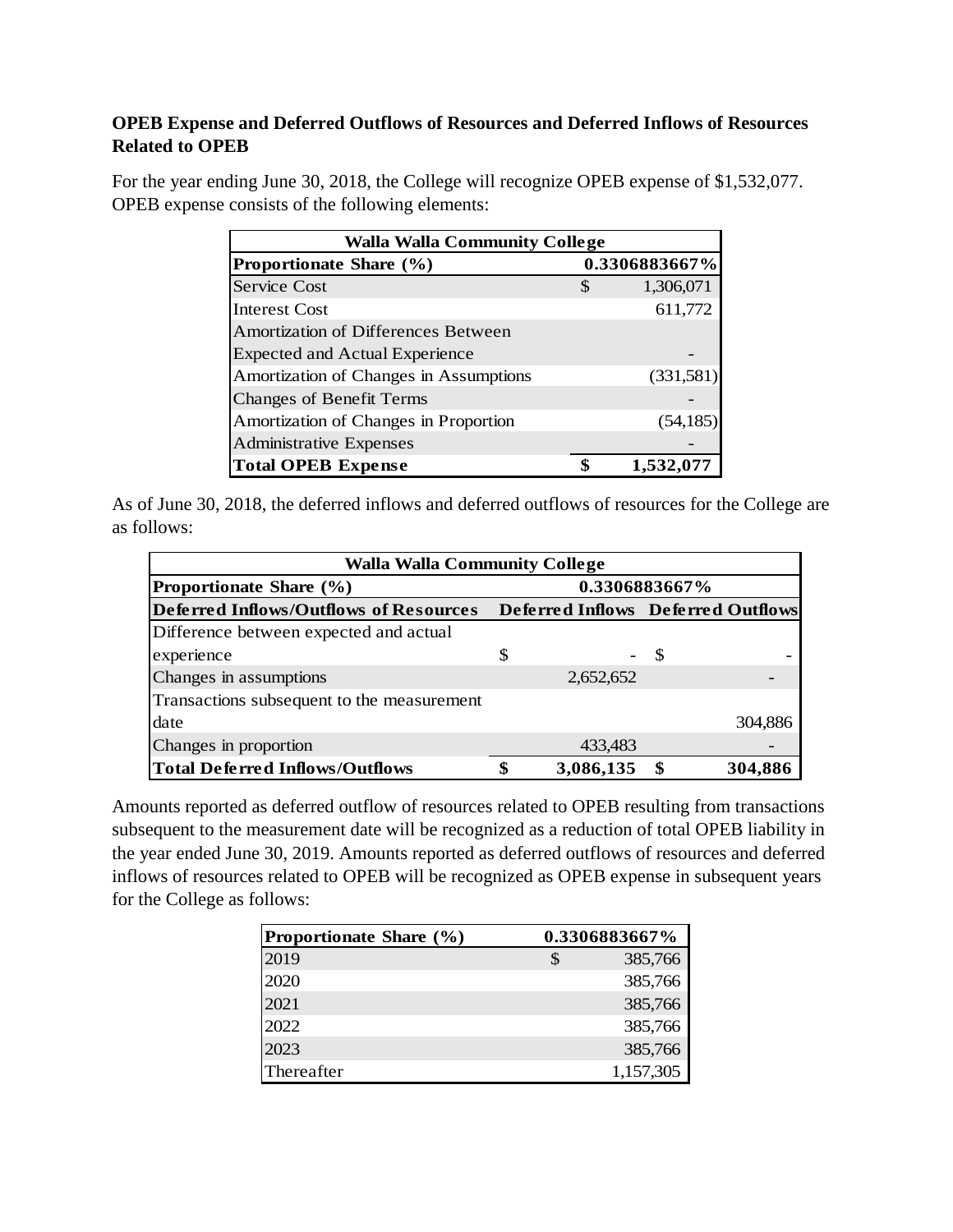**OPEB Expense and Deferred Outflows of Resources and Deferred Inflows of Resources Related to OPEB**

For the year ending June 30, 2018, the College will recognize OPEB expense of $1,532,077. OPEB expense consists of the following elements:

| Walla Walla Community College | |
|---|---|
| **Proportionate Share (%)** | **0.3306883667%** |
| Service Cost | $ 1,306,071 |
| Interest Cost | 611,772 |
| Amortization of Differences Between Expected and Actual Experience | - |
| Amortization of Changes in Assumptions | (331,581) |
| Changes of Benefit Terms | - |
| Amortization of Changes in Proportion | (54,185) |
| Administrative Expenses | - |
| **Total OPEB Expense** | **$ 1,532,077** |

As of June 30, 2018, the deferred inflows and deferred outflows of resources for the College are as follows:

| Walla Walla Community College | | |
|---|---|---|
| **Proportionate Share (%)** | **0.3306883667%** | |
| **Deferred Inflows/Outflows of Resources** | **Deferred Inflows** | **Deferred Outflows** |
| Difference between expected and actual experience | $ - | $ - |
| Changes in assumptions | 2,652,652 | - |
| Transactions subsequent to the measurement date | | 304,886 |
| Changes in proportion | 433,483 | - |
| **Total Deferred Inflows/Outflows** | **$ 3,086,135** | **$ 304,886** |

Amounts reported as deferred outflow of resources related to OPEB resulting from transactions subsequent to the measurement date will be recognized as a reduction of total OPEB liability in the year ended June 30, 2019. Amounts reported as deferred outflows of resources and deferred inflows of resources related to OPEB will be recognized as OPEB expense in subsequent years for the College as follows:

| **Proportionate Share (%)** | **0.3306883667%** |
|---|---|
| 2019 | $ 385,766 |
| 2020 | 385,766 |
| 2021 | 385,766 |
| 2022 | 385,766 |
| 2023 | 385,766 |
| Thereafter | 1,157,305 |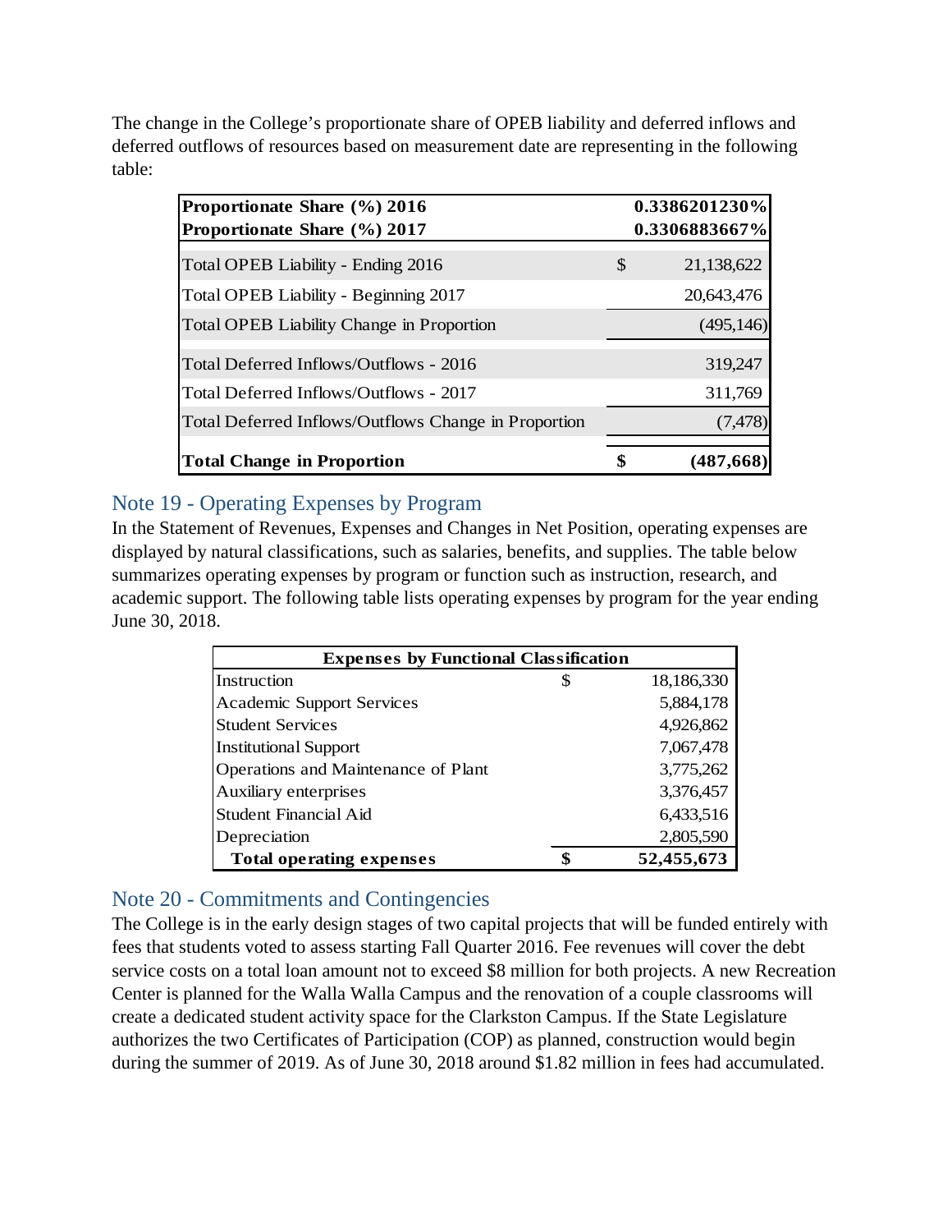The change in the College's proportionate share of OPEB liability and deferred inflows and deferred outflows of resources based on measurement date are representing in the following table:

| **Proportionate Share (%) 2016** | | **0.3386201230%** |
|---|---|---|
| **Proportionate Share (%) 2017** | | **0.3306883667%** |
| Total OPEB Liability - Ending 2016 | $ | 21,138,622 |
| Total OPEB Liability - Beginning 2017 | | 20,643,476 |
| Total OPEB Liability Change in Proportion | | (495,146) |
| Total Deferred Inflows/Outflows - 2016 | | 319,247 |
| Total Deferred Inflows/Outflows - 2017 | | 311,769 |
| Total Deferred Inflows/Outflows Change in Proportion | | (7,478) |
| **Total Change in Proportion** | **$** | **(487,668)** |

## Note 19 - Operating Expenses by Program

In the Statement of Revenues, Expenses and Changes in Net Position, operating expenses are displayed by natural classifications, such as salaries, benefits, and supplies. The table below summarizes operating expenses by program or function such as instruction, research, and academic support. The following table lists operating expenses by program for the year ending June 30, 2018.

| **Expenses by Functional Classification** | | |
|---|---|---|
| Instruction | $ | 18,186,330 |
| Academic Support Services | | 5,884,178 |
| Student Services | | 4,926,862 |
| Institutional Support | | 7,067,478 |
| Operations and Maintenance of Plant | | 3,775,262 |
| Auxiliary enterprises | | 3,376,457 |
| Student Financial Aid | | 6,433,516 |
| Depreciation | | 2,805,590 |
| **Total operating expenses** | **$** | **52,455,673** |

## Note 20 - Commitments and Contingencies

The College is in the early design stages of two capital projects that will be funded entirely with fees that students voted to assess starting Fall Quarter 2016. Fee revenues will cover the debt service costs on a total loan amount not to exceed $8 million for both projects. A new Recreation Center is planned for the Walla Walla Campus and the renovation of a couple classrooms will create a dedicated student activity space for the Clarkston Campus. If the State Legislature authorizes the two Certificates of Participation (COP) as planned, construction would begin during the summer of 2019. As of June 30, 2018 around $1.82 million in fees had accumulated.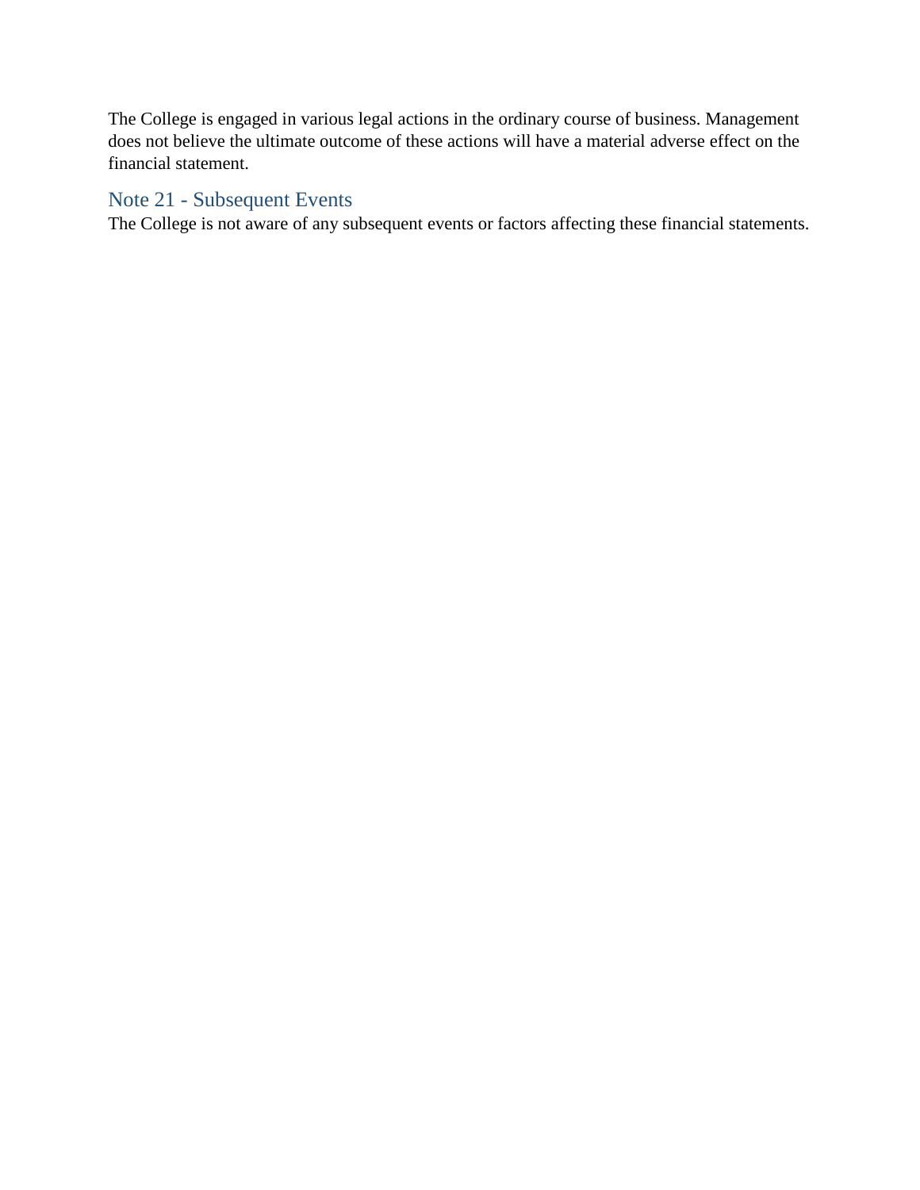The College is engaged in various legal actions in the ordinary course of business. Management does not believe the ultimate outcome of these actions will have a material adverse effect on the financial statement.

## Note 21 - Subsequent Events

The College is not aware of any subsequent events or factors affecting these financial statements.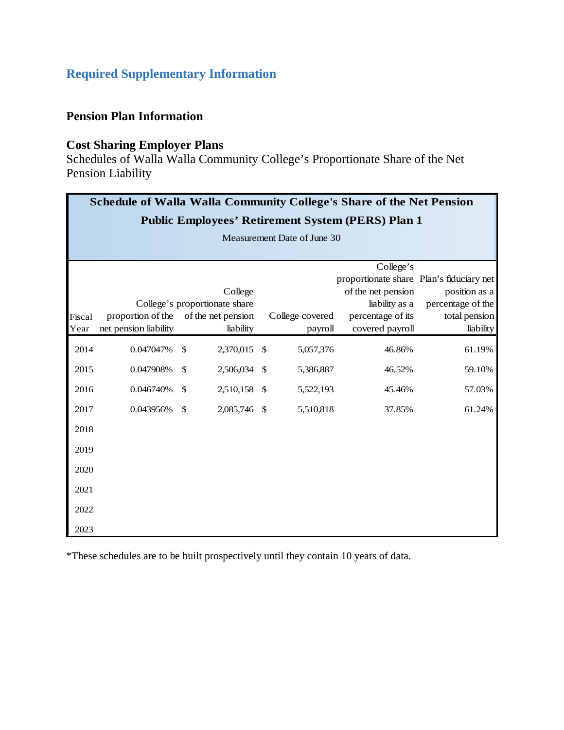## Required Supplementary Information

### Pension Plan Information

### Cost Sharing Employer Plans

Schedules of Walla Walla Community College's Proportionate Share of the Net Pension Liability

**Schedule of Walla Walla Community College's Share of the Net Pension**
**Public Employees' Retirement System (PERS) Plan 1**
Measurement Date of June 30

| Fiscal Year | College proportion of the net pension liability | College's proportionate share of the net pension liability | College covered payroll | College's proportionate share of the net pension liability as a percentage of its covered payroll | Plan's fiduciary net position as a percentage of the total pension liability |
|---|---|---|---|---|---|
| 2014 | 0.047047% | $ 2,370,015 | $ 5,057,376 | 46.86% | 61.19% |
| 2015 | 0.047908% | $ 2,506,034 | $ 5,386,887 | 46.52% | 59.10% |
| 2016 | 0.046740% | $ 2,510,158 | $ 5,522,193 | 45.46% | 57.03% |
| 2017 | 0.043956% | $ 2,085,746 | $ 5,510,818 | 37.85% | 61.24% |
| 2018 | | | | | |
| 2019 | | | | | |
| 2020 | | | | | |
| 2021 | | | | | |
| 2022 | | | | | |
| 2023 | | | | | |

*These schedules are to be built prospectively until they contain 10 years of data.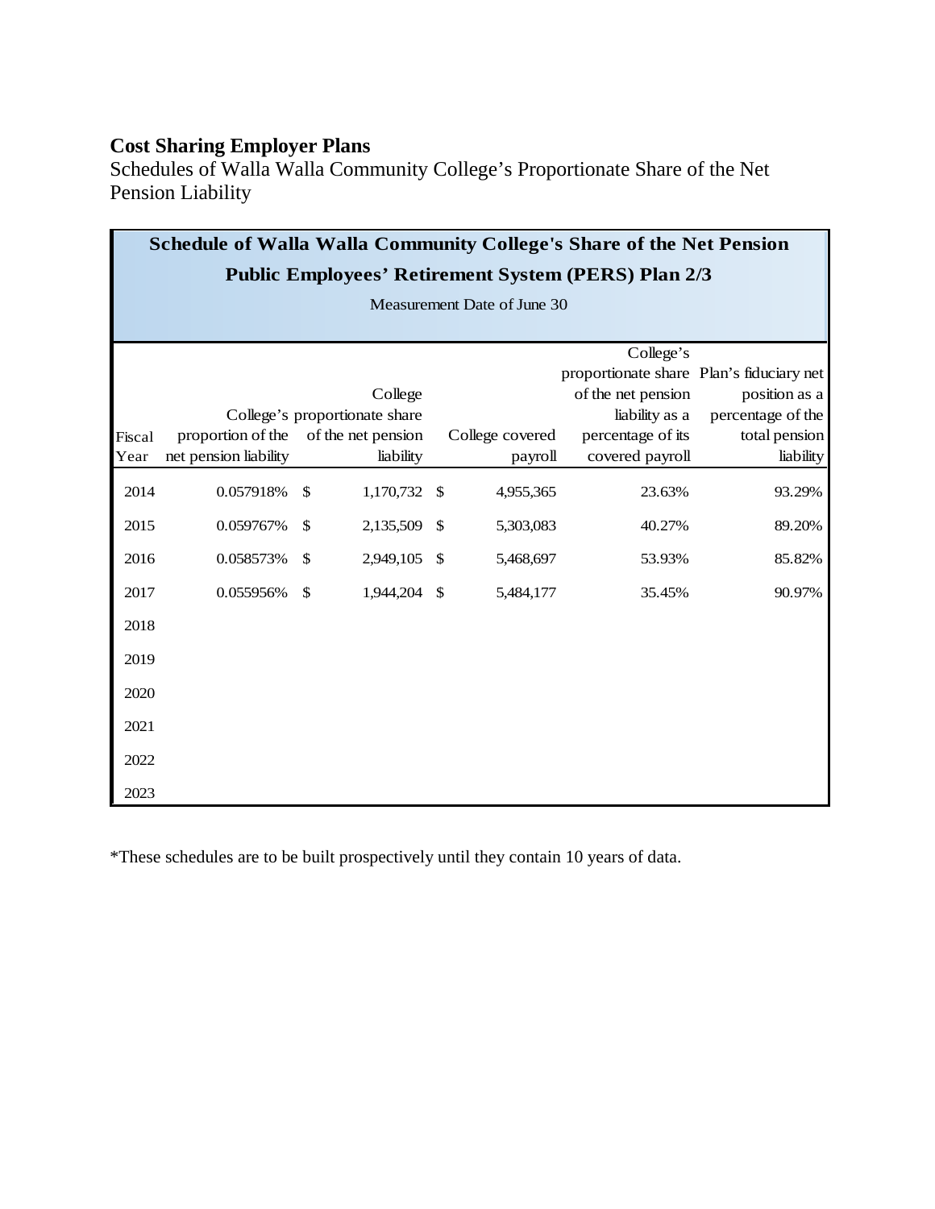**Cost Sharing Employer Plans**

Schedules of Walla Walla Community College's Proportionate Share of the Net Pension Liability

| Schedule of Walla Walla Community College's Share of the Net Pension<br>Public Employees' Retirement System (PERS) Plan 2/3<br>Measurement Date of June 30 | | | | | |
|---|---|---|---|---|---|
| Fiscal Year | College's proportion of the net pension liability | College College's proportionate share of the net pension liability | College covered payroll | College's proportionate share of the net pension liability as a percentage of its covered payroll | Plan's fiduciary net position as a percentage of the total pension liability |
| 2014 | 0.057918% | $ 1,170,732 | $ 4,955,365 | 23.63% | 93.29% |
| 2015 | 0.059767% | $ 2,135,509 | $ 5,303,083 | 40.27% | 89.20% |
| 2016 | 0.058573% | $ 2,949,105 | $ 5,468,697 | 53.93% | 85.82% |
| 2017 | 0.055956% | $ 1,944,204 | $ 5,484,177 | 35.45% | 90.97% |
| 2018 | | | | | |
| 2019 | | | | | |
| 2020 | | | | | |
| 2021 | | | | | |
| 2022 | | | | | |
| 2023 | | | | | |

*These schedules are to be built prospectively until they contain 10 years of data.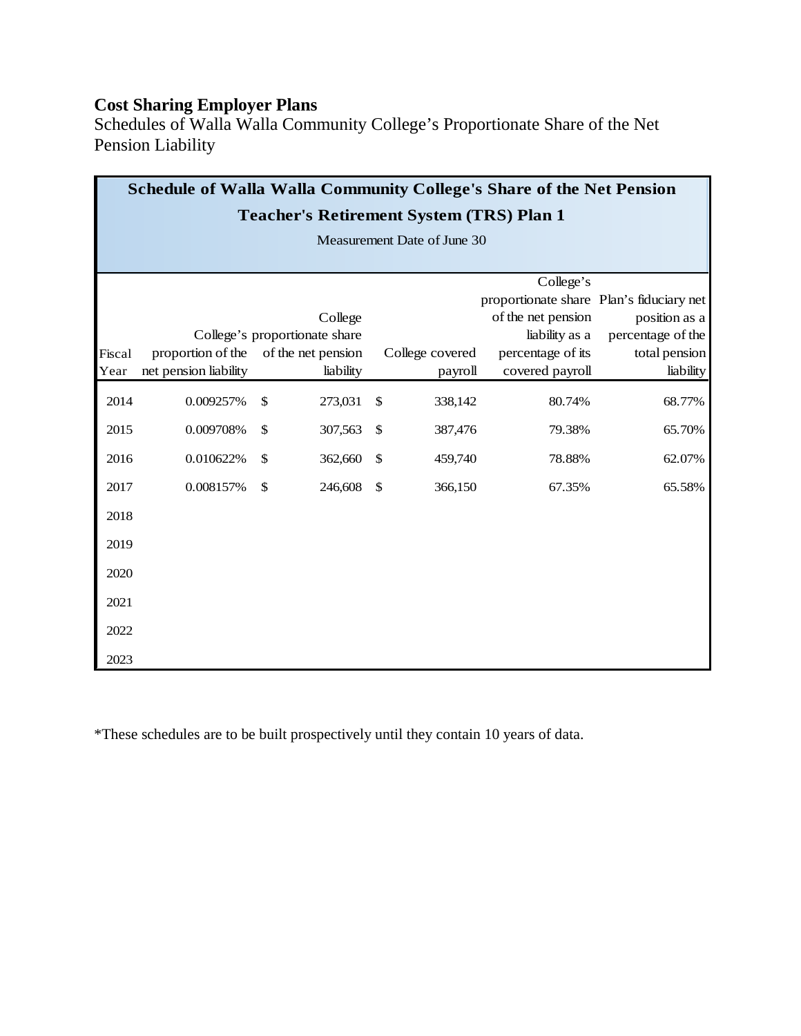**Cost Sharing Employer Plans**

Schedules of Walla Walla Community College's Proportionate Share of the Net Pension Liability

| Schedule of Walla Walla Community College's Share of the Net Pension Teacher's Retirement System (TRS) Plan 1 Measurement Date of June 30 | | | | | |
|---|---|---|---|---|---|
| Fiscal Year | College's proportion of the net pension liability | College College's proportionate share of the net pension liability | College covered payroll | College's proportionate share of the net pension liability as a percentage of its covered payroll | Plan's fiduciary net position as a percentage of the total pension liability |
| 2014 | 0.009257% | $ 273,031 | $ 338,142 | 80.74% | 68.77% |
| 2015 | 0.009708% | $ 307,563 | $ 387,476 | 79.38% | 65.70% |
| 2016 | 0.010622% | $ 362,660 | $ 459,740 | 78.88% | 62.07% |
| 2017 | 0.008157% | $ 246,608 | $ 366,150 | 67.35% | 65.58% |
| 2018 | | | | | |
| 2019 | | | | | |
| 2020 | | | | | |
| 2021 | | | | | |
| 2022 | | | | | |
| 2023 | | | | | |

*These schedules are to be built prospectively until they contain 10 years of data.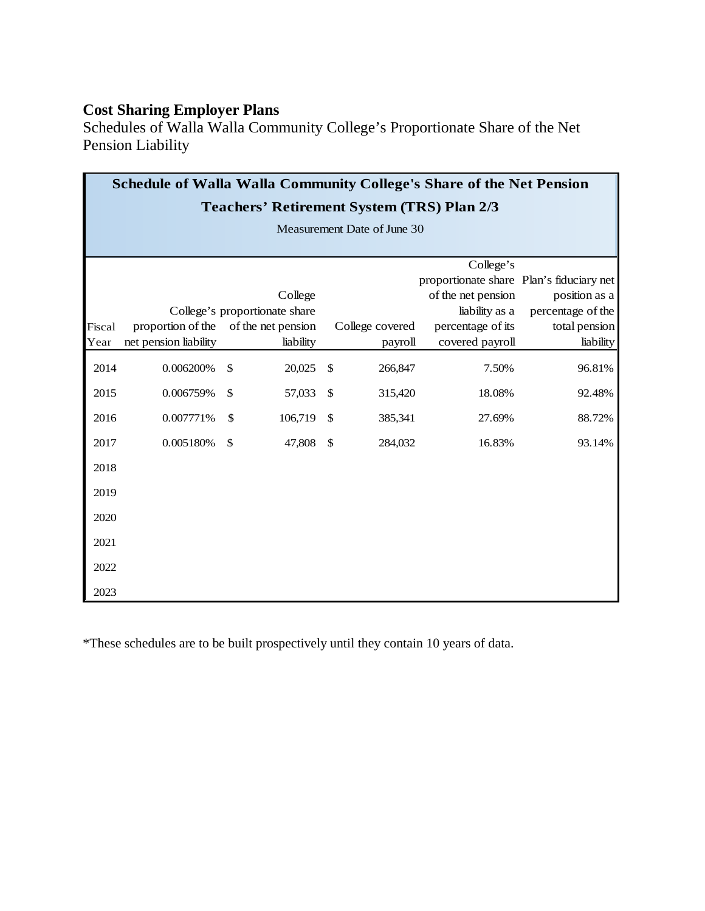**Cost Sharing Employer Plans**

Schedules of Walla Walla Community College's Proportionate Share of the Net Pension Liability

**Schedule of Walla Walla Community College's Share of the Net Pension**

**Teachers' Retirement System (TRS) Plan 2/3**

Measurement Date of June 30

| Fiscal Year | proportion of the net pension liability | College College's proportionate share of the net pension liability | College covered payroll | College's proportionate share of the net pension liability as a percentage of its covered payroll | Plan's fiduciary net position as a percentage of the total pension liability |
|---|---|---|---|---|---|
| 2014 | 0.006200% | $ 20,025 | $ 266,847 | 7.50% | 96.81% |
| 2015 | 0.006759% | $ 57,033 | $ 315,420 | 18.08% | 92.48% |
| 2016 | 0.007771% | $ 106,719 | $ 385,341 | 27.69% | 88.72% |
| 2017 | 0.005180% | $ 47,808 | $ 284,032 | 16.83% | 93.14% |
| 2018 | | | | | |
| 2019 | | | | | |
| 2020 | | | | | |
| 2021 | | | | | |
| 2022 | | | | | |
| 2023 | | | | | |

*These schedules are to be built prospectively until they contain 10 years of data.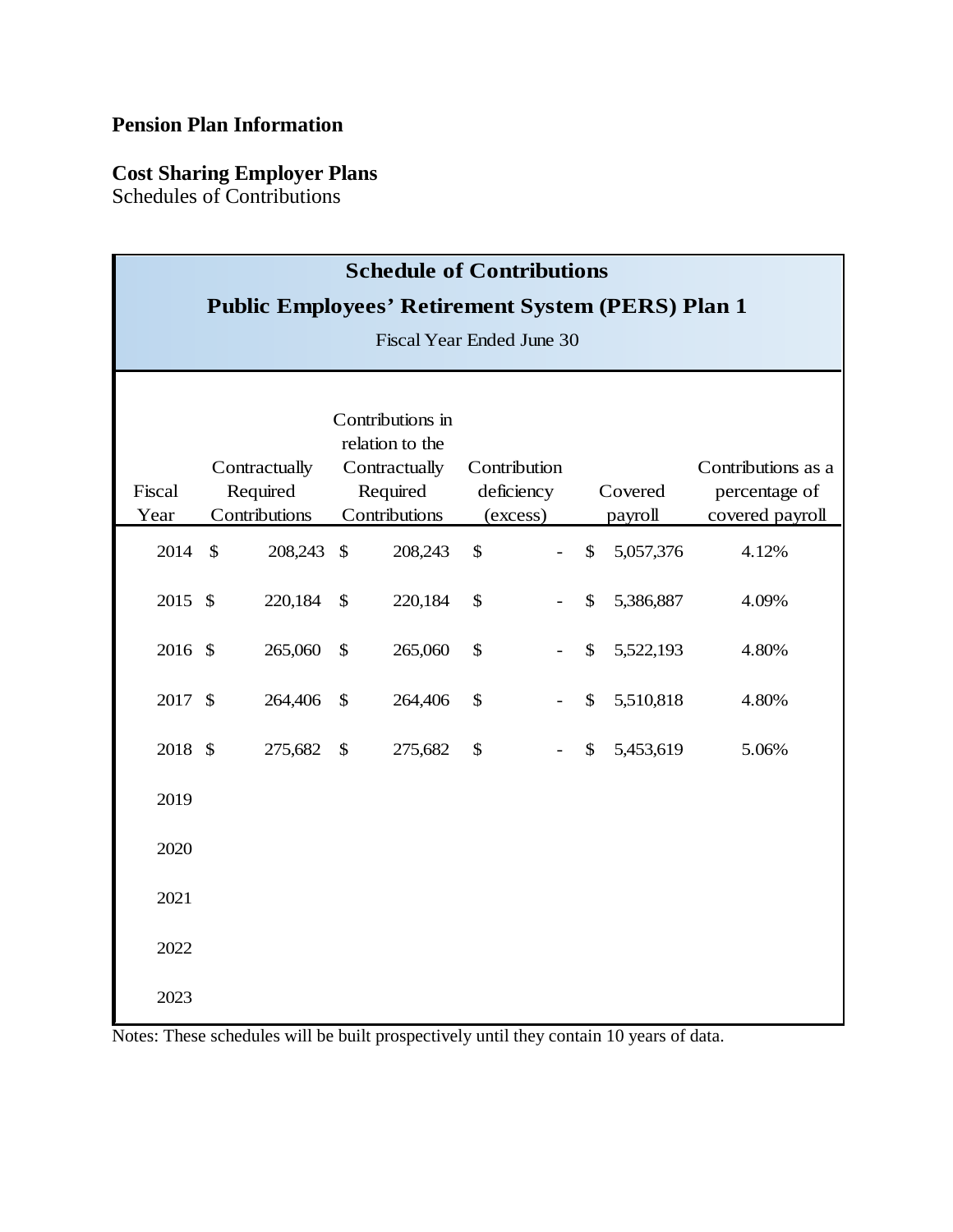**Pension Plan Information**

**Cost Sharing Employer Plans**
Schedules of Contributions

| Schedule of Contributions<br>Public Employees' Retirement System (PERS) Plan 1<br>Fiscal Year Ended June 30 | | | | | |
|---|---|---|---|---|---|
| Fiscal Year | Contractually Required Contributions | Contributions in relation to the Contractually Required Contributions | Contribution deficiency (excess) | Covered payroll | Contributions as a percentage of covered payroll |
| 2014 | $ 208,243 | $ 208,243 | $ - | $ 5,057,376 | 4.12% |
| 2015 | $ 220,184 | $ 220,184 | $ - | $ 5,386,887 | 4.09% |
| 2016 | $ 265,060 | $ 265,060 | $ - | $ 5,522,193 | 4.80% |
| 2017 | $ 264,406 | $ 264,406 | $ - | $ 5,510,818 | 4.80% |
| 2018 | $ 275,682 | $ 275,682 | $ - | $ 5,453,619 | 5.06% |
| 2019 | | | | | |
| 2020 | | | | | |
| 2021 | | | | | |
| 2022 | | | | | |
| 2023 | | | | | |

Notes: These schedules will be built prospectively until they contain 10 years of data.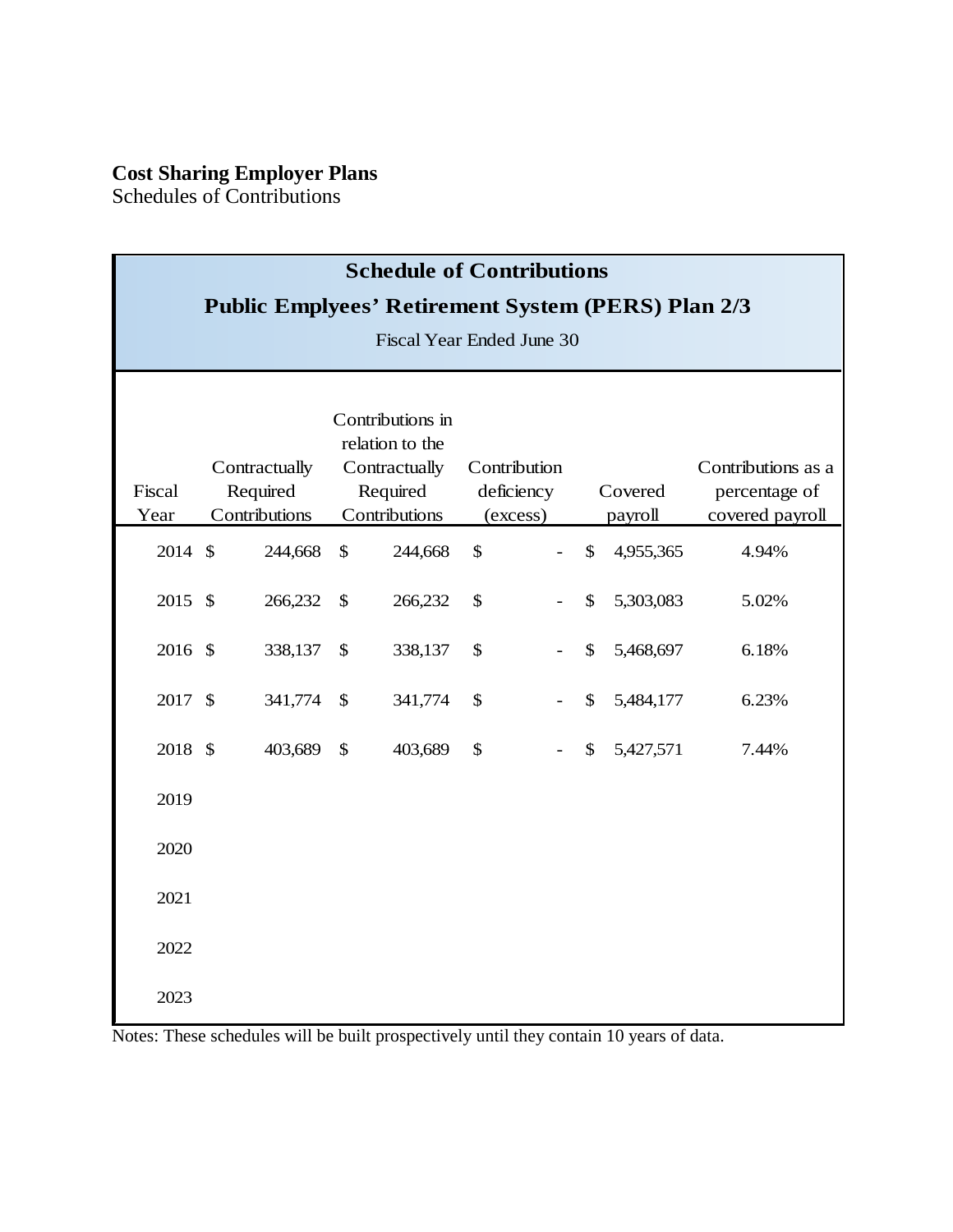**Cost Sharing Employer Plans**
Schedules of Contributions

| Schedule of Contributions<br>Public Emplyees' Retirement System (PERS) Plan 2/3<br>Fiscal Year Ended June 30 | | | | | |
|---|---|---|---|---|---|
| Fiscal Year | Contractually Required Contributions | Contributions in relation to the Contractually Required Contributions | Contribution deficiency (excess) | Covered payroll | Contributions as a percentage of covered payroll |
| 2014 | $ 244,668 | $ 244,668 | $ - | $ 4,955,365 | 4.94% |
| 2015 | $ 266,232 | $ 266,232 | $ - | $ 5,303,083 | 5.02% |
| 2016 | $ 338,137 | $ 338,137 | $ - | $ 5,468,697 | 6.18% |
| 2017 | $ 341,774 | $ 341,774 | $ - | $ 5,484,177 | 6.23% |
| 2018 | $ 403,689 | $ 403,689 | $ - | $ 5,427,571 | 7.44% |
| 2019 | | | | | |
| 2020 | | | | | |
| 2021 | | | | | |
| 2022 | | | | | |
| 2023 | | | | | |

Notes: These schedules will be built prospectively until they contain 10 years of data.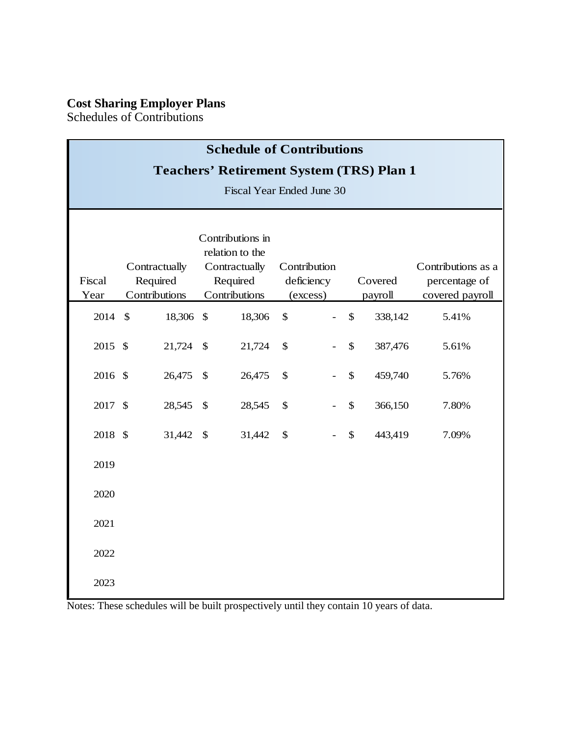**Cost Sharing Employer Plans**
Schedules of Contributions

**Schedule of Contributions**

**Teachers' Retirement System (TRS) Plan 1**

Fiscal Year Ended June 30

| Fiscal Year | Contractually Required Contributions | Contributions in relation to the Contractually Required Contributions | Contribution deficiency (excess) | Covered payroll | Contributions as a percentage of covered payroll |
|---|---|---|---|---|---|
| 2014 | $ 18,306 | $ 18,306 | $ - | $ 338,142 | 5.41% |
| 2015 | $ 21,724 | $ 21,724 | $ - | $ 387,476 | 5.61% |
| 2016 | $ 26,475 | $ 26,475 | $ - | $ 459,740 | 5.76% |
| 2017 | $ 28,545 | $ 28,545 | $ - | $ 366,150 | 7.80% |
| 2018 | $ 31,442 | $ 31,442 | $ - | $ 443,419 | 7.09% |
| 2019 | | | | | |
| 2020 | | | | | |
| 2021 | | | | | |
| 2022 | | | | | |
| 2023 | | | | | |

Notes: These schedules will be built prospectively until they contain 10 years of data.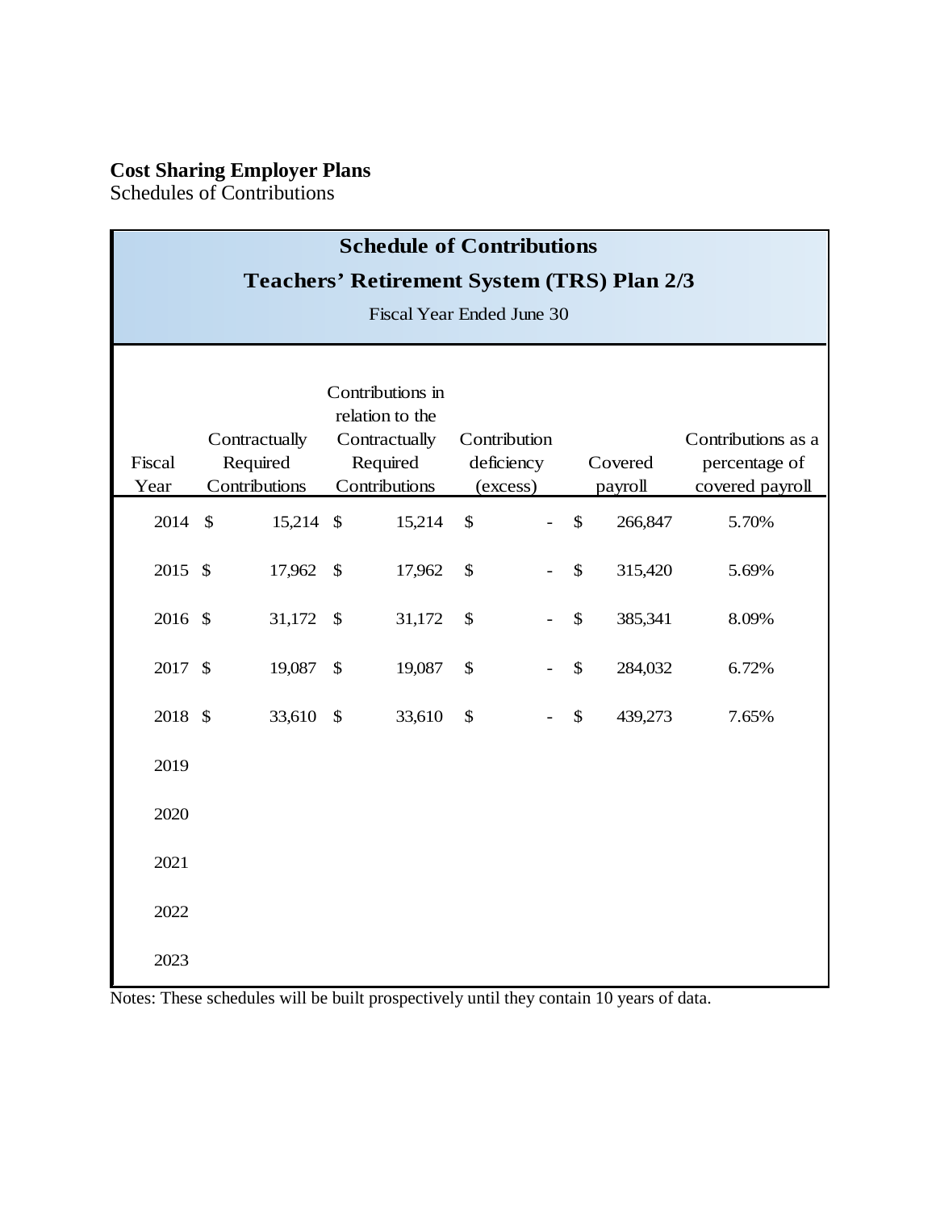**Cost Sharing Employer Plans**
Schedules of Contributions

| Schedule of Contributions<br>Teachers' Retirement System (TRS) Plan 2/3<br>Fiscal Year Ended June 30 | | | | | |
|---|---|---|---|---|---|
| Fiscal Year | Contractually Required Contributions | Contributions in relation to the Contractually Required Contributions | Contribution deficiency (excess) | Covered payroll | Contributions as a percentage of covered payroll |
| 2014 | $ 15,214 | $ 15,214 | $ - | $ 266,847 | 5.70% |
| 2015 | $ 17,962 | $ 17,962 | $ - | $ 315,420 | 5.69% |
| 2016 | $ 31,172 | $ 31,172 | $ - | $ 385,341 | 8.09% |
| 2017 | $ 19,087 | $ 19,087 | $ - | $ 284,032 | 6.72% |
| 2018 | $ 33,610 | $ 33,610 | $ - | $ 439,273 | 7.65% |
| 2019 | | | | | |
| 2020 | | | | | |
| 2021 | | | | | |
| 2022 | | | | | |
| 2023 | | | | | |

Notes: These schedules will be built prospectively until they contain 10 years of data.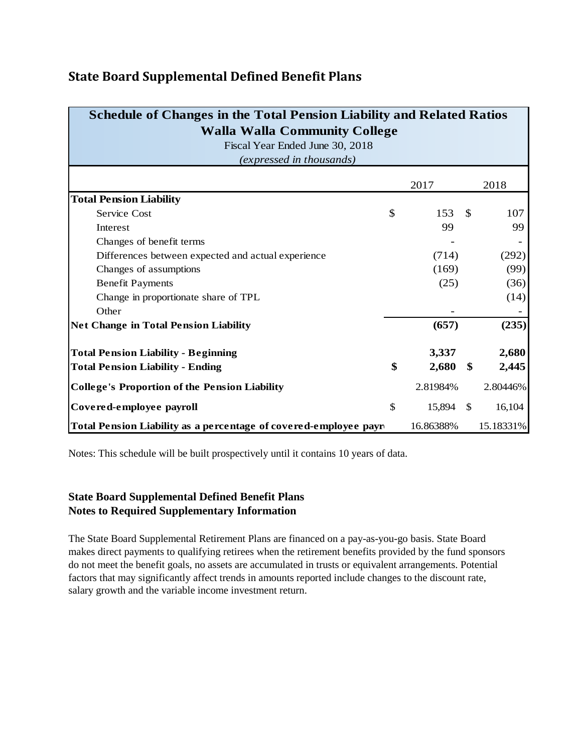## State Board Supplemental Defined Benefit Plans

**Schedule of Changes in the Total Pension Liability and Related Ratios**
**Walla Walla Community College**
Fiscal Year Ended June 30, 2018
*(expressed in thousands)*

| | 2017 | 2018 |
|---|---|---|
| **Total Pension Liability** | | |
| Service Cost | $ 153 | $ 107 |
| Interest | 99 | 99 |
| Changes of benefit terms | - | - |
| Differences between expected and actual experience | (714) | (292) |
| Changes of assumptions | (169) | (99) |
| Benefit Payments | (25) | (36) |
| Change in proportionate share of TPL | | (14) |
| Other | - | - |
| **Net Change in Total Pension Liability** | **(657)** | **(235)** |
| **Total Pension Liability - Beginning** | **3,337** | **2,680** |
| **Total Pension Liability - Ending** | **$ 2,680** | **$ 2,445** |
| **College's Proportion of the Pension Liability** | 2.81984% | 2.80446% |
| **Covered-employee payroll** | $ 15,894 | $ 16,104 |
| **Total Pension Liability as a percentage of covered-employee payr** | 16.86388% | 15.18331% |

Notes: This schedule will be built prospectively until it contains 10 years of data.

**State Board Supplemental Defined Benefit Plans**
**Notes to Required Supplementary Information**

The State Board Supplemental Retirement Plans are financed on a pay-as-you-go basis. State Board makes direct payments to qualifying retirees when the retirement benefits provided by the fund sponsors do not meet the benefit goals, no assets are accumulated in trusts or equivalent arrangements. Potential factors that may significantly affect trends in amounts reported include changes to the discount rate, salary growth and the variable income investment return.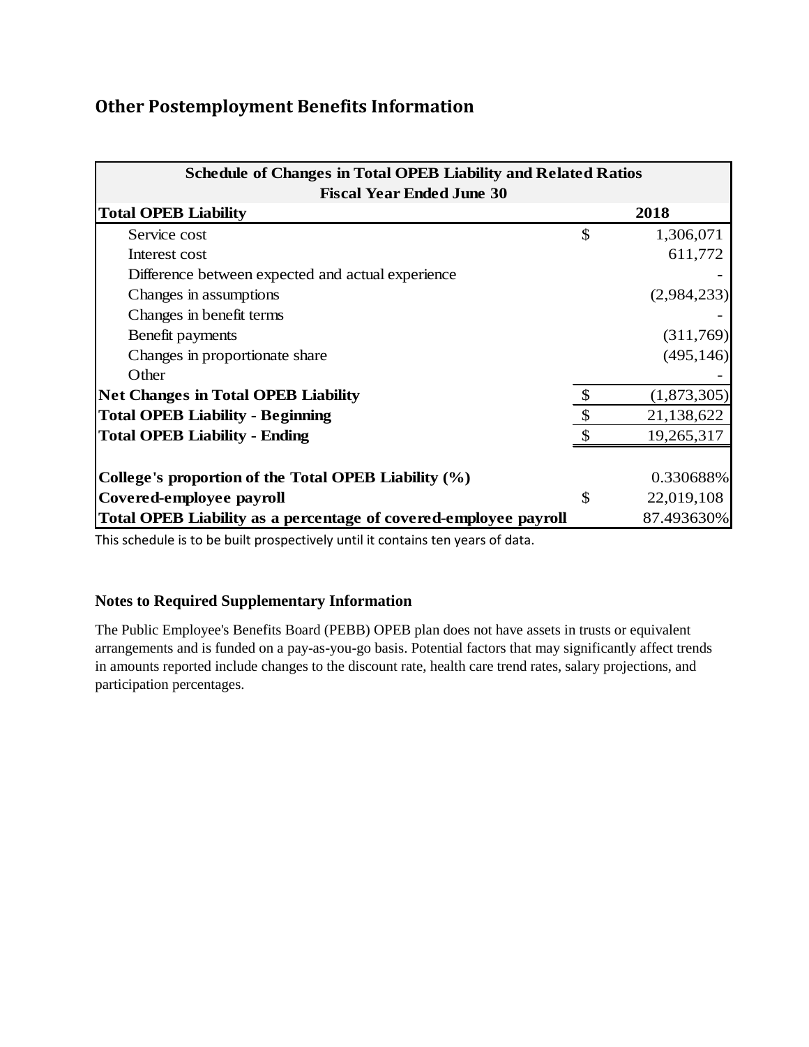## Other Postemployment Benefits Information

| Schedule of Changes in Total OPEB Liability and Related Ratios<br>Fiscal Year Ended June 30 | | |
|---|---|---|
| **Total OPEB Liability** | | **2018** |
| Service cost | $ | 1,306,071 |
| Interest cost | | 611,772 |
| Difference between expected and actual experience | | - |
| Changes in assumptions | | (2,984,233) |
| Changes in benefit terms | | - |
| Benefit payments | | (311,769) |
| Changes in proportionate share | | (495,146) |
| Other | | - |
| **Net Changes in Total OPEB Liability** | $ | (1,873,305) |
| **Total OPEB Liability - Beginning** | $ | 21,138,622 |
| **Total OPEB Liability - Ending** | $ | 19,265,317 |
| | | |
| **College's proportion of the Total OPEB Liability (%)** | | 0.330688% |
| **Covered-employee payroll** | $ | 22,019,108 |
| **Total OPEB Liability as a percentage of covered-employee payroll** | | 87.493630% |

This schedule is to be built prospectively until it contains ten years of data.

### Notes to Required Supplementary Information

The Public Employee's Benefits Board (PEBB) OPEB plan does not have assets in trusts or equivalent arrangements and is funded on a pay-as-you-go basis. Potential factors that may significantly affect trends in amounts reported include changes to the discount rate, health care trend rates, salary projections, and participation percentages.